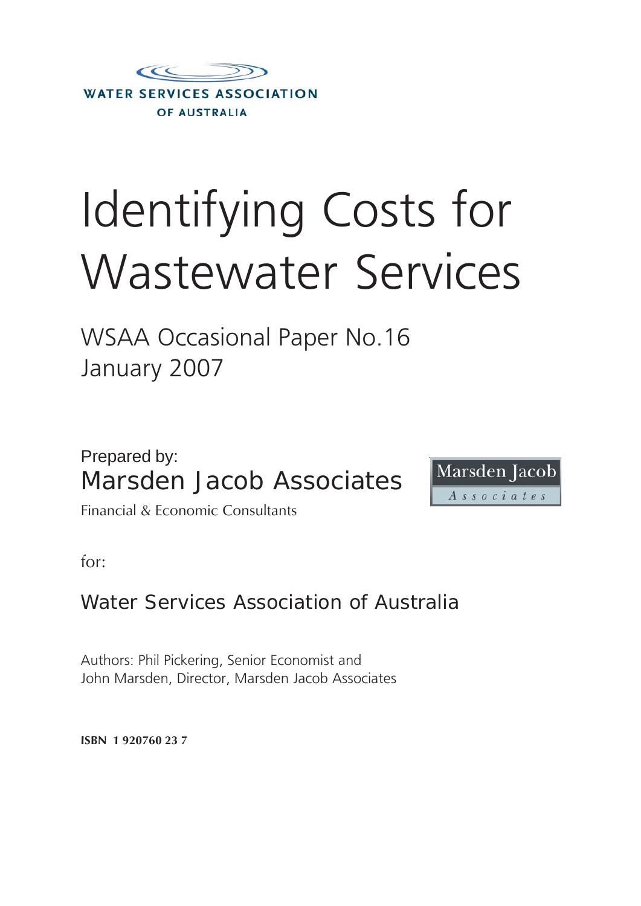WATER SERVICES ASSOCIATION OF AUSTRALIA

# Identifying Costs for Wastewater Services

## WSAA Occasional Paper No.16
## January 2007

Prepared by:

Marsden Jacob Associates

Financial & Economic Consultants

Marsden Jacob Associates

for:

Water Services Association of Australia

Authors: Phil Pickering, Senior Economist and
John Marsden, Director, Marsden Jacob Associates

**ISBN 1 920760 23 7**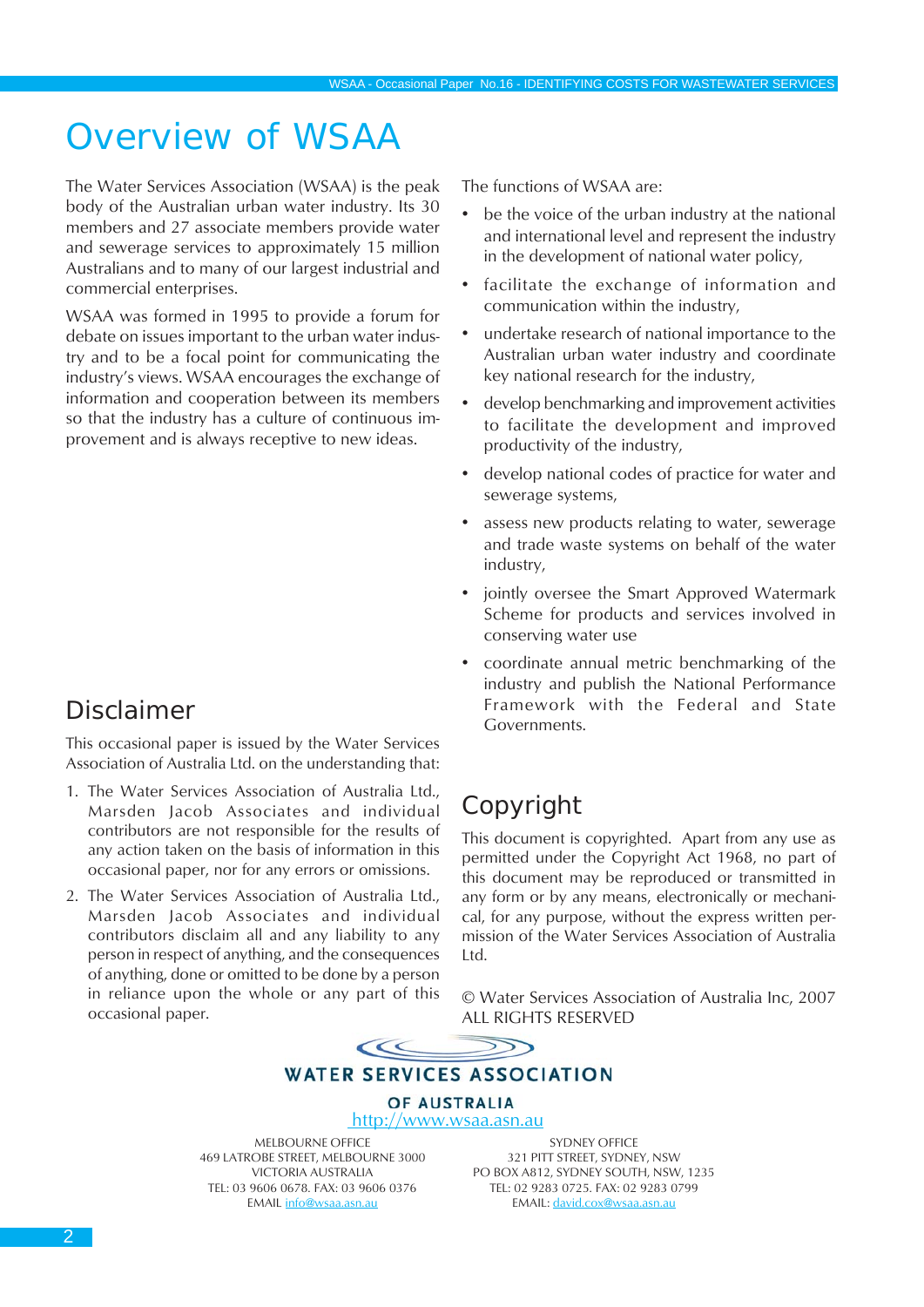# Overview of WSAA

The Water Services Association (WSAA) is the peak body of the Australian urban water industry. Its 30 members and 27 associate members provide water and sewerage services to approximately 15 million Australians and to many of our largest industrial and commercial enterprises.

WSAA was formed in 1995 to provide a forum for debate on issues important to the urban water industry and to be a focal point for communicating the industry's views. WSAA encourages the exchange of information and cooperation between its members so that the industry has a culture of continuous improvement and is always receptive to new ideas.

The functions of WSAA are:

- be the voice of the urban industry at the national and international level and represent the industry in the development of national water policy,
- facilitate the exchange of information and communication within the industry,
- undertake research of national importance to the Australian urban water industry and coordinate key national research for the industry,
- develop benchmarking and improvement activities to facilitate the development and improved productivity of the industry,
- develop national codes of practice for water and sewerage systems,
- assess new products relating to water, sewerage and trade waste systems on behalf of the water industry,
- jointly oversee the Smart Approved Watermark Scheme for products and services involved in conserving water use
- coordinate annual metric benchmarking of the industry and publish the National Performance Framework with the Federal and State Governments.

## Disclaimer

This occasional paper is issued by the Water Services Association of Australia Ltd. on the understanding that:

1. The Water Services Association of Australia Ltd., Marsden Jacob Associates and individual contributors are not responsible for the results of any action taken on the basis of information in this occasional paper, nor for any errors or omissions.
2. The Water Services Association of Australia Ltd., Marsden Jacob Associates and individual contributors disclaim all and any liability to any person in respect of anything, and the consequences of anything, done or omitted to be done by a person in reliance upon the whole or any part of this occasional paper.

## Copyright

This document is copyrighted. Apart from any use as permitted under the Copyright Act 1968, no part of this document may be reproduced or transmitted in any form or by any means, electronically or mechanical, for any purpose, without the express written permission of the Water Services Association of Australia Ltd.

© Water Services Association of Australia Inc, 2007
ALL RIGHTS RESERVED

**WATER SERVICES ASSOCIATION**
**OF AUSTRALIA**
http://www.wsaa.asn.au

MELBOURNE OFFICE
469 LATROBE STREET, MELBOURNE 3000
VICTORIA AUSTRALIA
TEL: 03 9606 0678. FAX: 03 9606 0376
EMAIL info@wsaa.asn.au

SYDNEY OFFICE
321 PITT STREET, SYDNEY, NSW
PO BOX A812, SYDNEY SOUTH, NSW, 1235
TEL: 02 9283 0725. FAX: 02 9283 0799
EMAIL: david.cox@wsaa.asn.au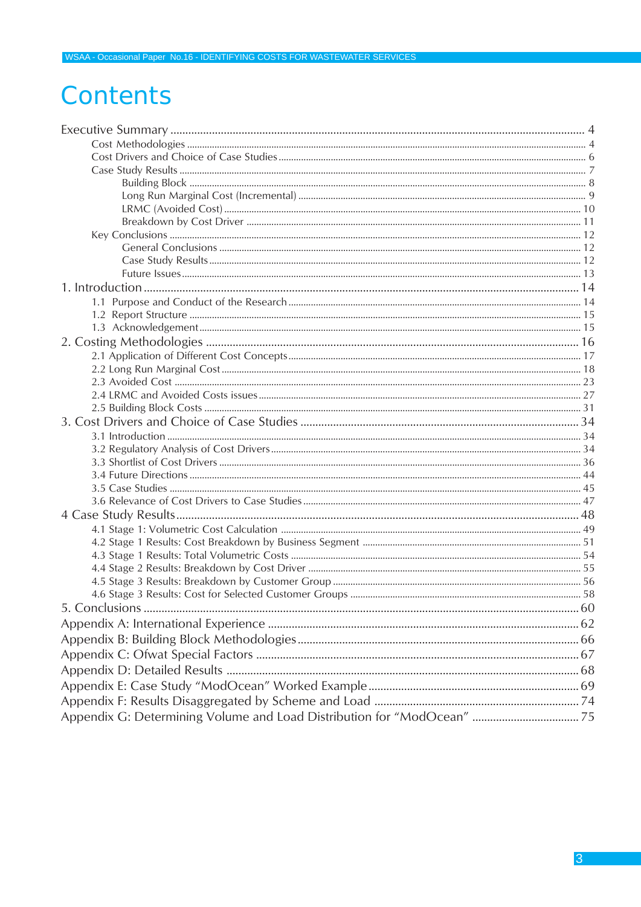# Contents

- Executive Summary .......... 4
  - Cost Methodologies .......... 4
  - Cost Drivers and Choice of Case Studies .......... 6
  - Case Study Results .......... 7
    - Building Block .......... 8
    - Long Run Marginal Cost (Incremental) .......... 9
    - LRMC (Avoided Cost) .......... 10
    - Breakdown by Cost Driver .......... 11
  - Key Conclusions .......... 12
    - General Conclusions .......... 12
    - Case Study Results .......... 12
    - Future Issues .......... 13
- 1. Introduction .......... 14
  - 1.1 Purpose and Conduct of the Research .......... 14
  - 1.2 Report Structure .......... 15
  - 1.3 Acknowledgement .......... 15
- 2. Costing Methodologies .......... 16
  - 2.1 Application of Different Cost Concepts .......... 17
  - 2.2 Long Run Marginal Cost .......... 18
  - 2.3 Avoided Cost .......... 23
  - 2.4 LRMC and Avoided Costs issues .......... 27
  - 2.5 Building Block Costs .......... 31
- 3. Cost Drivers and Choice of Case Studies .......... 34
  - 3.1 Introduction .......... 34
  - 3.2 Regulatory Analysis of Cost Drivers .......... 34
  - 3.3 Shortlist of Cost Drivers .......... 36
  - 3.4 Future Directions .......... 44
  - 3.5 Case Studies .......... 45
  - 3.6 Relevance of Cost Drivers to Case Studies .......... 47
- 4 Case Study Results .......... 48
  - 4.1 Stage 1: Volumetric Cost Calculation .......... 49
  - 4.2 Stage 1 Results: Cost Breakdown by Business Segment .......... 51
  - 4.3 Stage 1 Results: Total Volumetric Costs .......... 54
  - 4.4 Stage 2 Results: Breakdown by Cost Driver .......... 55
  - 4.5 Stage 3 Results: Breakdown by Customer Group .......... 56
  - 4.6 Stage 3 Results: Cost for Selected Customer Groups .......... 58
- 5. Conclusions .......... 60
- Appendix A: International Experience .......... 62
- Appendix B: Building Block Methodologies .......... 66
- Appendix C: Ofwat Special Factors .......... 67
- Appendix D: Detailed Results .......... 68
- Appendix E: Case Study “ModOcean” Worked Example .......... 69
- Appendix F: Results Disaggregated by Scheme and Load .......... 74
- Appendix G: Determining Volume and Load Distribution for “ModOcean” .......... 75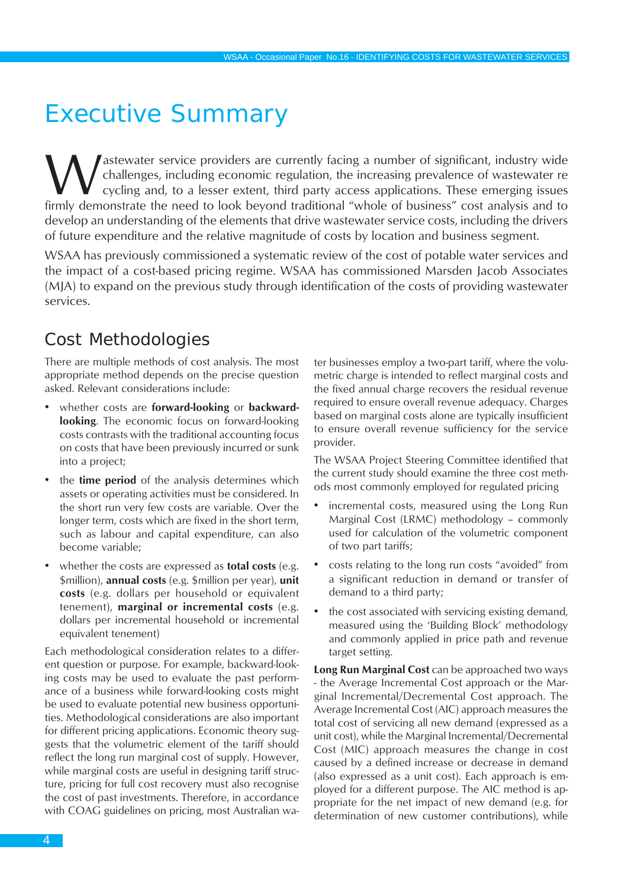# Executive Summary

Wastewater service providers are currently facing a number of significant, industry wide challenges, including economic regulation, the increasing prevalence of wastewater re cycling and, to a lesser extent, third party access applications. These emerging issues firmly demonstrate the need to look beyond traditional "whole of business" cost analysis and to develop an understanding of the elements that drive wastewater service costs, including the drivers of future expenditure and the relative magnitude of costs by location and business segment.

WSAA has previously commissioned a systematic review of the cost of potable water services and the impact of a cost-based pricing regime. WSAA has commissioned Marsden Jacob Associates (MJA) to expand on the previous study through identification of the costs of providing wastewater services.

## Cost Methodologies

There are multiple methods of cost analysis. The most appropriate method depends on the precise question asked. Relevant considerations include:

- whether costs are **forward-looking** or **backward-looking**. The economic focus on forward-looking costs contrasts with the traditional accounting focus on costs that have been previously incurred or sunk into a project;
- the **time period** of the analysis determines which assets or operating activities must be considered. In the short run very few costs are variable. Over the longer term, costs which are fixed in the short term, such as labour and capital expenditure, can also become variable;
- whether the costs are expressed as **total costs** (e.g. $million), **annual costs** (e.g. $million per year), **unit costs** (e.g. dollars per household or equivalent tenement), **marginal or incremental costs** (e.g. dollars per incremental household or incremental equivalent tenement)

Each methodological consideration relates to a different question or purpose. For example, backward-looking costs may be used to evaluate the past performance of a business while forward-looking costs might be used to evaluate potential new business opportunities. Methodological considerations are also important for different pricing applications. Economic theory suggests that the volumetric element of the tariff should reflect the long run marginal cost of supply. However, while marginal costs are useful in designing tariff structure, pricing for full cost recovery must also recognise the cost of past investments. Therefore, in accordance with COAG guidelines on pricing, most Australian water businesses employ a two-part tariff, where the volumetric charge is intended to reflect marginal costs and the fixed annual charge recovers the residual revenue required to ensure overall revenue adequacy. Charges based on marginal costs alone are typically insufficient to ensure overall revenue sufficiency for the service provider.

The WSAA Project Steering Committee identified that the current study should examine the three cost methods most commonly employed for regulated pricing

- incremental costs, measured using the Long Run Marginal Cost (LRMC) methodology – commonly used for calculation of the volumetric component of two part tariffs;
- costs relating to the long run costs "avoided" from a significant reduction in demand or transfer of demand to a third party;
- the cost associated with servicing existing demand, measured using the 'Building Block' methodology and commonly applied in price path and revenue target setting.

**Long Run Marginal Cost** can be approached two ways - the Average Incremental Cost approach or the Marginal Incremental/Decremental Cost approach. The Average Incremental Cost (AIC) approach measures the total cost of servicing all new demand (expressed as a unit cost), while the Marginal Incremental/Decremental Cost (MIC) approach measures the change in cost caused by a defined increase or decrease in demand (also expressed as a unit cost). Each approach is employed for a different purpose. The AIC method is appropriate for the net impact of new demand (e.g. for determination of new customer contributions), while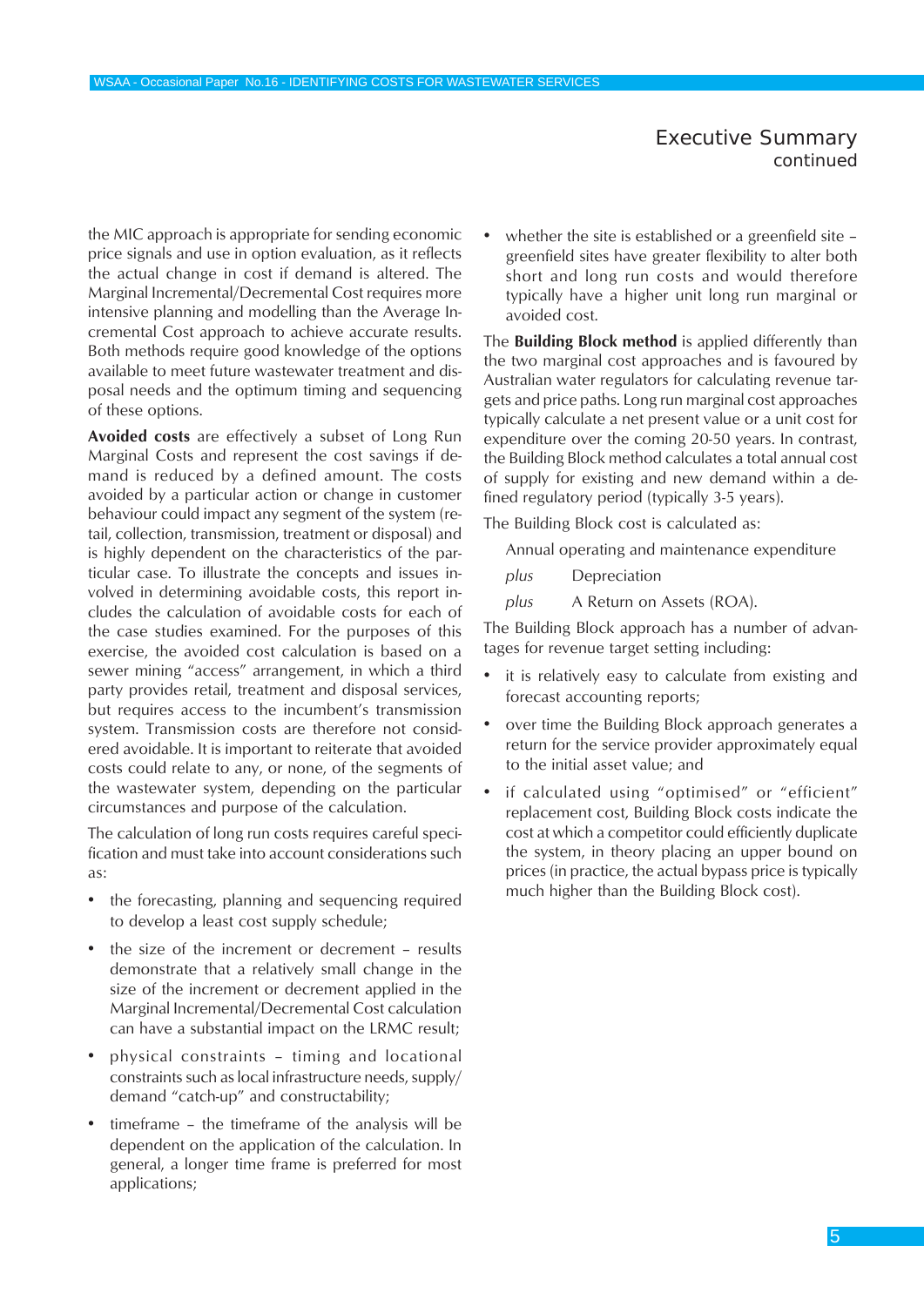the MIC approach is appropriate for sending economic price signals and use in option evaluation, as it reflects the actual change in cost if demand is altered. The Marginal Incremental/Decremental Cost requires more intensive planning and modelling than the Average Incremental Cost approach to achieve accurate results. Both methods require good knowledge of the options available to meet future wastewater treatment and disposal needs and the optimum timing and sequencing of these options.

**Avoided costs** are effectively a subset of Long Run Marginal Costs and represent the cost savings if demand is reduced by a defined amount. The costs avoided by a particular action or change in customer behaviour could impact any segment of the system (retail, collection, transmission, treatment or disposal) and is highly dependent on the characteristics of the particular case. To illustrate the concepts and issues involved in determining avoidable costs, this report includes the calculation of avoidable costs for each of the case studies examined. For the purposes of this exercise, the avoided cost calculation is based on a sewer mining "access" arrangement, in which a third party provides retail, treatment and disposal services, but requires access to the incumbent's transmission system. Transmission costs are therefore not considered avoidable. It is important to reiterate that avoided costs could relate to any, or none, of the segments of the wastewater system, depending on the particular circumstances and purpose of the calculation.

The calculation of long run costs requires careful specification and must take into account considerations such as:

- the forecasting, planning and sequencing required to develop a least cost supply schedule;
- the size of the increment or decrement – results demonstrate that a relatively small change in the size of the increment or decrement applied in the Marginal Incremental/Decremental Cost calculation can have a substantial impact on the LRMC result;
- physical constraints – timing and locational constraints such as local infrastructure needs, supply/demand "catch-up" and constructability;
- timeframe – the timeframe of the analysis will be dependent on the application of the calculation. In general, a longer time frame is preferred for most applications;
- whether the site is established or a greenfield site – greenfield sites have greater flexibility to alter both short and long run costs and would therefore typically have a higher unit long run marginal or avoided cost.

The **Building Block method** is applied differently than the two marginal cost approaches and is favoured by Australian water regulators for calculating revenue targets and price paths. Long run marginal cost approaches typically calculate a net present value or a unit cost for expenditure over the coming 20-50 years. In contrast, the Building Block method calculates a total annual cost of supply for existing and new demand within a defined regulatory period (typically 3-5 years).

The Building Block cost is calculated as:

Annual operating and maintenance expenditure

*plus* Depreciation

*plus* A Return on Assets (ROA).

The Building Block approach has a number of advantages for revenue target setting including:

- it is relatively easy to calculate from existing and forecast accounting reports;
- over time the Building Block approach generates a return for the service provider approximately equal to the initial asset value; and
- if calculated using "optimised" or "efficient" replacement cost, Building Block costs indicate the cost at which a competitor could efficiently duplicate the system, in theory placing an upper bound on prices (in practice, the actual bypass price is typically much higher than the Building Block cost).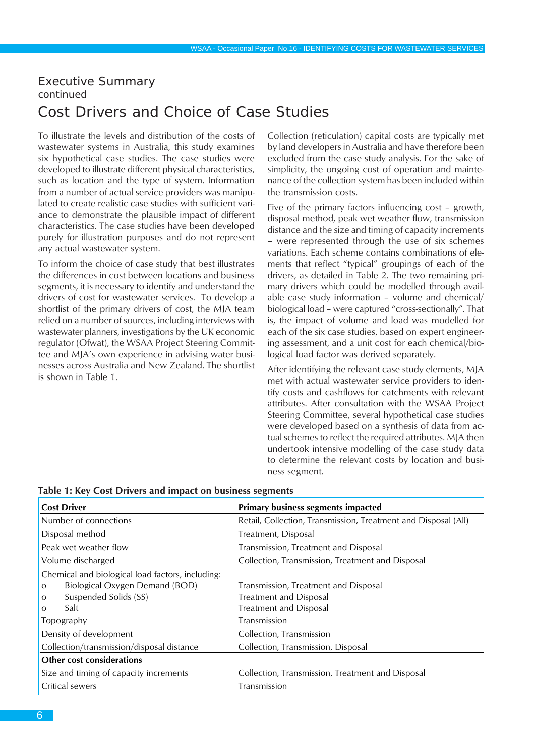## Executive Summary
continued

# Cost Drivers and Choice of Case Studies

To illustrate the levels and distribution of the costs of wastewater systems in Australia, this study examines six hypothetical case studies. The case studies were developed to illustrate different physical characteristics, such as location and the type of system. Information from a number of actual service providers was manipulated to create realistic case studies with sufficient variance to demonstrate the plausible impact of different characteristics. The case studies have been developed purely for illustration purposes and do not represent any actual wastewater system.

To inform the choice of case study that best illustrates the differences in cost between locations and business segments, it is necessary to identify and understand the drivers of cost for wastewater services. To develop a shortlist of the primary drivers of cost, the MJA team relied on a number of sources, including interviews with wastewater planners, investigations by the UK economic regulator (Ofwat), the WSAA Project Steering Committee and MJA's own experience in advising water businesses across Australia and New Zealand. The shortlist is shown in Table 1.

Collection (reticulation) capital costs are typically met by land developers in Australia and have therefore been excluded from the case study analysis. For the sake of simplicity, the ongoing cost of operation and maintenance of the collection system has been included within the transmission costs.

Five of the primary factors influencing cost – growth, disposal method, peak wet weather flow, transmission distance and the size and timing of capacity increments – were represented through the use of six schemes variations. Each scheme contains combinations of elements that reflect "typical" groupings of each of the drivers, as detailed in Table 2. The two remaining primary drivers which could be modelled through available case study information – volume and chemical/biological load – were captured "cross-sectionally". That is, the impact of volume and load was modelled for each of the six case studies, based on expert engineering assessment, and a unit cost for each chemical/biological load factor was derived separately.

After identifying the relevant case study elements, MJA met with actual wastewater service providers to identify costs and cashflows for catchments with relevant attributes. After consultation with the WSAA Project Steering Committee, several hypothetical case studies were developed based on a synthesis of data from actual schemes to reflect the required attributes. MJA then undertook intensive modelling of the case study data to determine the relevant costs by location and business segment.

**Table 1: Key Cost Drivers and impact on business segments**

| Cost Driver | Primary business segments impacted |
|---|---|
| Number of connections | Retail, Collection, Transmission, Treatment and Disposal (All) |
| Disposal method | Treatment, Disposal |
| Peak wet weather flow | Transmission, Treatment and Disposal |
| Volume discharged | Collection, Transmission, Treatment and Disposal |
| Chemical and biological load factors, including: | |
| o Biological Oxygen Demand (BOD) | Transmission, Treatment and Disposal |
| o Suspended Solids (SS) | Treatment and Disposal |
| o Salt | Treatment and Disposal |
| Topography | Transmission |
| Density of development | Collection, Transmission |
| Collection/transmission/disposal distance | Collection, Transmission, Disposal |
| **Other cost considerations** | |
| Size and timing of capacity increments | Collection, Transmission, Treatment and Disposal |
| Critical sewers | Transmission |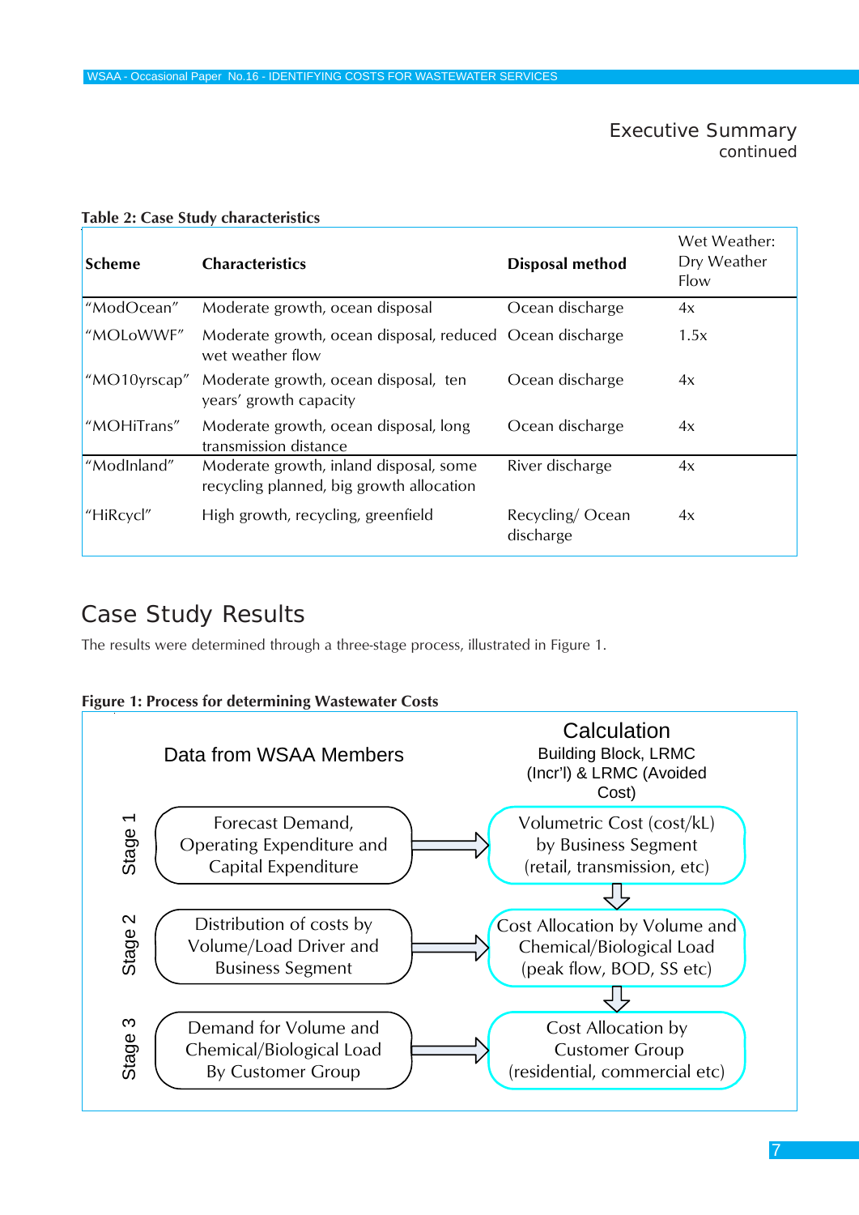Executive Summary
continued

**Table 2: Case Study characteristics**

| Scheme | Characteristics | Disposal method | Wet Weather: Dry Weather Flow |
|---|---|---|---|
| "ModOcean" | Moderate growth, ocean disposal | Ocean discharge | 4x |
| "MOLoWWF" | Moderate growth, ocean disposal, reduced wet weather flow | Ocean discharge | 1.5x |
| "MO10yrscap" | Moderate growth, ocean disposal, ten years' growth capacity | Ocean discharge | 4x |
| "MOHiTrans" | Moderate growth, ocean disposal, long transmission distance | Ocean discharge | 4x |
| "ModInland" | Moderate growth, inland disposal, some recycling planned, big growth allocation | River discharge | 4x |
| "HiRcycl" | High growth, recycling, greenfield | Recycling/ Ocean discharge | 4x |

## Case Study Results

The results were determined through a three-stage process, illustrated in Figure 1.

**Figure 1: Process for determining Wastewater Costs**

| | Data from WSAA Members | | Calculation: Building Block, LRMC (Incr'l) & LRMC (Avoided Cost) |
|---|---|---|---|
| Stage 1 | Forecast Demand, Operating Expenditure and Capital Expenditure | → | Volumetric Cost (cost/kL) by Business Segment (retail, transmission, etc) |
| Stage 2 | Distribution of costs by Volume/Load Driver and Business Segment | → | Cost Allocation by Volume and Chemical/Biological Load (peak flow, BOD, SS etc) |
| Stage 3 | Demand for Volume and Chemical/Biological Load By Customer Group | → | Cost Allocation by Customer Group (residential, commercial etc) |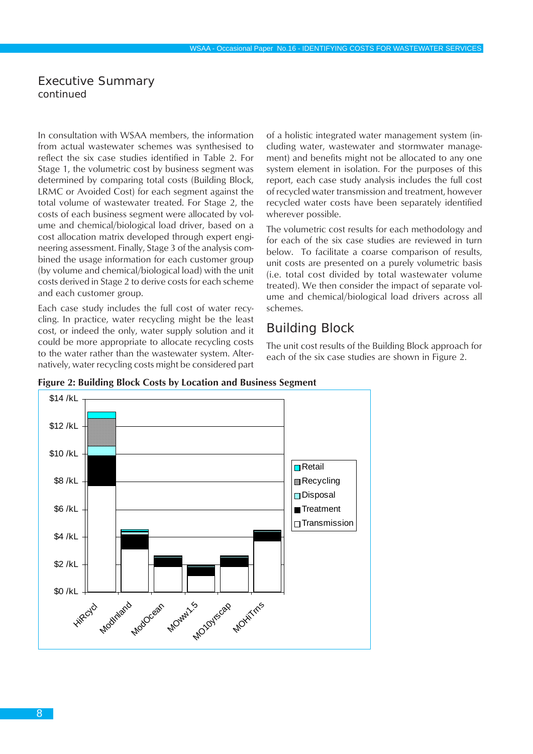## Executive Summary
continued

In consultation with WSAA members, the information from actual wastewater schemes was synthesised to reflect the six case studies identified in Table 2. For Stage 1, the volumetric cost by business segment was determined by comparing total costs (Building Block, LRMC or Avoided Cost) for each segment against the total volume of wastewater treated. For Stage 2, the costs of each business segment were allocated by volume and chemical/biological load driver, based on a cost allocation matrix developed through expert engineering assessment. Finally, Stage 3 of the analysis combined the usage information for each customer group (by volume and chemical/biological load) with the unit costs derived in Stage 2 to derive costs for each scheme and each customer group.

Each case study includes the full cost of water recycling. In practice, water recycling might be the least cost, or indeed the only, water supply solution and it could be more appropriate to allocate recycling costs to the water rather than the wastewater system. Alternatively, water recycling costs might be considered part of a holistic integrated water management system (including water, wastewater and stormwater management) and benefits might not be allocated to any one system element in isolation. For the purposes of this report, each case study analysis includes the full cost of recycled water transmission and treatment, however recycled water costs have been separately identified wherever possible.

The volumetric cost results for each methodology and for each of the six case studies are reviewed in turn below. To facilitate a coarse comparison of results, unit costs are presented on a purely volumetric basis (i.e. total cost divided by total wastewater volume treated). We then consider the impact of separate volume and chemical/biological load drivers across all schemes.

## Building Block

The unit cost results of the Building Block approach for each of the six case studies are shown in Figure 2.

**Figure 2: Building Block Costs by Location and Business Segment**

$14 /kL, $12 /kL, $10 /kL, $8 /kL, $6 /kL, $4 /kL, $2 /kL, $0 /kL

HiRcycl, ModInland, ModOcean, MOww1.5, MO10yrscap, MOHiTrns

Retail, Recycling, Disposal, Treatment, Transmission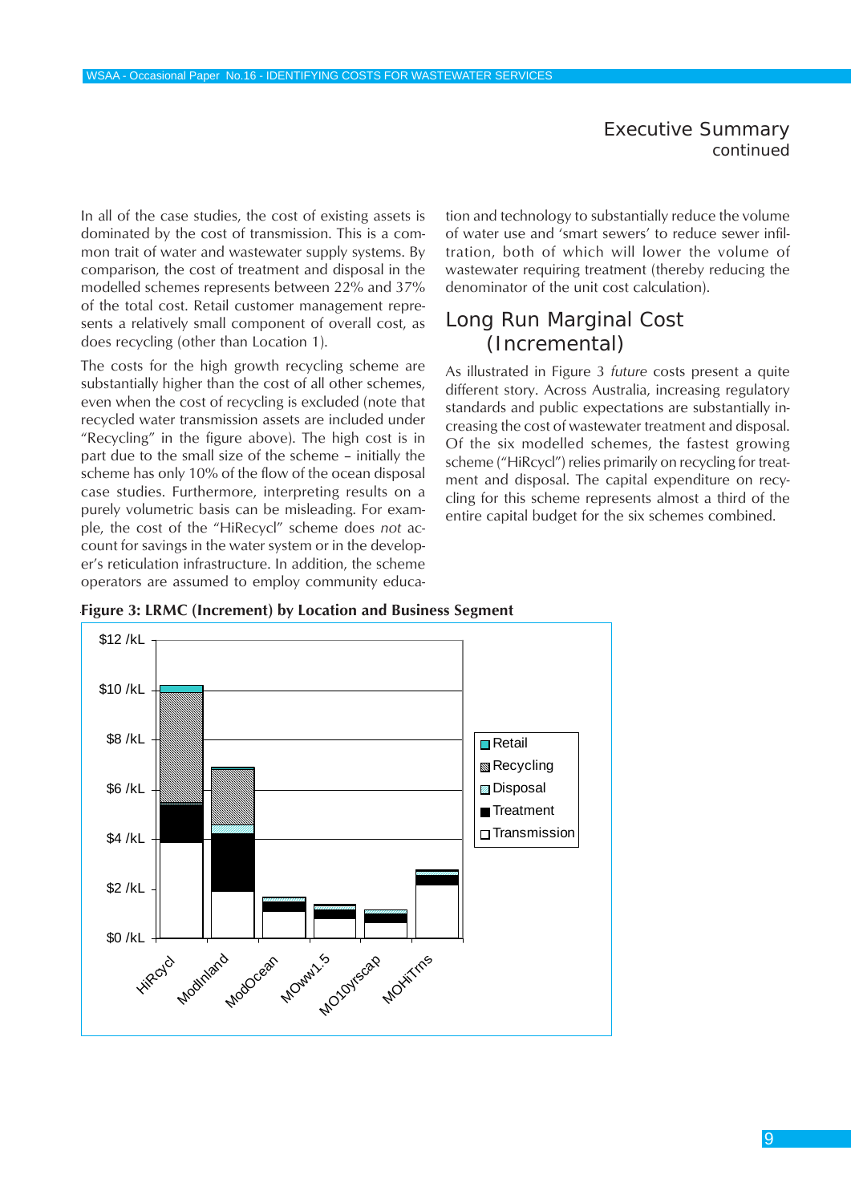## Executive Summary continued

In all of the case studies, the cost of existing assets is dominated by the cost of transmission. This is a common trait of water and wastewater supply systems. By comparison, the cost of treatment and disposal in the modelled schemes represents between 22% and 37% of the total cost. Retail customer management represents a relatively small component of overall cost, as does recycling (other than Location 1).

The costs for the high growth recycling scheme are substantially higher than the cost of all other schemes, even when the cost of recycling is excluded (note that recycled water transmission assets are included under "Recycling" in the figure above). The high cost is in part due to the small size of the scheme – initially the scheme has only 10% of the flow of the ocean disposal case studies. Furthermore, interpreting results on a purely volumetric basis can be misleading. For example, the cost of the "HiRecycl" scheme does *not* account for savings in the water system or in the developer's reticulation infrastructure. In addition, the scheme operators are assumed to employ community education and technology to substantially reduce the volume of water use and 'smart sewers' to reduce sewer infiltration, both of which will lower the volume of wastewater requiring treatment (thereby reducing the denominator of the unit cost calculation).

## Long Run Marginal Cost (Incremental)

As illustrated in Figure 3 *future* costs present a quite different story. Across Australia, increasing regulatory standards and public expectations are substantially increasing the cost of wastewater treatment and disposal. Of the six modelled schemes, the fastest growing scheme ("HiRcycl") relies primarily on recycling for treatment and disposal. The capital expenditure on recycling for this scheme represents almost a third of the entire capital budget for the six schemes combined.

**Figure 3: LRMC (Increment) by Location and Business Segment**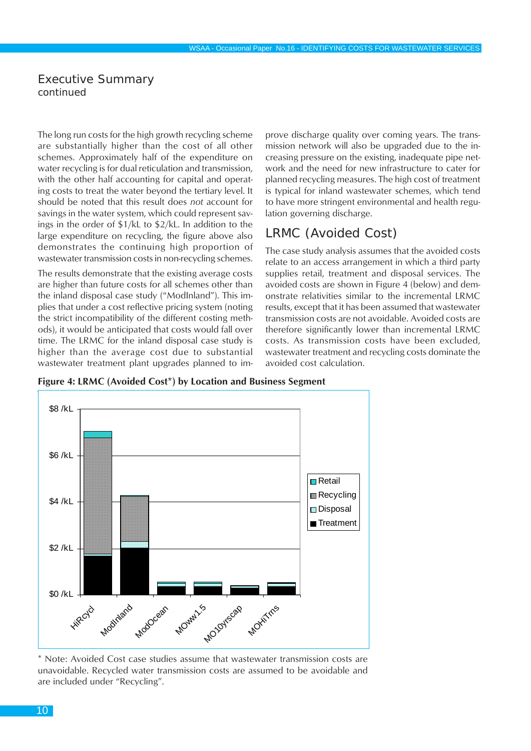## Executive Summary
continued

The long run costs for the high growth recycling scheme are substantially higher than the cost of all other schemes. Approximately half of the expenditure on water recycling is for dual reticulation and transmission, with the other half accounting for capital and operating costs to treat the water beyond the tertiary level. It should be noted that this result does *not* account for savings in the water system, which could represent savings in the order of $1/kL to $2/kL. In addition to the large expenditure on recycling, the figure above also demonstrates the continuing high proportion of wastewater transmission costs in non-recycling schemes.

The results demonstrate that the existing average costs are higher than future costs for all schemes other than the inland disposal case study ("ModInland"). This implies that under a cost reflective pricing system (noting the strict incompatibility of the different costing methods), it would be anticipated that costs would fall over time. The LRMC for the inland disposal case study is higher than the average cost due to substantial wastewater treatment plant upgrades planned to improve discharge quality over coming years. The transmission network will also be upgraded due to the increasing pressure on the existing, inadequate pipe network and the need for new infrastructure to cater for planned recycling measures. The high cost of treatment is typical for inland wastewater schemes, which tend to have more stringent environmental and health regulation governing discharge.

## LRMC (Avoided Cost)

The case study analysis assumes that the avoided costs relate to an access arrangement in which a third party supplies retail, treatment and disposal services. The avoided costs are shown in Figure 4 (below) and demonstrate relativities similar to the incremental LRMC results, except that it has been assumed that wastewater transmission costs are not avoidable. Avoided costs are therefore significantly lower than incremental LRMC costs. As transmission costs have been excluded, wastewater treatment and recycling costs dominate the avoided cost calculation.

**Figure 4: LRMC (Avoided Cost*) by Location and Business Segment**

\* Note: Avoided Cost case studies assume that wastewater transmission costs are unavoidable. Recycled water transmission costs are assumed to be avoidable and are included under "Recycling".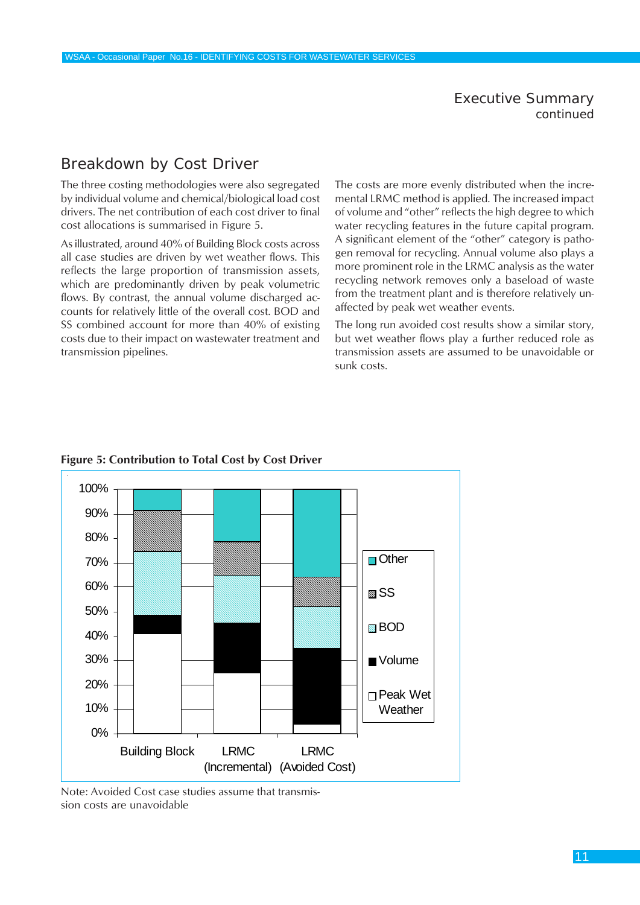# Executive Summary
continued

## Breakdown by Cost Driver

The three costing methodologies were also segregated by individual volume and chemical/biological load cost drivers. The net contribution of each cost driver to final cost allocations is summarised in Figure 5.

As illustrated, around 40% of Building Block costs across all case studies are driven by wet weather flows. This reflects the large proportion of transmission assets, which are predominantly driven by peak volumetric flows. By contrast, the annual volume discharged accounts for relatively little of the overall cost. BOD and SS combined account for more than 40% of existing costs due to their impact on wastewater treatment and transmission pipelines.

The costs are more evenly distributed when the incremental LRMC method is applied. The increased impact of volume and "other" reflects the high degree to which water recycling features in the future capital program. A significant element of the "other" category is pathogen removal for recycling. Annual volume also plays a more prominent role in the LRMC analysis as the water recycling network removes only a baseload of waste from the treatment plant and is therefore relatively unaffected by peak wet weather events.

The long run avoided cost results show a similar story, but wet weather flows play a further reduced role as transmission assets are assumed to be unavoidable or sunk costs.

**Figure 5: Contribution to Total Cost by Cost Driver**

Note: Avoided Cost case studies assume that transmission costs are unavoidable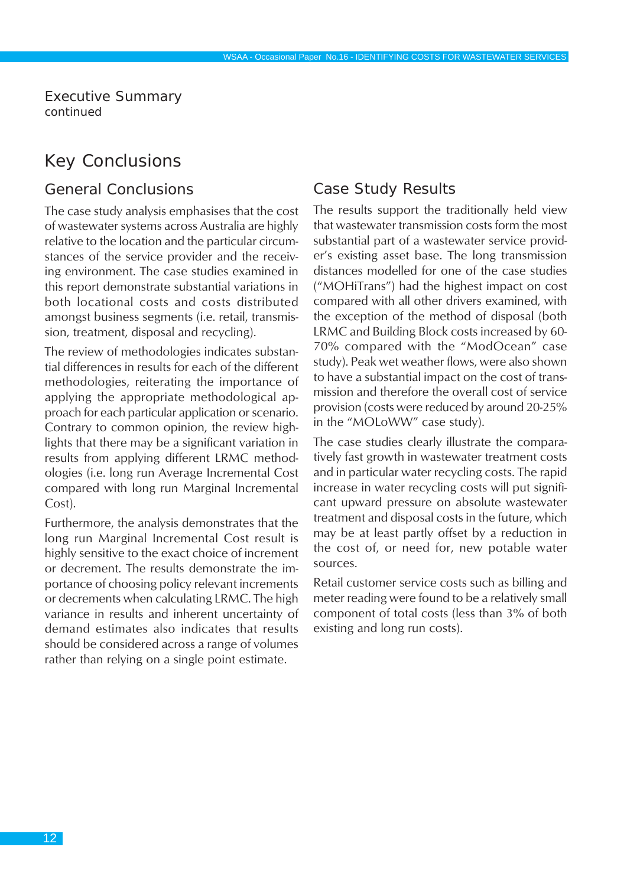## Executive Summary
continued

# Key Conclusions

## General Conclusions

The case study analysis emphasises that the cost of wastewater systems across Australia are highly relative to the location and the particular circumstances of the service provider and the receiving environment. The case studies examined in this report demonstrate substantial variations in both locational costs and costs distributed amongst business segments (i.e. retail, transmission, treatment, disposal and recycling).

The review of methodologies indicates substantial differences in results for each of the different methodologies, reiterating the importance of applying the appropriate methodological approach for each particular application or scenario. Contrary to common opinion, the review highlights that there may be a significant variation in results from applying different LRMC methodologies (i.e. long run Average Incremental Cost compared with long run Marginal Incremental Cost).

Furthermore, the analysis demonstrates that the long run Marginal Incremental Cost result is highly sensitive to the exact choice of increment or decrement. The results demonstrate the importance of choosing policy relevant increments or decrements when calculating LRMC. The high variance in results and inherent uncertainty of demand estimates also indicates that results should be considered across a range of volumes rather than relying on a single point estimate.

## Case Study Results

The results support the traditionally held view that wastewater transmission costs form the most substantial part of a wastewater service provider's existing asset base. The long transmission distances modelled for one of the case studies ("MOHiTrans") had the highest impact on cost compared with all other drivers examined, with the exception of the method of disposal (both LRMC and Building Block costs increased by 60-70% compared with the "ModOcean" case study). Peak wet weather flows, were also shown to have a substantial impact on the cost of transmission and therefore the overall cost of service provision (costs were reduced by around 20-25% in the "MOLoWW" case study).

The case studies clearly illustrate the comparatively fast growth in wastewater treatment costs and in particular water recycling costs. The rapid increase in water recycling costs will put significant upward pressure on absolute wastewater treatment and disposal costs in the future, which may be at least partly offset by a reduction in the cost of, or need for, new potable water sources.

Retail customer service costs such as billing and meter reading were found to be a relatively small component of total costs (less than 3% of both existing and long run costs).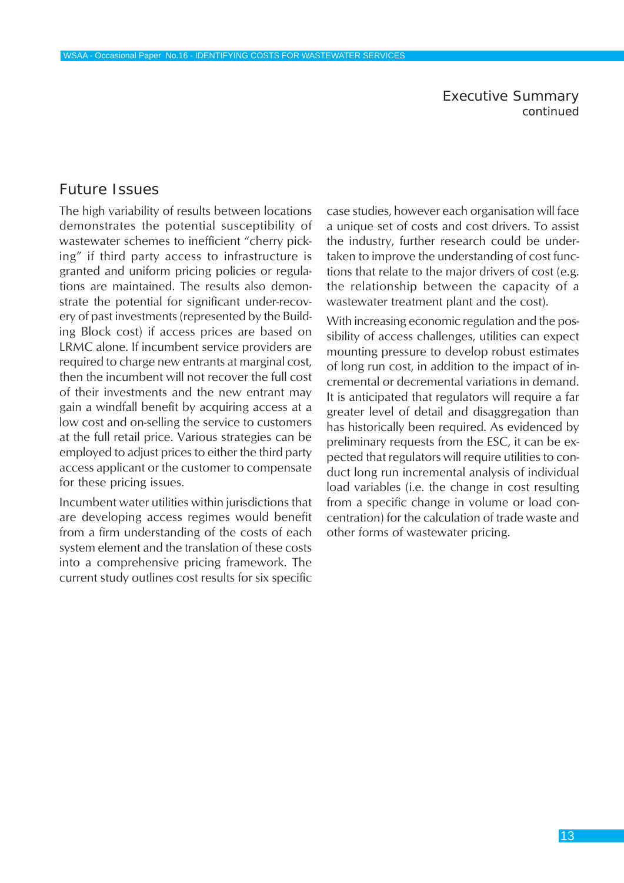## Future Issues

The high variability of results between locations demonstrates the potential susceptibility of wastewater schemes to inefficient "cherry picking" if third party access to infrastructure is granted and uniform pricing policies or regulations are maintained. The results also demonstrate the potential for significant under-recovery of past investments (represented by the Building Block cost) if access prices are based on LRMC alone. If incumbent service providers are required to charge new entrants at marginal cost, then the incumbent will not recover the full cost of their investments and the new entrant may gain a windfall benefit by acquiring access at a low cost and on-selling the service to customers at the full retail price. Various strategies can be employed to adjust prices to either the third party access applicant or the customer to compensate for these pricing issues.

Incumbent water utilities within jurisdictions that are developing access regimes would benefit from a firm understanding of the costs of each system element and the translation of these costs into a comprehensive pricing framework. The current study outlines cost results for six specific case studies, however each organisation will face a unique set of costs and cost drivers. To assist the industry, further research could be undertaken to improve the understanding of cost functions that relate to the major drivers of cost (e.g. the relationship between the capacity of a wastewater treatment plant and the cost).

With increasing economic regulation and the possibility of access challenges, utilities can expect mounting pressure to develop robust estimates of long run cost, in addition to the impact of incremental or decremental variations in demand. It is anticipated that regulators will require a far greater level of detail and disaggregation than has historically been required. As evidenced by preliminary requests from the ESC, it can be expected that regulators will require utilities to conduct long run incremental analysis of individual load variables (i.e. the change in cost resulting from a specific change in volume or load concentration) for the calculation of trade waste and other forms of wastewater pricing.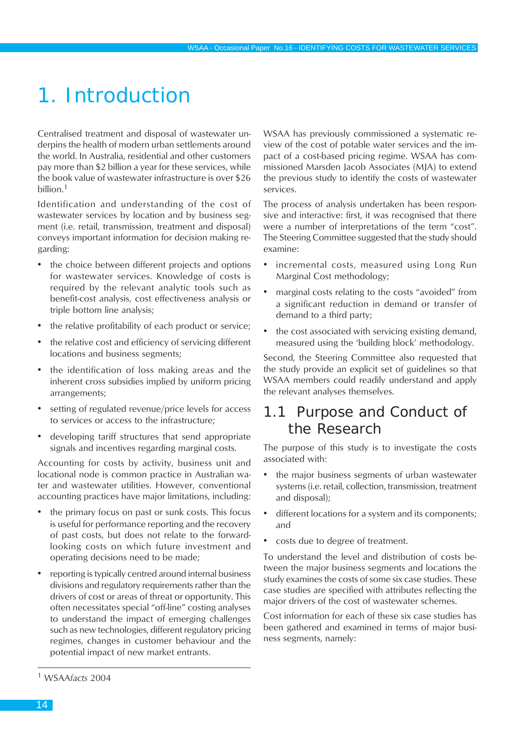# 1. Introduction

Centralised treatment and disposal of wastewater underpins the health of modern urban settlements around the world. In Australia, residential and other customers pay more than $2 billion a year for these services, while the book value of wastewater infrastructure is over $26 billion.[1]

Identification and understanding of the cost of wastewater services by location and by business segment (i.e. retail, transmission, treatment and disposal) conveys important information for decision making regarding:

- the choice between different projects and options for wastewater services. Knowledge of costs is required by the relevant analytic tools such as benefit-cost analysis, cost effectiveness analysis or triple bottom line analysis;
- the relative profitability of each product or service;
- the relative cost and efficiency of servicing different locations and business segments;
- the identification of loss making areas and the inherent cross subsidies implied by uniform pricing arrangements;
- setting of regulated revenue/price levels for access to services or access to the infrastructure;
- developing tariff structures that send appropriate signals and incentives regarding marginal costs.

Accounting for costs by activity, business unit and locational node is common practice in Australian water and wastewater utilities. However, conventional accounting practices have major limitations, including:

- the primary focus on past or sunk costs. This focus is useful for performance reporting and the recovery of past costs, but does not relate to the forward-looking costs on which future investment and operating decisions need to be made;
- reporting is typically centred around internal business divisions and regulatory requirements rather than the drivers of cost or areas of threat or opportunity. This often necessitates special "off-line" costing analyses to understand the impact of emerging challenges such as new technologies, different regulatory pricing regimes, changes in customer behaviour and the potential impact of new market entrants.

WSAA has previously commissioned a systematic review of the cost of potable water services and the impact of a cost-based pricing regime. WSAA has commissioned Marsden Jacob Associates (MJA) to extend the previous study to identify the costs of wastewater services.

The process of analysis undertaken has been responsive and interactive: first, it was recognised that there were a number of interpretations of the term "cost". The Steering Committee suggested that the study should examine:

- incremental costs, measured using Long Run Marginal Cost methodology;
- marginal costs relating to the costs "avoided" from a significant reduction in demand or transfer of demand to a third party;
- the cost associated with servicing existing demand, measured using the 'building block' methodology.

Second, the Steering Committee also requested that the study provide an explicit set of guidelines so that WSAA members could readily understand and apply the relevant analyses themselves.

## 1.1 Purpose and Conduct of the Research

The purpose of this study is to investigate the costs associated with:

- the major business segments of urban wastewater systems (i.e. retail, collection, transmission, treatment and disposal);
- different locations for a system and its components; and
- costs due to degree of treatment.

To understand the level and distribution of costs between the major business segments and locations the study examines the costs of some six case studies. These case studies are specified with attributes reflecting the major drivers of the cost of wastewater schemes.

Cost information for each of these six case studies has been gathered and examined in terms of major business segments, namely:

---

[1] WSAA*facts* 2004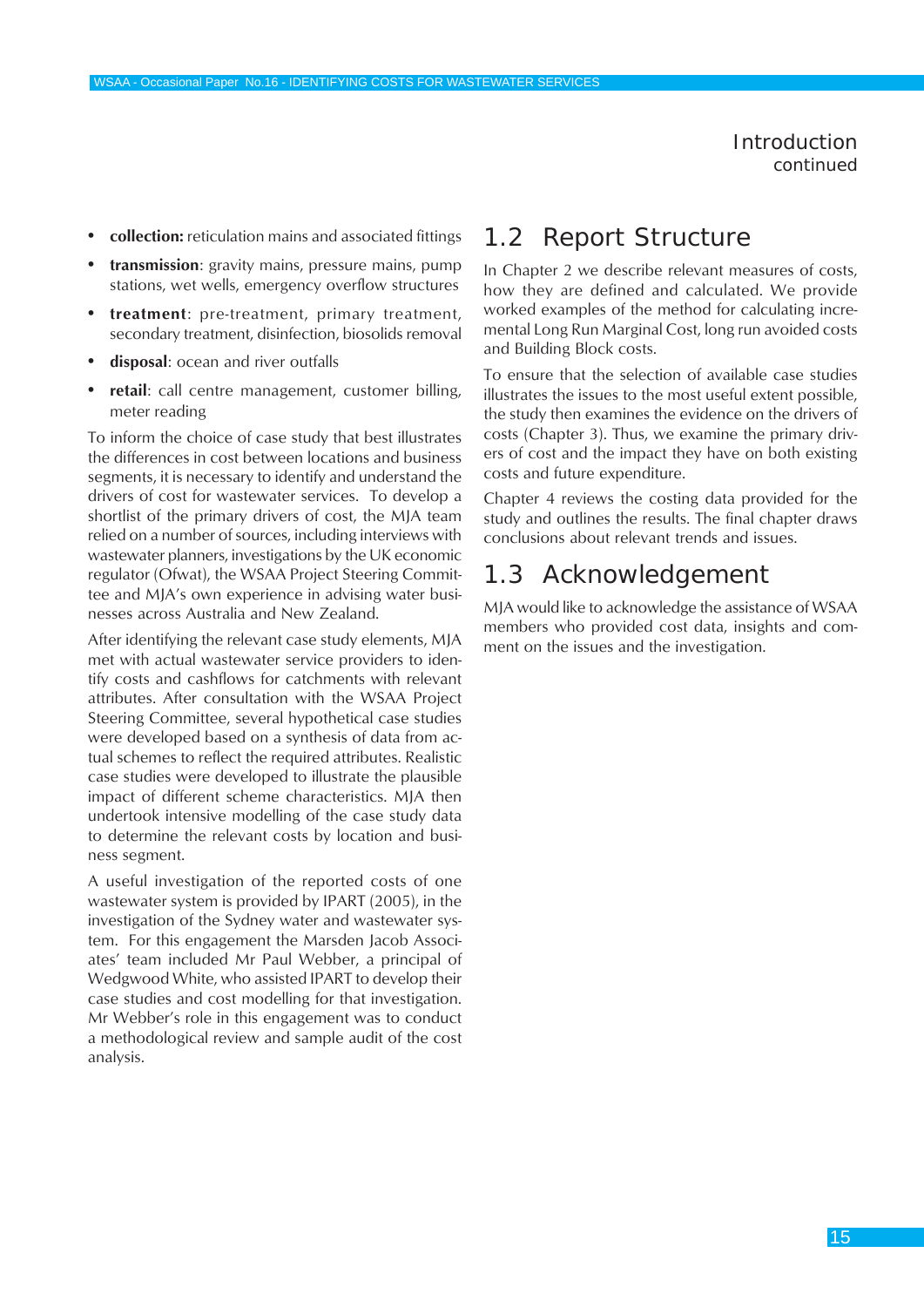- **collection:** reticulation mains and associated fittings
- **transmission**: gravity mains, pressure mains, pump stations, wet wells, emergency overflow structures
- **treatment**: pre-treatment, primary treatment, secondary treatment, disinfection, biosolids removal
- **disposal**: ocean and river outfalls
- **retail**: call centre management, customer billing, meter reading

To inform the choice of case study that best illustrates the differences in cost between locations and business segments, it is necessary to identify and understand the drivers of cost for wastewater services. To develop a shortlist of the primary drivers of cost, the MJA team relied on a number of sources, including interviews with wastewater planners, investigations by the UK economic regulator (Ofwat), the WSAA Project Steering Committee and MJA's own experience in advising water businesses across Australia and New Zealand.

After identifying the relevant case study elements, MJA met with actual wastewater service providers to identify costs and cashflows for catchments with relevant attributes. After consultation with the WSAA Project Steering Committee, several hypothetical case studies were developed based on a synthesis of data from actual schemes to reflect the required attributes. Realistic case studies were developed to illustrate the plausible impact of different scheme characteristics. MJA then undertook intensive modelling of the case study data to determine the relevant costs by location and business segment.

A useful investigation of the reported costs of one wastewater system is provided by IPART (2005), in the investigation of the Sydney water and wastewater system. For this engagement the Marsden Jacob Associates' team included Mr Paul Webber, a principal of Wedgwood White, who assisted IPART to develop their case studies and cost modelling for that investigation. Mr Webber's role in this engagement was to conduct a methodological review and sample audit of the cost analysis.

## 1.2 Report Structure

In Chapter 2 we describe relevant measures of costs, how they are defined and calculated. We provide worked examples of the method for calculating incremental Long Run Marginal Cost, long run avoided costs and Building Block costs.

To ensure that the selection of available case studies illustrates the issues to the most useful extent possible, the study then examines the evidence on the drivers of costs (Chapter 3). Thus, we examine the primary drivers of cost and the impact they have on both existing costs and future expenditure.

Chapter 4 reviews the costing data provided for the study and outlines the results. The final chapter draws conclusions about relevant trends and issues.

## 1.3 Acknowledgement

MJA would like to acknowledge the assistance of WSAA members who provided cost data, insights and comment on the issues and the investigation.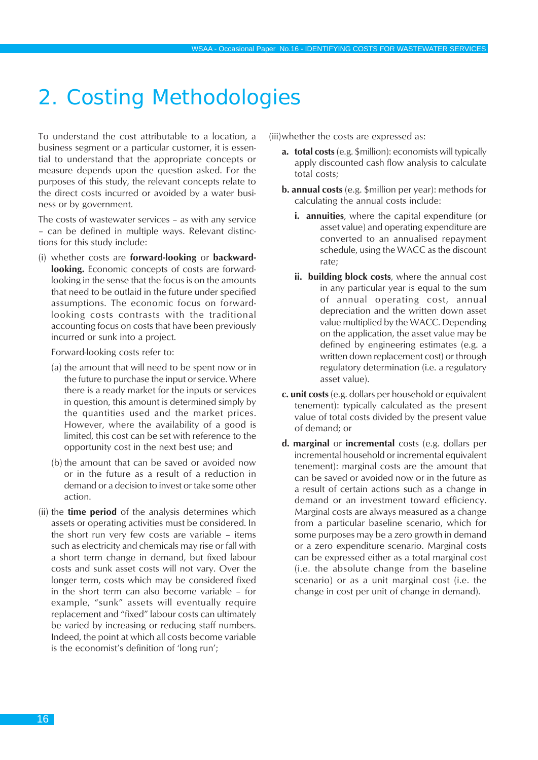# 2. Costing Methodologies

To understand the cost attributable to a location, a business segment or a particular customer, it is essential to understand that the appropriate concepts or measure depends upon the question asked. For the purposes of this study, the relevant concepts relate to the direct costs incurred or avoided by a water business or by government.

The costs of wastewater services – as with any service – can be defined in multiple ways. Relevant distinctions for this study include:

(i) whether costs are **forward-looking** or **backward-looking.** Economic concepts of costs are forward-looking in the sense that the focus is on the amounts that need to be outlaid in the future under specified assumptions. The economic focus on forward-looking costs contrasts with the traditional accounting focus on costs that have been previously incurred or sunk into a project.

   Forward-looking costs refer to:

   (a) the amount that will need to be spent now or in the future to purchase the input or service. Where there is a ready market for the inputs or services in question, this amount is determined simply by the quantities used and the market prices. However, where the availability of a good is limited, this cost can be set with reference to the opportunity cost in the next best use; and

   (b) the amount that can be saved or avoided now or in the future as a result of a reduction in demand or a decision to invest or take some other action.

(ii) the **time period** of the analysis determines which assets or operating activities must be considered. In the short run very few costs are variable – items such as electricity and chemicals may rise or fall with a short term change in demand, but fixed labour costs and sunk asset costs will not vary. Over the longer term, costs which may be considered fixed in the short term can also become variable – for example, "sunk" assets will eventually require replacement and "fixed" labour costs can ultimately be varied by increasing or reducing staff numbers. Indeed, the point at which all costs become variable is the economist's definition of 'long run';

(iii) whether the costs are expressed as:

   **a. total costs** (e.g. $million): economists will typically apply discounted cash flow analysis to calculate total costs;

   **b. annual costs** (e.g. $million per year): methods for calculating the annual costs include:

      **i. annuities**, where the capital expenditure (or asset value) and operating expenditure are converted to an annualised repayment schedule, using the WACC as the discount rate;

      **ii. building block costs**, where the annual cost in any particular year is equal to the sum of annual operating cost, annual depreciation and the written down asset value multiplied by the WACC. Depending on the application, the asset value may be defined by engineering estimates (e.g. a written down replacement cost) or through regulatory determination (i.e. a regulatory asset value).

   **c. unit costs** (e.g. dollars per household or equivalent tenement): typically calculated as the present value of total costs divided by the present value of demand; or

   **d. marginal** or **incremental** costs (e.g. dollars per incremental household or incremental equivalent tenement): marginal costs are the amount that can be saved or avoided now or in the future as a result of certain actions such as a change in demand or an investment toward efficiency. Marginal costs are always measured as a change from a particular baseline scenario, which for some purposes may be a zero growth in demand or a zero expenditure scenario. Marginal costs can be expressed either as a total marginal cost (i.e. the absolute change from the baseline scenario) or as a unit marginal cost (i.e. the change in cost per unit of change in demand).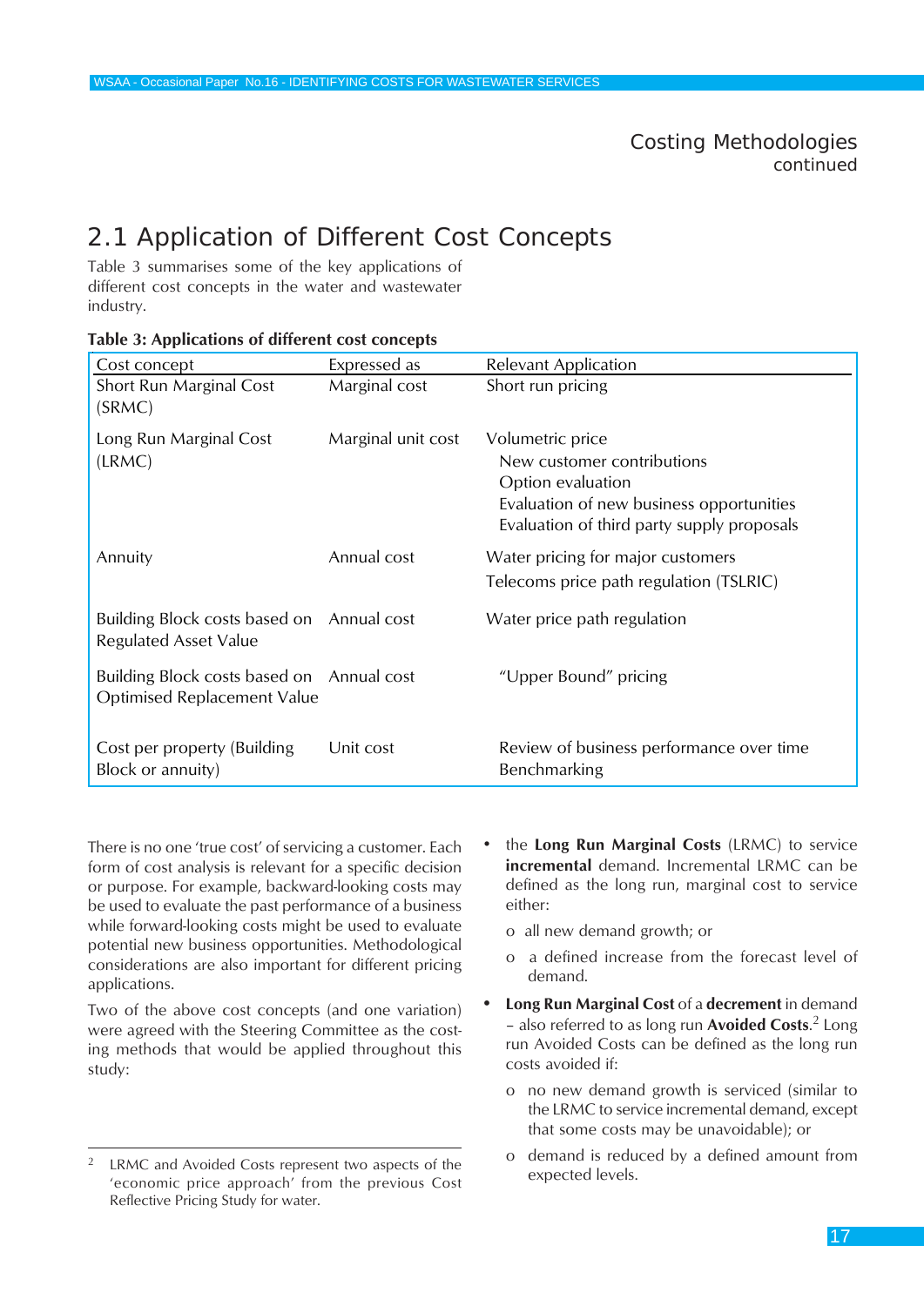## Costing Methodologies
continued

## 2.1 Application of Different Cost Concepts

Table 3 summarises some of the key applications of different cost concepts in the water and wastewater industry.

**Table 3: Applications of different cost concepts**

| Cost concept | Expressed as | Relevant Application |
|---|---|---|
| Short Run Marginal Cost (SRMC) | Marginal cost | Short run pricing |
| Long Run Marginal Cost (LRMC) | Marginal unit cost | Volumetric price<br>New customer contributions<br>Option evaluation<br>Evaluation of new business opportunities<br>Evaluation of third party supply proposals |
| Annuity | Annual cost | Water pricing for major customers<br>Telecoms price path regulation (TSLRIC) |
| Building Block costs based on Regulated Asset Value | Annual cost | Water price path regulation |
| Building Block costs based on Optimised Replacement Value | Annual cost | "Upper Bound" pricing |
| Cost per property (Building Block or annuity) | Unit cost | Review of business performance over time<br>Benchmarking |

There is no one 'true cost' of servicing a customer. Each form of cost analysis is relevant for a specific decision or purpose. For example, backward-looking costs may be used to evaluate the past performance of a business while forward-looking costs might be used to evaluate potential new business opportunities. Methodological considerations are also important for different pricing applications.

Two of the above cost concepts (and one variation) were agreed with the Steering Committee as the costing methods that would be applied throughout this study:

- the **Long Run Marginal Costs** (LRMC) to service **incremental** demand. Incremental LRMC can be defined as the long run, marginal cost to service either:
  - o all new demand growth; or
  - o a defined increase from the forecast level of demand.
- **Long Run Marginal Cost** of a **decrement** in demand – also referred to as long run **Avoided Costs**.[2] Long run Avoided Costs can be defined as the long run costs avoided if:
  - o no new demand growth is serviced (similar to the LRMC to service incremental demand, except that some costs may be unavoidable); or
  - o demand is reduced by a defined amount from expected levels.

[2] LRMC and Avoided Costs represent two aspects of the 'economic price approach' from the previous Cost Reflective Pricing Study for water.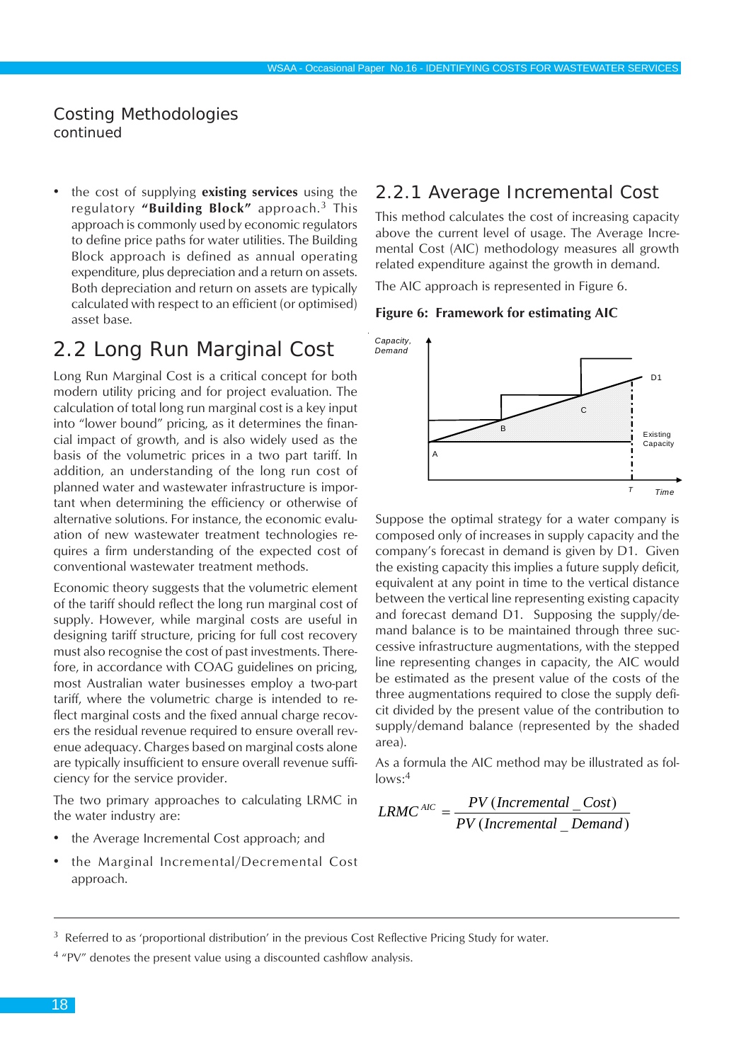## Costing Methodologies
continued

- the cost of supplying **existing services** using the regulatory **"Building Block"** approach.[3] This approach is commonly used by economic regulators to define price paths for water utilities. The Building Block approach is defined as annual operating expenditure, plus depreciation and a return on assets. Both depreciation and return on assets are typically calculated with respect to an efficient (or optimised) asset base.

## 2.2 Long Run Marginal Cost

Long Run Marginal Cost is a critical concept for both modern utility pricing and for project evaluation. The calculation of total long run marginal cost is a key input into "lower bound" pricing, as it determines the financial impact of growth, and is also widely used as the basis of the volumetric prices in a two part tariff. In addition, an understanding of the long run cost of planned water and wastewater infrastructure is important when determining the efficiency or otherwise of alternative solutions. For instance, the economic evaluation of new wastewater treatment technologies requires a firm understanding of the expected cost of conventional wastewater treatment methods.

Economic theory suggests that the volumetric element of the tariff should reflect the long run marginal cost of supply. However, while marginal costs are useful in designing tariff structure, pricing for full cost recovery must also recognise the cost of past investments. Therefore, in accordance with COAG guidelines on pricing, most Australian water businesses employ a two-part tariff, where the volumetric charge is intended to reflect marginal costs and the fixed annual charge recovers the residual revenue required to ensure overall revenue adequacy. Charges based on marginal costs alone are typically insufficient to ensure overall revenue sufficiency for the service provider.

The two primary approaches to calculating LRMC in the water industry are:

- the Average Incremental Cost approach; and
- the Marginal Incremental/Decremental Cost approach.

### 2.2.1 Average Incremental Cost

This method calculates the cost of increasing capacity above the current level of usage. The Average Incremental Cost (AIC) methodology measures all growth related expenditure against the growth in demand.

The AIC approach is represented in Figure 6.

**Figure 6: Framework for estimating AIC**

Suppose the optimal strategy for a water company is composed only of increases in supply capacity and the company's forecast in demand is given by D1. Given the existing capacity this implies a future supply deficit, equivalent at any point in time to the vertical distance between the vertical line representing existing capacity and forecast demand D1. Supposing the supply/demand balance is to be maintained through three successive infrastructure augmentations, with the stepped line representing changes in capacity, the AIC would be estimated as the present value of the costs of the three augmentations required to close the supply deficit divided by the present value of the contribution to supply/demand balance (represented by the shaded area).

As a formula the AIC method may be illustrated as follows:[4]

$$LRMC^{AIC} = \frac{PV\,(Incremental\_Cost)}{PV\,(Incremental\_Demand)}$$

---

[3] Referred to as 'proportional distribution' in the previous Cost Reflective Pricing Study for water.

[4] "PV" denotes the present value using a discounted cashflow analysis.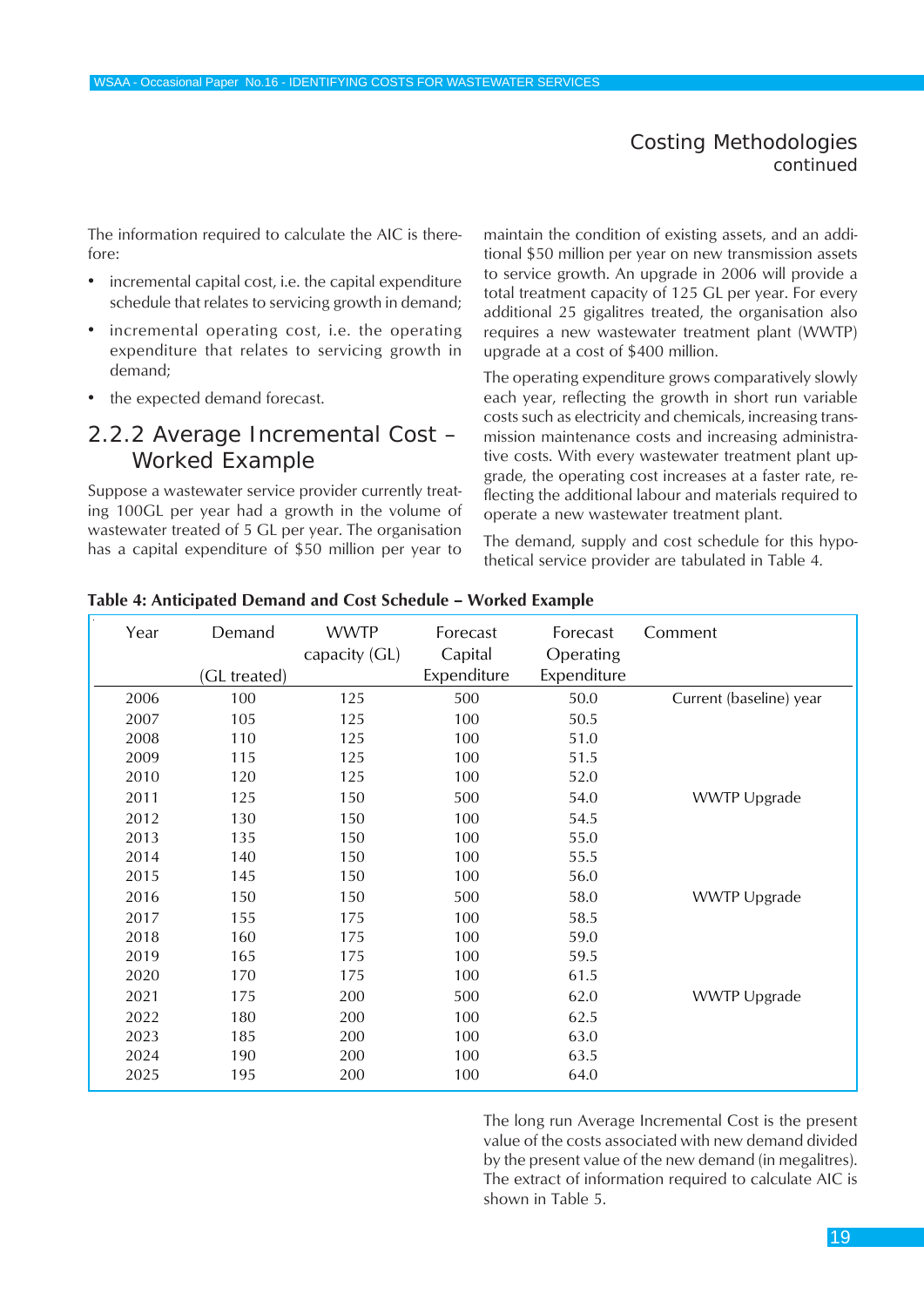# Costing Methodologies continued

The information required to calculate the AIC is therefore:

- incremental capital cost, i.e. the capital expenditure schedule that relates to servicing growth in demand;
- incremental operating cost, i.e. the operating expenditure that relates to servicing growth in demand;
- the expected demand forecast.

## 2.2.2 Average Incremental Cost – Worked Example

Suppose a wastewater service provider currently treating 100GL per year had a growth in the volume of wastewater treated of 5 GL per year. The organisation has a capital expenditure of $50 million per year to maintain the condition of existing assets, and an additional $50 million per year on new transmission assets to service growth. An upgrade in 2006 will provide a total treatment capacity of 125 GL per year. For every additional 25 gigalitres treated, the organisation also requires a new wastewater treatment plant (WWTP) upgrade at a cost of $400 million.

The operating expenditure grows comparatively slowly each year, reflecting the growth in short run variable costs such as electricity and chemicals, increasing transmission maintenance costs and increasing administrative costs. With every wastewater treatment plant upgrade, the operating cost increases at a faster rate, reflecting the additional labour and materials required to operate a new wastewater treatment plant.

The demand, supply and cost schedule for this hypothetical service provider are tabulated in Table 4.

**Table 4: Anticipated Demand and Cost Schedule – Worked Example**

| Year | Demand (GL treated) | WWTP capacity (GL) | Forecast Capital Expenditure | Forecast Operating Expenditure | Comment |
|---|---|---|---|---|---|
| 2006 | 100 | 125 | 500 | 50.0 | Current (baseline) year |
| 2007 | 105 | 125 | 100 | 50.5 | |
| 2008 | 110 | 125 | 100 | 51.0 | |
| 2009 | 115 | 125 | 100 | 51.5 | |
| 2010 | 120 | 125 | 100 | 52.0 | |
| 2011 | 125 | 150 | 500 | 54.0 | WWTP Upgrade |
| 2012 | 130 | 150 | 100 | 54.5 | |
| 2013 | 135 | 150 | 100 | 55.0 | |
| 2014 | 140 | 150 | 100 | 55.5 | |
| 2015 | 145 | 150 | 100 | 56.0 | |
| 2016 | 150 | 150 | 500 | 58.0 | WWTP Upgrade |
| 2017 | 155 | 175 | 100 | 58.5 | |
| 2018 | 160 | 175 | 100 | 59.0 | |
| 2019 | 165 | 175 | 100 | 59.5 | |
| 2020 | 170 | 175 | 100 | 61.5 | |
| 2021 | 175 | 200 | 500 | 62.0 | WWTP Upgrade |
| 2022 | 180 | 200 | 100 | 62.5 | |
| 2023 | 185 | 200 | 100 | 63.0 | |
| 2024 | 190 | 200 | 100 | 63.5 | |
| 2025 | 195 | 200 | 100 | 64.0 | |

The long run Average Incremental Cost is the present value of the costs associated with new demand divided by the present value of the new demand (in megalitres). The extract of information required to calculate AIC is shown in Table 5.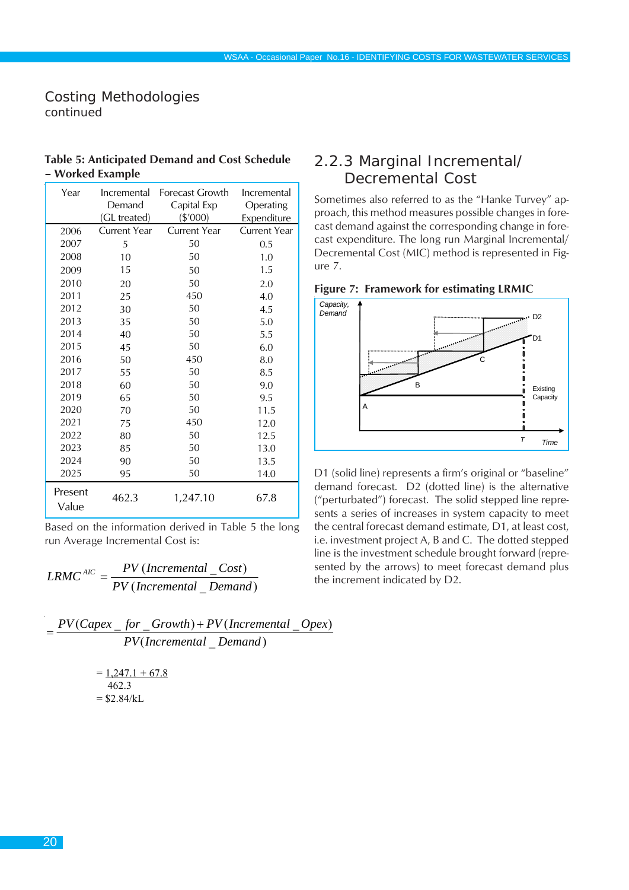## Costing Methodologies
continued

**Table 5: Anticipated Demand and Cost Schedule – Worked Example**

| Year | Incremental Demand (GL treated) | Forecast Growth Capital Exp ($'000) | Incremental Operating Expenditure |
|---|---|---|---|
| 2006 | Current Year | Current Year | Current Year |
| 2007 | 5 | 50 | 0.5 |
| 2008 | 10 | 50 | 1.0 |
| 2009 | 15 | 50 | 1.5 |
| 2010 | 20 | 50 | 2.0 |
| 2011 | 25 | 450 | 4.0 |
| 2012 | 30 | 50 | 4.5 |
| 2013 | 35 | 50 | 5.0 |
| 2014 | 40 | 50 | 5.5 |
| 2015 | 45 | 50 | 6.0 |
| 2016 | 50 | 450 | 8.0 |
| 2017 | 55 | 50 | 8.5 |
| 2018 | 60 | 50 | 9.0 |
| 2019 | 65 | 50 | 9.5 |
| 2020 | 70 | 50 | 11.5 |
| 2021 | 75 | 450 | 12.0 |
| 2022 | 80 | 50 | 12.5 |
| 2023 | 85 | 50 | 13.0 |
| 2024 | 90 | 50 | 13.5 |
| 2025 | 95 | 50 | 14.0 |
| Present Value | 462.3 | 1,247.10 | 67.8 |

Based on the information derived in Table 5 the long run Average Incremental Cost is:

$$LRMC^{AIC} = \frac{PV\,(Incremental\_Cost)}{PV\,(Incremental\_Demand)}$$

$$= \frac{PV(Capex\_for\_Growth) + PV(Incremental\_Opex)}{PV(Incremental\_Demand)}$$

$$= \frac{1,247.1 + 67.8}{462.3}$$

$$= \$2.84/kL$$

### 2.2.3 Marginal Incremental/ Decremental Cost

Sometimes also referred to as the "Hanke Turvey" approach, this method measures possible changes in forecast demand against the corresponding change in forecast expenditure. The long run Marginal Incremental/ Decremental Cost (MIC) method is represented in Figure 7.

**Figure 7: Framework for estimating LRMIC**

D1 (solid line) represents a firm's original or "baseline" demand forecast. D2 (dotted line) is the alternative ("perturbated") forecast. The solid stepped line represents a series of increases in system capacity to meet the central forecast demand estimate, D1, at least cost, i.e. investment project A, B and C. The dotted stepped line is the investment schedule brought forward (represented by the arrows) to meet forecast demand plus the increment indicated by D2.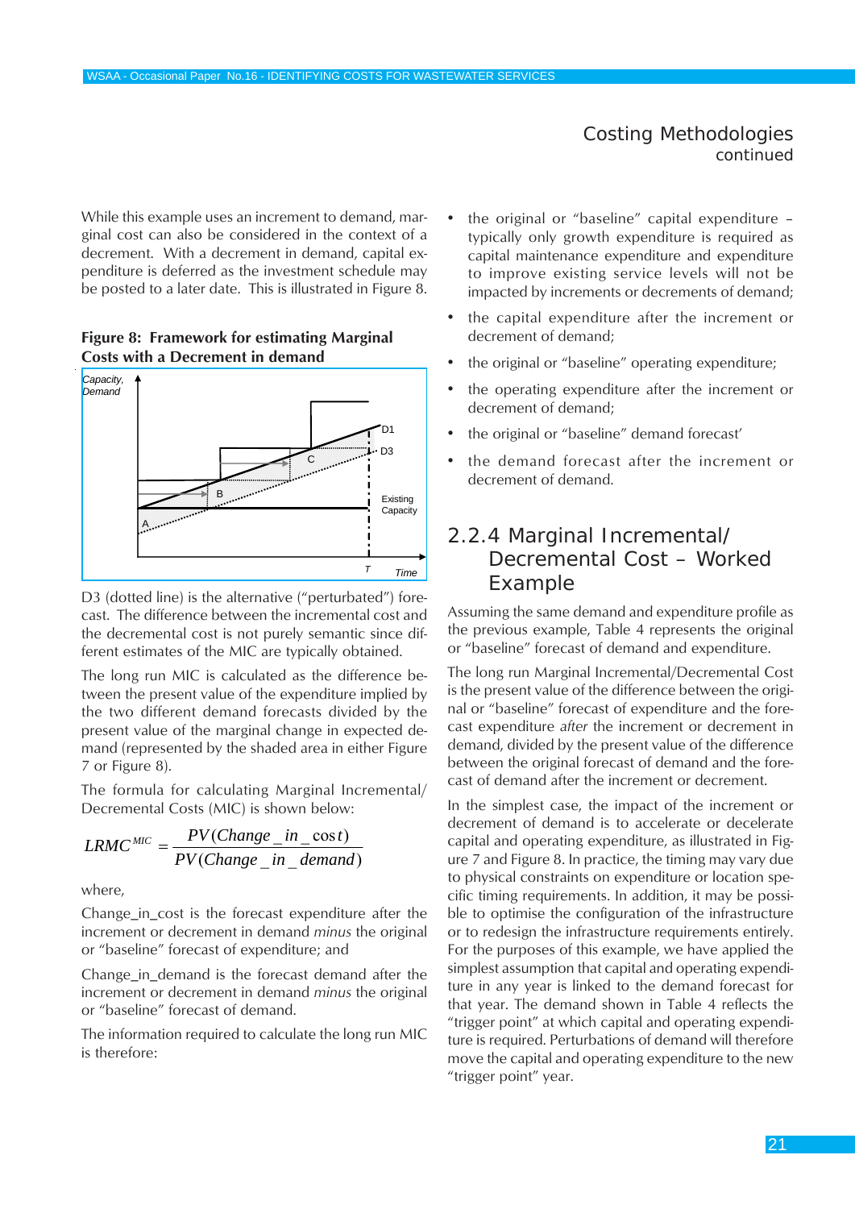## Costing Methodologies continued

While this example uses an increment to demand, marginal cost can also be considered in the context of a decrement. With a decrement in demand, capital expenditure is deferred as the investment schedule may be posted to a later date. This is illustrated in Figure 8.

**Figure 8: Framework for estimating Marginal Costs with a Decrement in demand**

D3 (dotted line) is the alternative ("perturbated") forecast. The difference between the incremental cost and the decremental cost is not purely semantic since different estimates of the MIC are typically obtained.

The long run MIC is calculated as the difference between the present value of the expenditure implied by the two different demand forecasts divided by the present value of the marginal change in expected demand (represented by the shaded area in either Figure 7 or Figure 8).

The formula for calculating Marginal Incremental/Decremental Costs (MIC) is shown below:

$$LRMC^{MIC} = \frac{PV(Change\_in\_cost)}{PV(Change\_in\_demand)}$$

where,

Change_in_cost is the forecast expenditure after the increment or decrement in demand *minus* the original or "baseline" forecast of expenditure; and

Change_in_demand is the forecast demand after the increment or decrement in demand *minus* the original or "baseline" forecast of demand.

The information required to calculate the long run MIC is therefore:

- the original or "baseline" capital expenditure – typically only growth expenditure is required as capital maintenance expenditure and expenditure to improve existing service levels will not be impacted by increments or decrements of demand;
- the capital expenditure after the increment or decrement of demand;
- the original or "baseline" operating expenditure;
- the operating expenditure after the increment or decrement of demand;
- the original or "baseline" demand forecast'
- the demand forecast after the increment or decrement of demand.

## 2.2.4 Marginal Incremental/ Decremental Cost – Worked Example

Assuming the same demand and expenditure profile as the previous example, Table 4 represents the original or "baseline" forecast of demand and expenditure.

The long run Marginal Incremental/Decremental Cost is the present value of the difference between the original or "baseline" forecast of expenditure and the forecast expenditure *after* the increment or decrement in demand, divided by the present value of the difference between the original forecast of demand and the forecast of demand after the increment or decrement.

In the simplest case, the impact of the increment or decrement of demand is to accelerate or decelerate capital and operating expenditure, as illustrated in Figure 7 and Figure 8. In practice, the timing may vary due to physical constraints on expenditure or location specific timing requirements. In addition, it may be possible to optimise the configuration of the infrastructure or to redesign the infrastructure requirements entirely. For the purposes of this example, we have applied the simplest assumption that capital and operating expenditure in any year is linked to the demand forecast for that year. The demand shown in Table 4 reflects the "trigger point" at which capital and operating expenditure is required. Perturbations of demand will therefore move the capital and operating expenditure to the new "trigger point" year.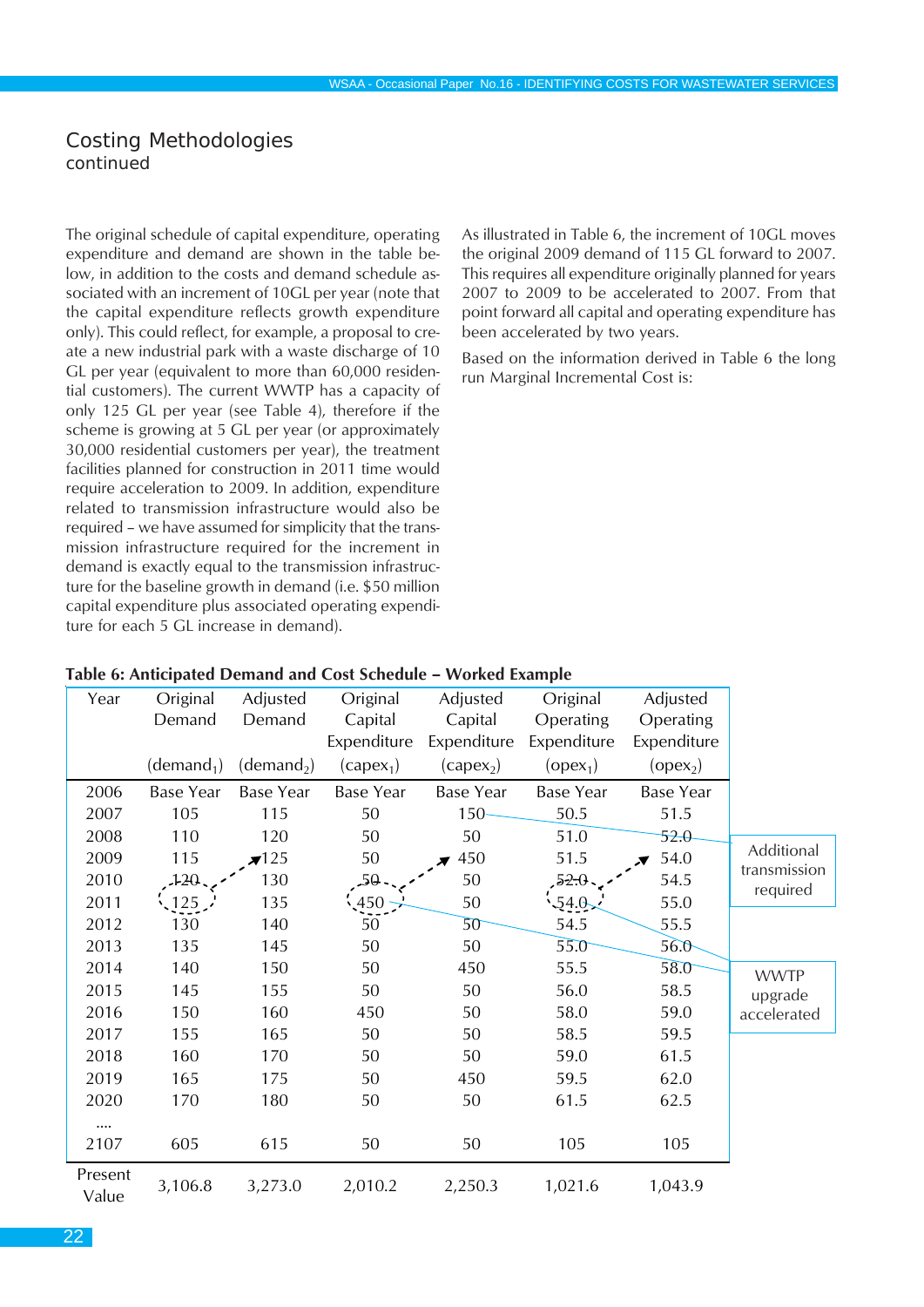## Costing Methodologies
continued

The original schedule of capital expenditure, operating expenditure and demand are shown in the table below, in addition to the costs and demand schedule associated with an increment of 10GL per year (note that the capital expenditure reflects growth expenditure only). This could reflect, for example, a proposal to create a new industrial park with a waste discharge of 10 GL per year (equivalent to more than 60,000 residential customers). The current WWTP has a capacity of only 125 GL per year (see Table 4), therefore if the scheme is growing at 5 GL per year (or approximately 30,000 residential customers per year), the treatment facilities planned for construction in 2011 time would require acceleration to 2009. In addition, expenditure related to transmission infrastructure would also be required – we have assumed for simplicity that the transmission infrastructure required for the increment in demand is exactly equal to the transmission infrastructure for the baseline growth in demand (i.e. $50 million capital expenditure plus associated operating expenditure for each 5 GL increase in demand).

As illustrated in Table 6, the increment of 10GL moves the original 2009 demand of 115 GL forward to 2007. This requires all expenditure originally planned for years 2007 to 2009 to be accelerated to 2007. From that point forward all capital and operating expenditure has been accelerated by two years.

Based on the information derived in Table 6 the long run Marginal Incremental Cost is:

**Table 6: Anticipated Demand and Cost Schedule – Worked Example**

| Year | Original Demand ($demand_1$) | Adjusted Demand ($demand_2$) | Original Capital Expenditure ($capex_1$) | Adjusted Capital Expenditure ($capex_2$) | Original Operating Expenditure ($opex_1$) | Adjusted Operating Expenditure ($opex_2$) |
|---|---|---|---|---|---|---|
| 2006 | Base Year | Base Year | Base Year | Base Year | Base Year | Base Year |
| 2007 | 105 | 115 | 50 | 150 | 50.5 | 51.5 |
| 2008 | 110 | 120 | 50 | 50 | 51.0 | 52.0 |
| 2009 | 115 | 125 | 50 | 450 | 51.5 | 54.0 |
| 2010 | 120 | 130 | 50 | 50 | 52.0 | 54.5 |
| 2011 | 125 | 135 | 450 | 50 | 54.0 | 55.0 |
| 2012 | 130 | 140 | 50 | 50 | 54.5 | 55.5 |
| 2013 | 135 | 145 | 50 | 50 | 55.0 | 56.0 |
| 2014 | 140 | 150 | 50 | 450 | 55.5 | 58.0 |
| 2015 | 145 | 155 | 50 | 50 | 56.0 | 58.5 |
| 2016 | 150 | 160 | 450 | 50 | 58.0 | 59.0 |
| 2017 | 155 | 165 | 50 | 50 | 58.5 | 59.5 |
| 2018 | 160 | 170 | 50 | 50 | 59.0 | 61.5 |
| 2019 | 165 | 175 | 50 | 450 | 59.5 | 62.0 |
| 2020 | 170 | 180 | 50 | 50 | 61.5 | 62.5 |
| .... | | | | | | |
| 2107 | 605 | 615 | 50 | 50 | 105 | 105 |
| Present Value | 3,106.8 | 3,273.0 | 2,010.2 | 2,250.3 | 1,021.6 | 1,043.9 |

Additional transmission required

WWTP upgrade accelerated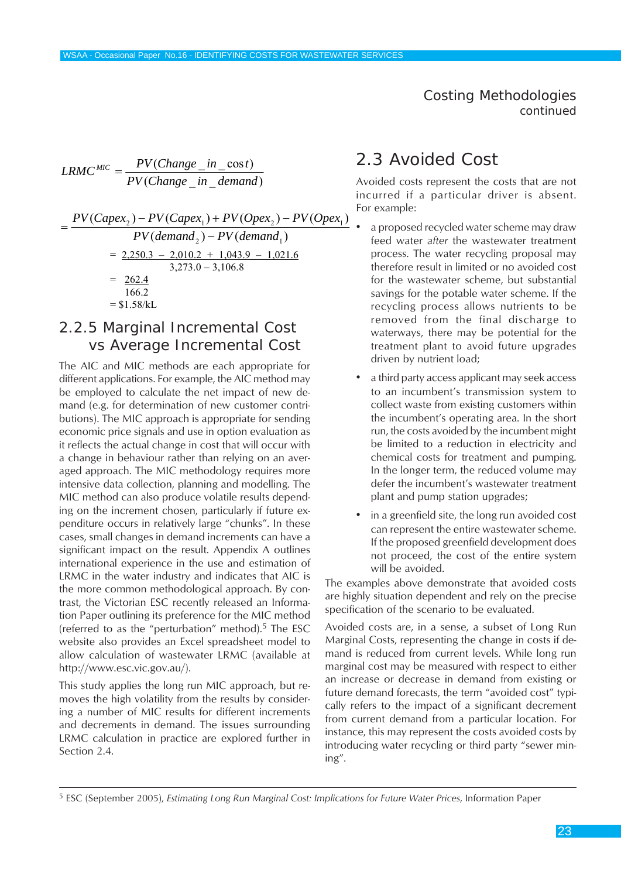$$LRMC^{MIC} = \frac{PV(Change\_in\_\cos t)}{PV(Change\_in\_demand)}$$

$$= \frac{PV(Capex_2) - PV(Capex_1) + PV(Opex_2) - PV(Opex_1)}{PV(demand_2) - PV(demand_1)}$$

$$= \frac{2{,}250.3 \; - \; 2{,}010.2 \; + \; 1{,}043.9 \; - \; 1{,}021.6}{3{,}273.0 - 3{,}106.8}$$

$$= \frac{262.4}{166.2}$$

$$= \$1.58/kL$$

### 2.2.5 Marginal Incremental Cost vs Average Incremental Cost

The AIC and MIC methods are each appropriate for different applications. For example, the AIC method may be employed to calculate the net impact of new demand (e.g. for determination of new customer contributions). The MIC approach is appropriate for sending economic price signals and use in option evaluation as it reflects the actual change in cost that will occur with a change in behaviour rather than relying on an averaged approach. The MIC methodology requires more intensive data collection, planning and modelling. The MIC method can also produce volatile results depending on the increment chosen, particularly if future expenditure occurs in relatively large "chunks". In these cases, small changes in demand increments can have a significant impact on the result. Appendix A outlines international experience in the use and estimation of LRMC in the water industry and indicates that AIC is the more common methodological approach. By contrast, the Victorian ESC recently released an Information Paper outlining its preference for the MIC method (referred to as the "perturbation" method).[5] The ESC website also provides an Excel spreadsheet model to allow calculation of wastewater LRMC (available at http://www.esc.vic.gov.au/).

This study applies the long run MIC approach, but removes the high volatility from the results by considering a number of MIC results for different increments and decrements in demand. The issues surrounding LRMC calculation in practice are explored further in Section 2.4.

## 2.3 Avoided Cost

Avoided costs represent the costs that are not incurred if a particular driver is absent. For example:

- a proposed recycled water scheme may draw feed water *after* the wastewater treatment process. The water recycling proposal may therefore result in limited or no avoided cost for the wastewater scheme, but substantial savings for the potable water scheme. If the recycling process allows nutrients to be removed from the final discharge to waterways, there may be potential for the treatment plant to avoid future upgrades driven by nutrient load;
- a third party access applicant may seek access to an incumbent's transmission system to collect waste from existing customers within the incumbent's operating area. In the short run, the costs avoided by the incumbent might be limited to a reduction in electricity and chemical costs for treatment and pumping. In the longer term, the reduced volume may defer the incumbent's wastewater treatment plant and pump station upgrades;
- in a greenfield site, the long run avoided cost can represent the entire wastewater scheme. If the proposed greenfield development does not proceed, the cost of the entire system will be avoided.

The examples above demonstrate that avoided costs are highly situation dependent and rely on the precise specification of the scenario to be evaluated.

Avoided costs are, in a sense, a subset of Long Run Marginal Costs, representing the change in costs if demand is reduced from current levels. While long run marginal cost may be measured with respect to either an increase or decrease in demand from existing or future demand forecasts, the term "avoided cost" typically refers to the impact of a significant decrement from current demand from a particular location. For instance, this may represent the costs avoided costs by introducing water recycling or third party "sewer mining".

---

[5] ESC (September 2005), *Estimating Long Run Marginal Cost: Implications for Future Water Prices*, Information Paper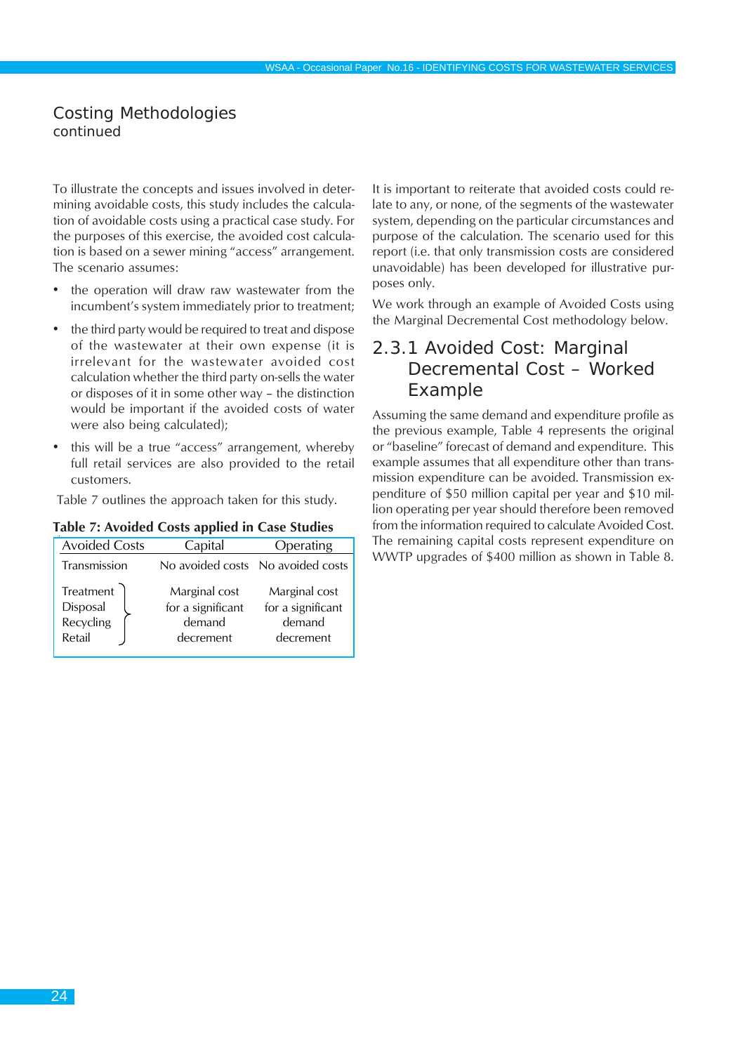## Costing Methodologies
continued

To illustrate the concepts and issues involved in determining avoidable costs, this study includes the calculation of avoidable costs using a practical case study. For the purposes of this exercise, the avoided cost calculation is based on a sewer mining "access" arrangement. The scenario assumes:

- the operation will draw raw wastewater from the incumbent's system immediately prior to treatment;
- the third party would be required to treat and dispose of the wastewater at their own expense (it is irrelevant for the wastewater avoided cost calculation whether the third party on-sells the water or disposes of it in some other way – the distinction would be important if the avoided costs of water were also being calculated);
- this will be a true "access" arrangement, whereby full retail services are also provided to the retail customers.

Table 7 outlines the approach taken for this study.

**Table 7: Avoided Costs applied in Case Studies**

| Avoided Costs | Capital | Operating |
|---|---|---|
| Transmission | No avoided costs | No avoided costs |
| Treatment, Disposal, Recycling, Retail | Marginal cost for a significant demand decrement | Marginal cost for a significant demand decrement |

It is important to reiterate that avoided costs could relate to any, or none, of the segments of the wastewater system, depending on the particular circumstances and purpose of the calculation. The scenario used for this report (i.e. that only transmission costs are considered unavoidable) has been developed for illustrative purposes only.

We work through an example of Avoided Costs using the Marginal Decremental Cost methodology below.

### 2.3.1 Avoided Cost: Marginal Decremental Cost – Worked Example

Assuming the same demand and expenditure profile as the previous example, Table 4 represents the original or "baseline" forecast of demand and expenditure. This example assumes that all expenditure other than transmission expenditure can be avoided. Transmission expenditure of $50 million capital per year and $10 million operating per year should therefore been removed from the information required to calculate Avoided Cost. The remaining capital costs represent expenditure on WWTP upgrades of $400 million as shown in Table 8.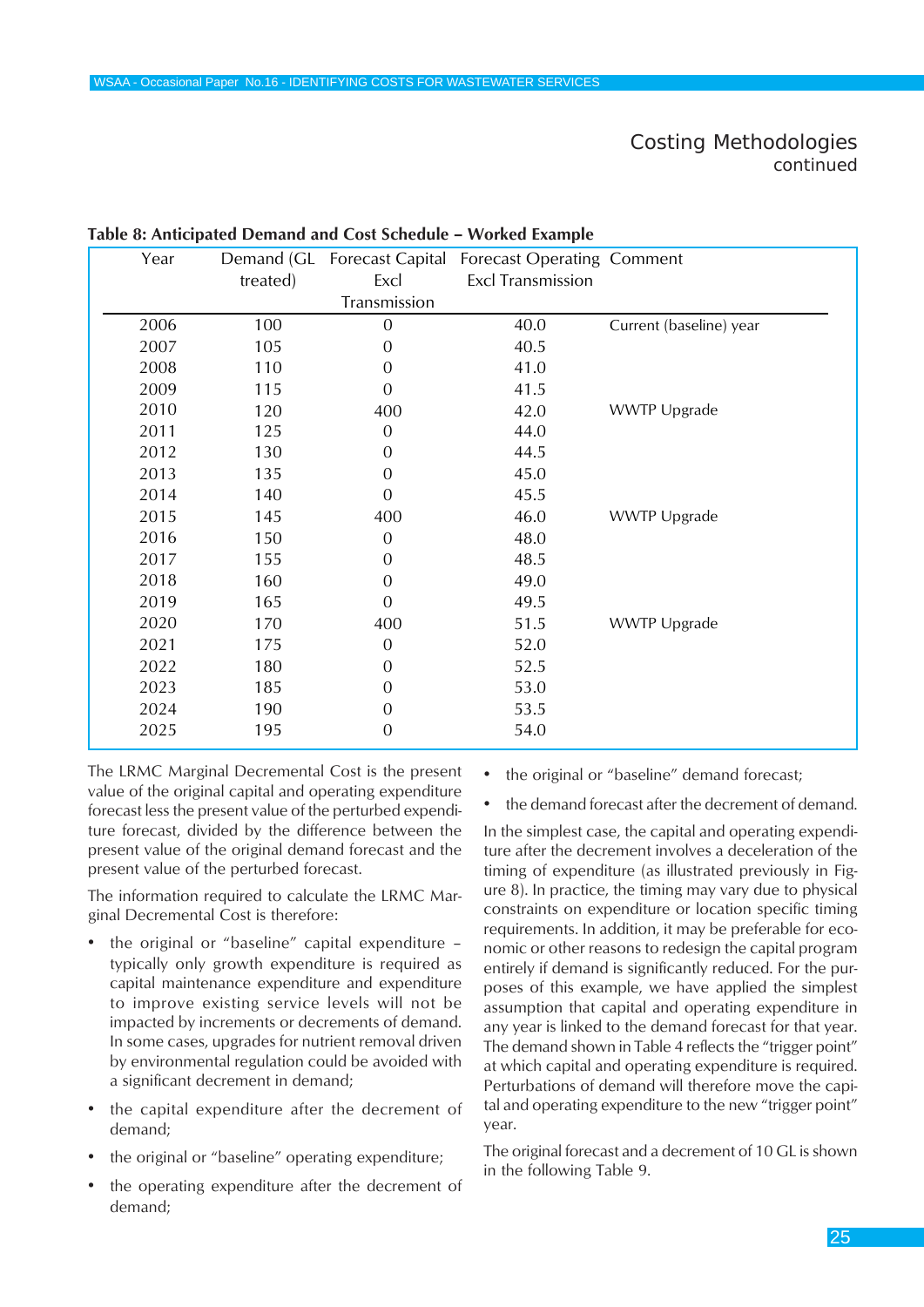## Costing Methodologies
continued

**Table 8: Anticipated Demand and Cost Schedule – Worked Example**

| Year | Demand (GL treated) | Forecast Capital Excl Transmission | Forecast Operating Excl Transmission | Comment |
|---|---|---|---|---|
| 2006 | 100 | 0 | 40.0 | Current (baseline) year |
| 2007 | 105 | 0 | 40.5 | |
| 2008 | 110 | 0 | 41.0 | |
| 2009 | 115 | 0 | 41.5 | |
| 2010 | 120 | 400 | 42.0 | WWTP Upgrade |
| 2011 | 125 | 0 | 44.0 | |
| 2012 | 130 | 0 | 44.5 | |
| 2013 | 135 | 0 | 45.0 | |
| 2014 | 140 | 0 | 45.5 | |
| 2015 | 145 | 400 | 46.0 | WWTP Upgrade |
| 2016 | 150 | 0 | 48.0 | |
| 2017 | 155 | 0 | 48.5 | |
| 2018 | 160 | 0 | 49.0 | |
| 2019 | 165 | 0 | 49.5 | |
| 2020 | 170 | 400 | 51.5 | WWTP Upgrade |
| 2021 | 175 | 0 | 52.0 | |
| 2022 | 180 | 0 | 52.5 | |
| 2023 | 185 | 0 | 53.0 | |
| 2024 | 190 | 0 | 53.5 | |
| 2025 | 195 | 0 | 54.0 | |

The LRMC Marginal Decremental Cost is the present value of the original capital and operating expenditure forecast less the present value of the perturbed expenditure forecast, divided by the difference between the present value of the original demand forecast and the present value of the perturbed forecast.

The information required to calculate the LRMC Marginal Decremental Cost is therefore:

- the original or "baseline" capital expenditure – typically only growth expenditure is required as capital maintenance expenditure and expenditure to improve existing service levels will not be impacted by increments or decrements of demand. In some cases, upgrades for nutrient removal driven by environmental regulation could be avoided with a significant decrement in demand;
- the capital expenditure after the decrement of demand;
- the original or "baseline" operating expenditure;
- the operating expenditure after the decrement of demand;
- the original or "baseline" demand forecast;
- the demand forecast after the decrement of demand.

In the simplest case, the capital and operating expenditure after the decrement involves a deceleration of the timing of expenditure (as illustrated previously in Figure 8). In practice, the timing may vary due to physical constraints on expenditure or location specific timing requirements. In addition, it may be preferable for economic or other reasons to redesign the capital program entirely if demand is significantly reduced. For the purposes of this example, we have applied the simplest assumption that capital and operating expenditure in any year is linked to the demand forecast for that year. The demand shown in Table 4 reflects the "trigger point" at which capital and operating expenditure is required. Perturbations of demand will therefore move the capital and operating expenditure to the new "trigger point" year.

The original forecast and a decrement of 10 GL is shown in the following Table 9.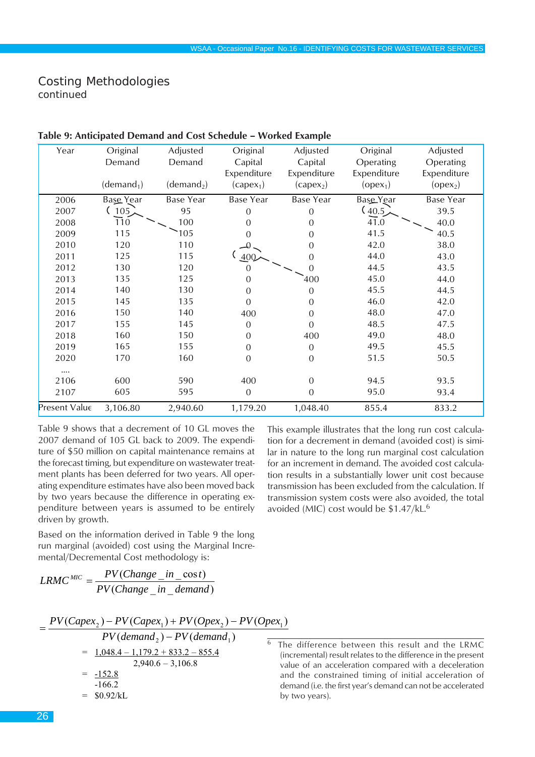## Costing Methodologies
continued

**Table 9: Anticipated Demand and Cost Schedule – Worked Example**

| Year | Original Demand ($demand_1$) | Adjusted Demand ($demand_2$) | Original Capital Expenditure ($capex_1$) | Adjusted Capital Expenditure ($capex_2$) | Original Operating Expenditure ($opex_1$) | Adjusted Operating Expenditure ($opex_2$) |
|---|---|---|---|---|---|---|
| 2006 | Base Year | Base Year | Base Year | Base Year | Base Year | Base Year |
| 2007 | 105 | 95 | 0 | 0 | 40.5 | 39.5 |
| 2008 | 110 | 100 | 0 | 0 | 41.0 | 40.0 |
| 2009 | 115 | 105 | 0 | 0 | 41.5 | 40.5 |
| 2010 | 120 | 110 | 0 | 0 | 42.0 | 38.0 |
| 2011 | 125 | 115 | 400 | 0 | 44.0 | 43.0 |
| 2012 | 130 | 120 | 0 | 0 | 44.5 | 43.5 |
| 2013 | 135 | 125 | 0 | 400 | 45.0 | 44.0 |
| 2014 | 140 | 130 | 0 | 0 | 45.5 | 44.5 |
| 2015 | 145 | 135 | 0 | 0 | 46.0 | 42.0 |
| 2016 | 150 | 140 | 400 | 0 | 48.0 | 47.0 |
| 2017 | 155 | 145 | 0 | 0 | 48.5 | 47.5 |
| 2018 | 160 | 150 | 0 | 400 | 49.0 | 48.0 |
| 2019 | 165 | 155 | 0 | 0 | 49.5 | 45.5 |
| 2020 | 170 | 160 | 0 | 0 | 51.5 | 50.5 |
| .... | | | | | | |
| 2106 | 600 | 590 | 400 | 0 | 94.5 | 93.5 |
| 2107 | 605 | 595 | 0 | 0 | 95.0 | 93.4 |
| Present Value | 3,106.80 | 2,940.60 | 1,179.20 | 1,048.40 | 855.4 | 833.2 |

Table 9 shows that a decrement of 10 GL moves the 2007 demand of 105 GL back to 2009. The expenditure of $50 million on capital maintenance remains at the forecast timing, but expenditure on wastewater treatment plants has been deferred for two years. All operating expenditure estimates have also been moved back by two years because the difference in operating expenditure between years is assumed to be entirely driven by growth.

Based on the information derived in Table 9 the long run marginal (avoided) cost using the Marginal Incremental/Decremental Cost methodology is:

$$LRMC^{MIC} = \frac{PV(Change\_in\_cost)}{PV(Change\_in\_demand)}$$

$$= \frac{PV(Capex_2) - PV(Capex_1) + PV(Opex_2) - PV(Opex_1)}{PV(demand_2) - PV(demand_1)}$$

$$= \frac{1{,}048.4 - 1{,}179.2 + 833.2 - 855.4}{2{,}940.6 - 3{,}106.8}$$

$$= \frac{-152.8}{-166.2}$$

$$= \$0.92/kL$$

This example illustrates that the long run cost calculation for a decrement in demand (avoided cost) is similar in nature to the long run marginal cost calculation for an increment in demand. The avoided cost calculation results in a substantially lower unit cost because transmission has been excluded from the calculation. If transmission system costs were also avoided, the total avoided (MIC) cost would be $1.47/kL.[6]

[6] The difference between this result and the LRMC (incremental) result relates to the difference in the present value of an acceleration compared with a deceleration and the constrained timing of initial acceleration of demand (i.e. the first year's demand can not be accelerated by two years).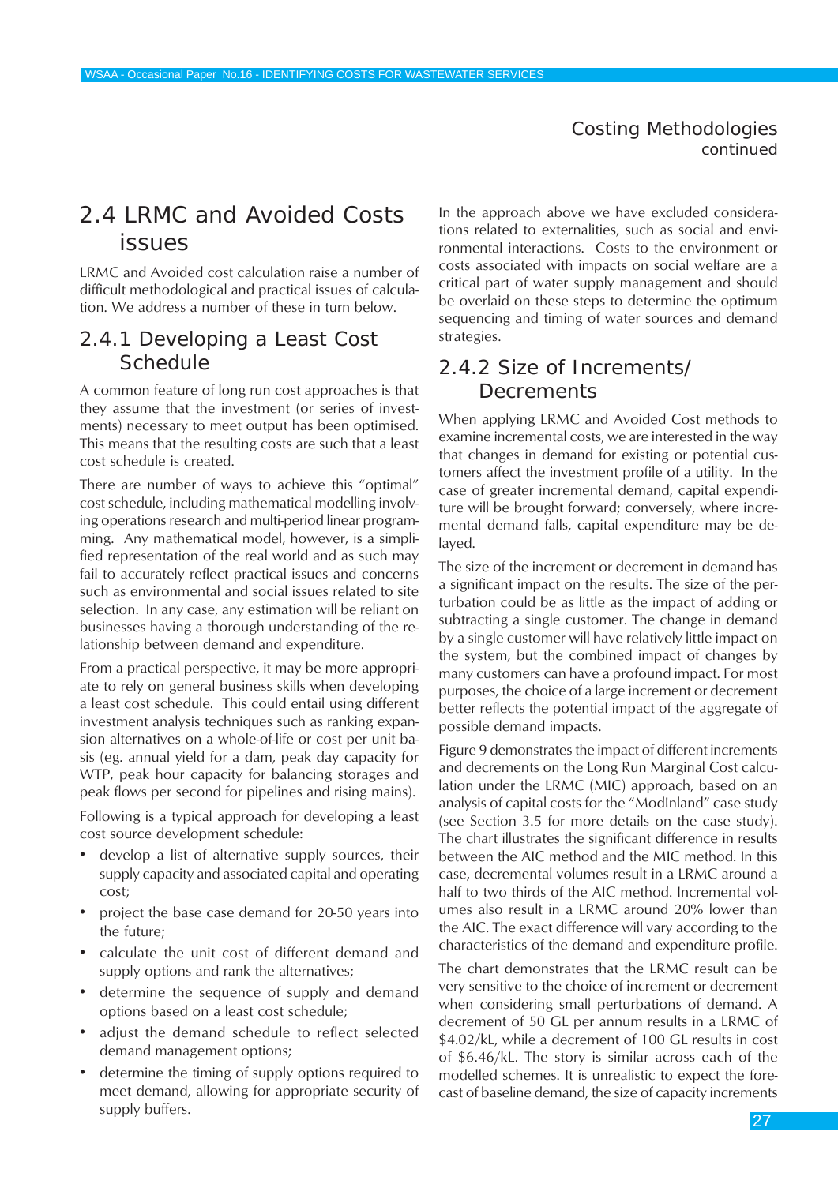## 2.4 LRMC and Avoided Costs issues

LRMC and Avoided cost calculation raise a number of difficult methodological and practical issues of calculation. We address a number of these in turn below.

### 2.4.1 Developing a Least Cost Schedule

A common feature of long run cost approaches is that they assume that the investment (or series of investments) necessary to meet output has been optimised. This means that the resulting costs are such that a least cost schedule is created.

There are number of ways to achieve this "optimal" cost schedule, including mathematical modelling involving operations research and multi-period linear programming. Any mathematical model, however, is a simplified representation of the real world and as such may fail to accurately reflect practical issues and concerns such as environmental and social issues related to site selection. In any case, any estimation will be reliant on businesses having a thorough understanding of the relationship between demand and expenditure.

From a practical perspective, it may be more appropriate to rely on general business skills when developing a least cost schedule. This could entail using different investment analysis techniques such as ranking expansion alternatives on a whole-of-life or cost per unit basis (eg. annual yield for a dam, peak day capacity for WTP, peak hour capacity for balancing storages and peak flows per second for pipelines and rising mains).

Following is a typical approach for developing a least cost source development schedule:

- develop a list of alternative supply sources, their supply capacity and associated capital and operating cost;
- project the base case demand for 20-50 years into the future;
- calculate the unit cost of different demand and supply options and rank the alternatives;
- determine the sequence of supply and demand options based on a least cost schedule;
- adjust the demand schedule to reflect selected demand management options;
- determine the timing of supply options required to meet demand, allowing for appropriate security of supply buffers.

In the approach above we have excluded considerations related to externalities, such as social and environmental interactions. Costs to the environment or costs associated with impacts on social welfare are a critical part of water supply management and should be overlaid on these steps to determine the optimum sequencing and timing of water sources and demand strategies.

### 2.4.2 Size of Increments/ Decrements

When applying LRMC and Avoided Cost methods to examine incremental costs, we are interested in the way that changes in demand for existing or potential customers affect the investment profile of a utility. In the case of greater incremental demand, capital expenditure will be brought forward; conversely, where incremental demand falls, capital expenditure may be delayed.

The size of the increment or decrement in demand has a significant impact on the results. The size of the perturbation could be as little as the impact of adding or subtracting a single customer. The change in demand by a single customer will have relatively little impact on the system, but the combined impact of changes by many customers can have a profound impact. For most purposes, the choice of a large increment or decrement better reflects the potential impact of the aggregate of possible demand impacts.

Figure 9 demonstrates the impact of different increments and decrements on the Long Run Marginal Cost calculation under the LRMC (MIC) approach, based on an analysis of capital costs for the "ModInland" case study (see Section 3.5 for more details on the case study). The chart illustrates the significant difference in results between the AIC method and the MIC method. In this case, decremental volumes result in a LRMC around a half to two thirds of the AIC method. Incremental volumes also result in a LRMC around 20% lower than the AIC. The exact difference will vary according to the characteristics of the demand and expenditure profile.

The chart demonstrates that the LRMC result can be very sensitive to the choice of increment or decrement when considering small perturbations of demand. A decrement of 50 GL per annum results in a LRMC of $4.02/kL, while a decrement of 100 GL results in cost of $6.46/kL. The story is similar across each of the modelled schemes. It is unrealistic to expect the forecast of baseline demand, the size of capacity increments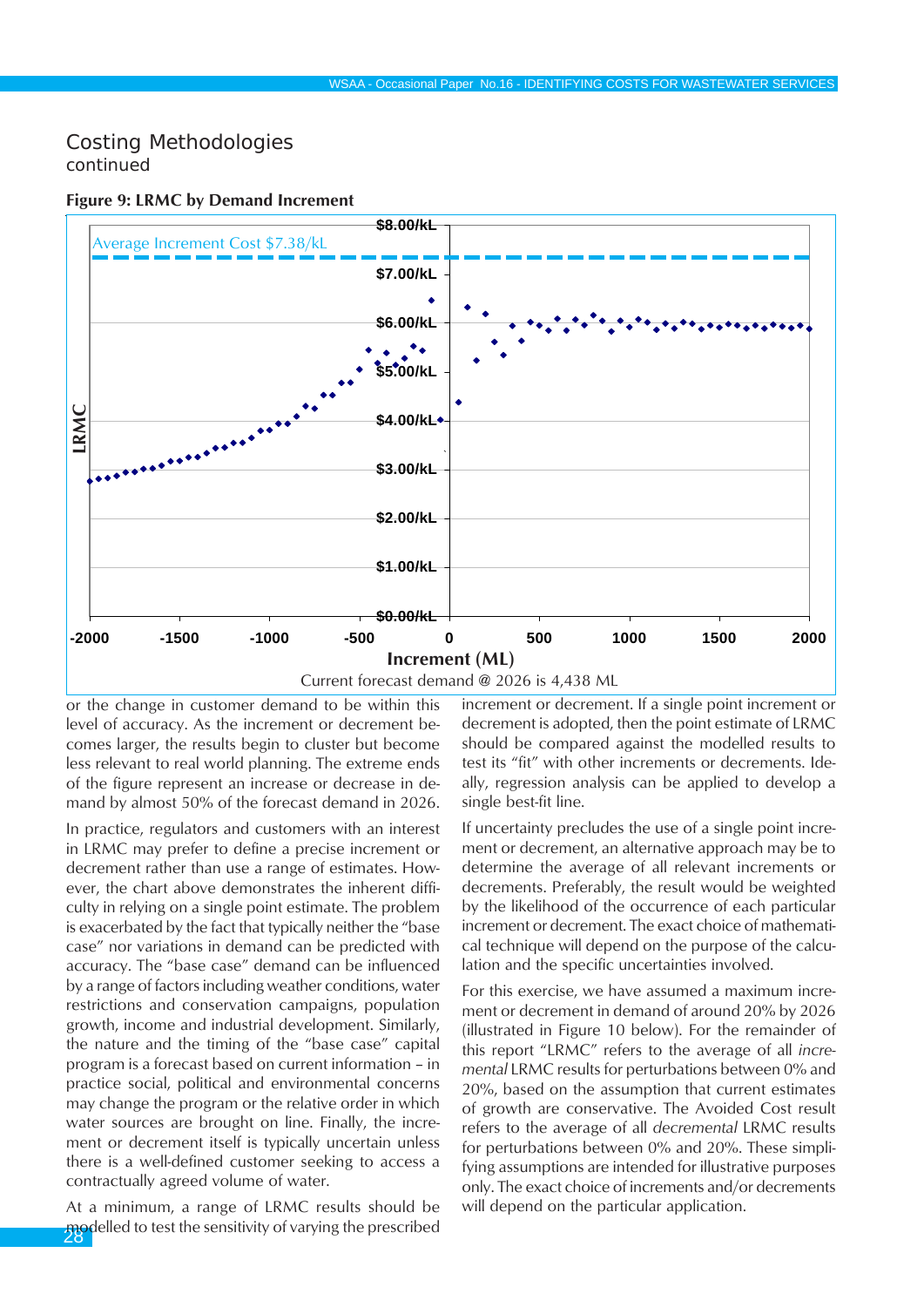## Costing Methodologies
continued

**Figure 9: LRMC by Demand Increment**

Average Increment Cost $7.38/kL

LRMC

Increment (ML)

Current forecast demand @ 2026 is 4,438 ML

or the change in customer demand to be within this level of accuracy. As the increment or decrement becomes larger, the results begin to cluster but become less relevant to real world planning. The extreme ends of the figure represent an increase or decrease in demand by almost 50% of the forecast demand in 2026.

In practice, regulators and customers with an interest in LRMC may prefer to define a precise increment or decrement rather than use a range of estimates. However, the chart above demonstrates the inherent difficulty in relying on a single point estimate. The problem is exacerbated by the fact that typically neither the “base case” nor variations in demand can be predicted with accuracy. The “base case” demand can be influenced by a range of factors including weather conditions, water restrictions and conservation campaigns, population growth, income and industrial development. Similarly, the nature and the timing of the “base case” capital program is a forecast based on current information – in practice social, political and environmental concerns may change the program or the relative order in which water sources are brought on line. Finally, the increment or decrement itself is typically uncertain unless there is a well-defined customer seeking to access a contractually agreed volume of water.

At a minimum, a range of LRMC results should be modelled to test the sensitivity of varying the prescribed increment or decrement. If a single point increment or decrement is adopted, then the point estimate of LRMC should be compared against the modelled results to test its “fit” with other increments or decrements. Ideally, regression analysis can be applied to develop a single best-fit line.

If uncertainty precludes the use of a single point increment or decrement, an alternative approach may be to determine the average of all relevant increments or decrements. Preferably, the result would be weighted by the likelihood of the occurrence of each particular increment or decrement. The exact choice of mathematical technique will depend on the purpose of the calculation and the specific uncertainties involved.

For this exercise, we have assumed a maximum increment or decrement in demand of around 20% by 2026 (illustrated in Figure 10 below). For the remainder of this report “LRMC” refers to the average of all *incremental* LRMC results for perturbations between 0% and 20%, based on the assumption that current estimates of growth are conservative. The Avoided Cost result refers to the average of all *decremental* LRMC results for perturbations between 0% and 20%. These simplifying assumptions are intended for illustrative purposes only. The exact choice of increments and/or decrements will depend on the particular application.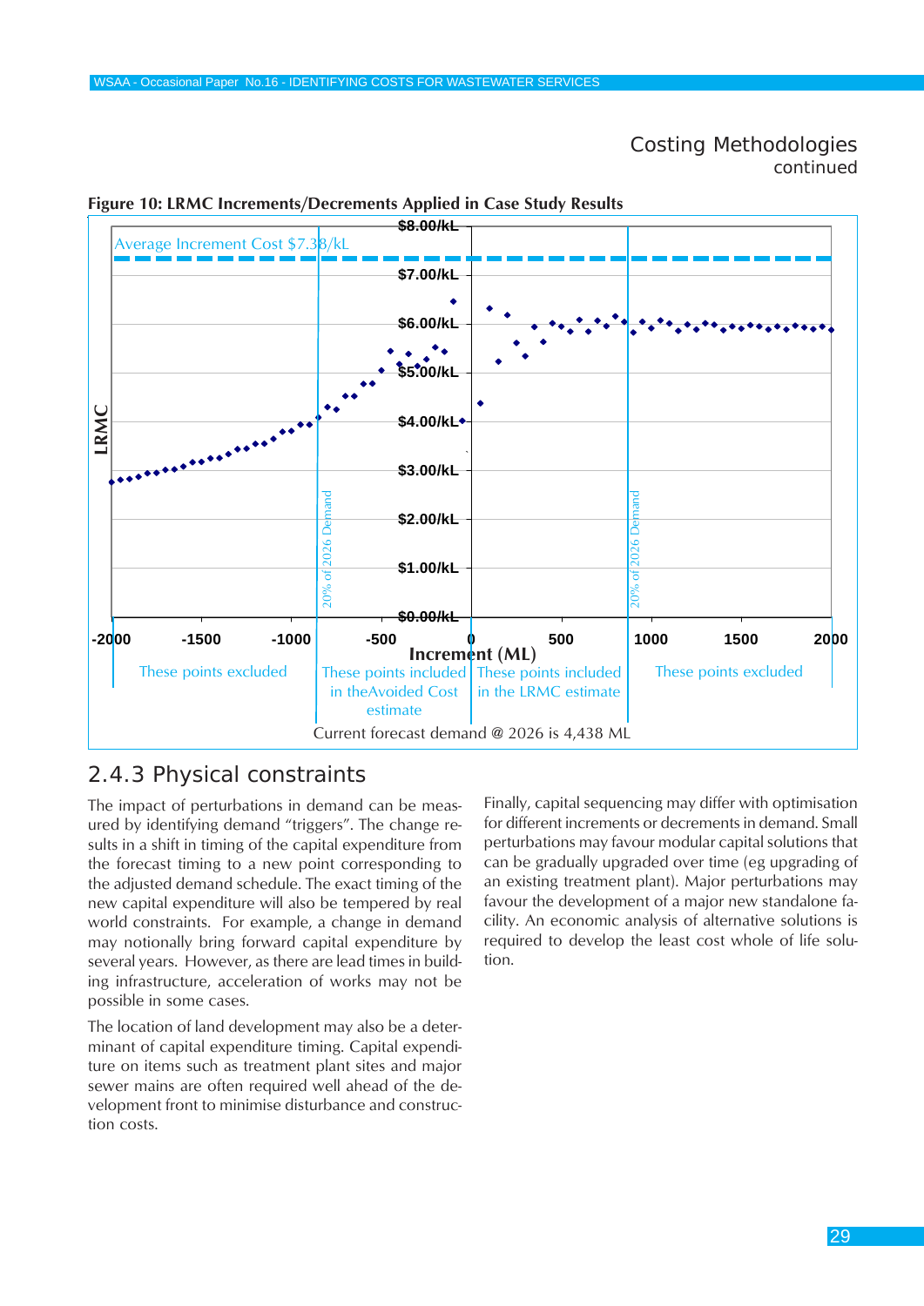## Costing Methodologies
continued

**Figure 10: LRMC Increments/Decrements Applied in Case Study Results**

Average Increment Cost $7.38/kL

LRMC

$8.00/kL
$7.00/kL
$6.00/kL
$5.00/kL
$4.00/kL
$3.00/kL
$2.00/kL
$1.00/kL
$0.00/kL

20% of 2026 Demand

20% of 2026 Demand

-2000 -1500 -1000 -500 0 500 1000 1500 2000

Increment (ML)

These points excluded | These points included in theAvoided Cost estimate | These points included in the LRMC estimate | These points excluded

Current forecast demand @ 2026 is 4,438 ML

### 2.4.3 Physical constraints

The impact of perturbations in demand can be measured by identifying demand "triggers". The change results in a shift in timing of the capital expenditure from the forecast timing to a new point corresponding to the adjusted demand schedule. The exact timing of the new capital expenditure will also be tempered by real world constraints. For example, a change in demand may notionally bring forward capital expenditure by several years. However, as there are lead times in building infrastructure, acceleration of works may not be possible in some cases.

The location of land development may also be a determinant of capital expenditure timing. Capital expenditure on items such as treatment plant sites and major sewer mains are often required well ahead of the development front to minimise disturbance and construction costs.

Finally, capital sequencing may differ with optimisation for different increments or decrements in demand. Small perturbations may favour modular capital solutions that can be gradually upgraded over time (eg upgrading of an existing treatment plant). Major perturbations may favour the development of a major new standalone facility. An economic analysis of alternative solutions is required to develop the least cost whole of life solution.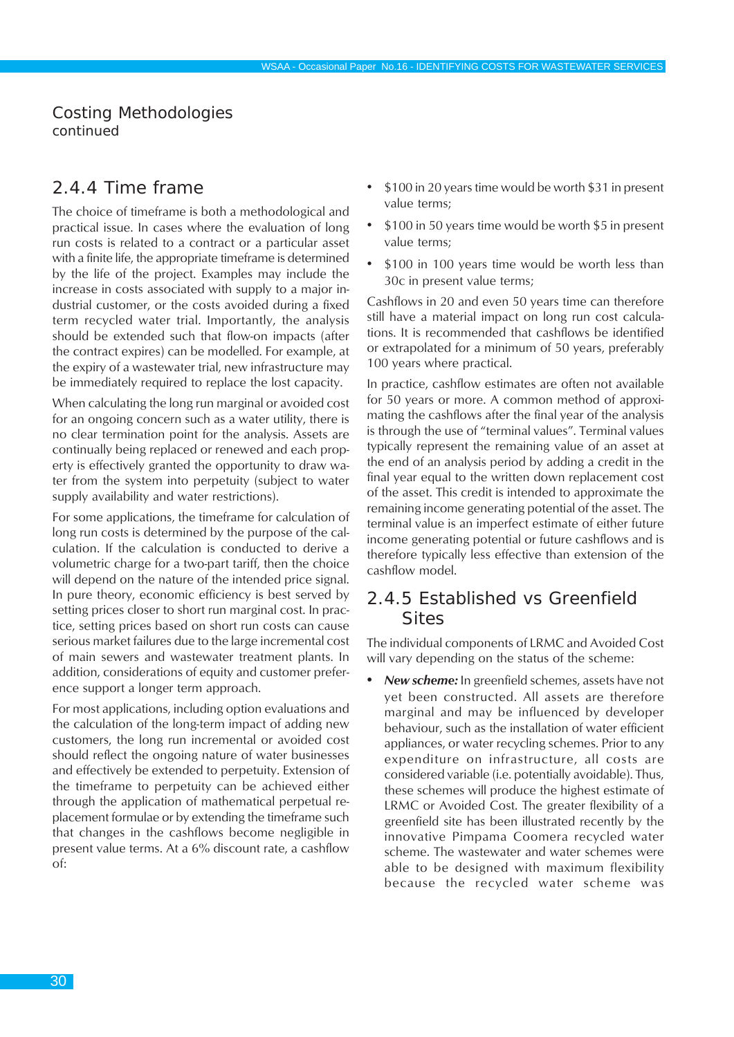## Costing Methodologies
continued

### 2.4.4 Time frame

The choice of timeframe is both a methodological and practical issue. In cases where the evaluation of long run costs is related to a contract or a particular asset with a finite life, the appropriate timeframe is determined by the life of the project. Examples may include the increase in costs associated with supply to a major industrial customer, or the costs avoided during a fixed term recycled water trial. Importantly, the analysis should be extended such that flow-on impacts (after the contract expires) can be modelled. For example, at the expiry of a wastewater trial, new infrastructure may be immediately required to replace the lost capacity.

When calculating the long run marginal or avoided cost for an ongoing concern such as a water utility, there is no clear termination point for the analysis. Assets are continually being replaced or renewed and each property is effectively granted the opportunity to draw water from the system into perpetuity (subject to water supply availability and water restrictions).

For some applications, the timeframe for calculation of long run costs is determined by the purpose of the calculation. If the calculation is conducted to derive a volumetric charge for a two-part tariff, then the choice will depend on the nature of the intended price signal. In pure theory, economic efficiency is best served by setting prices closer to short run marginal cost. In practice, setting prices based on short run costs can cause serious market failures due to the large incremental cost of main sewers and wastewater treatment plants. In addition, considerations of equity and customer preference support a longer term approach.

For most applications, including option evaluations and the calculation of the long-term impact of adding new customers, the long run incremental or avoided cost should reflect the ongoing nature of water businesses and effectively be extended to perpetuity. Extension of the timeframe to perpetuity can be achieved either through the application of mathematical perpetual replacement formulae or by extending the timeframe such that changes in the cashflows become negligible in present value terms. At a 6% discount rate, a cashflow of:

- $100 in 20 years time would be worth $31 in present value terms;
- $100 in 50 years time would be worth $5 in present value terms;
- $100 in 100 years time would be worth less than 30c in present value terms;

Cashflows in 20 and even 50 years time can therefore still have a material impact on long run cost calculations. It is recommended that cashflows be identified or extrapolated for a minimum of 50 years, preferably 100 years where practical.

In practice, cashflow estimates are often not available for 50 years or more. A common method of approximating the cashflows after the final year of the analysis is through the use of "terminal values". Terminal values typically represent the remaining value of an asset at the end of an analysis period by adding a credit in the final year equal to the written down replacement cost of the asset. This credit is intended to approximate the remaining income generating potential of the asset. The terminal value is an imperfect estimate of either future income generating potential or future cashflows and is therefore typically less effective than extension of the cashflow model.

### 2.4.5 Established vs Greenfield Sites

The individual components of LRMC and Avoided Cost will vary depending on the status of the scheme:

- ***New scheme:*** In greenfield schemes, assets have not yet been constructed. All assets are therefore marginal and may be influenced by developer behaviour, such as the installation of water efficient appliances, or water recycling schemes. Prior to any expenditure on infrastructure, all costs are considered variable (i.e. potentially avoidable). Thus, these schemes will produce the highest estimate of LRMC or Avoided Cost. The greater flexibility of a greenfield site has been illustrated recently by the innovative Pimpama Coomera recycled water scheme. The wastewater and water schemes were able to be designed with maximum flexibility because the recycled water scheme was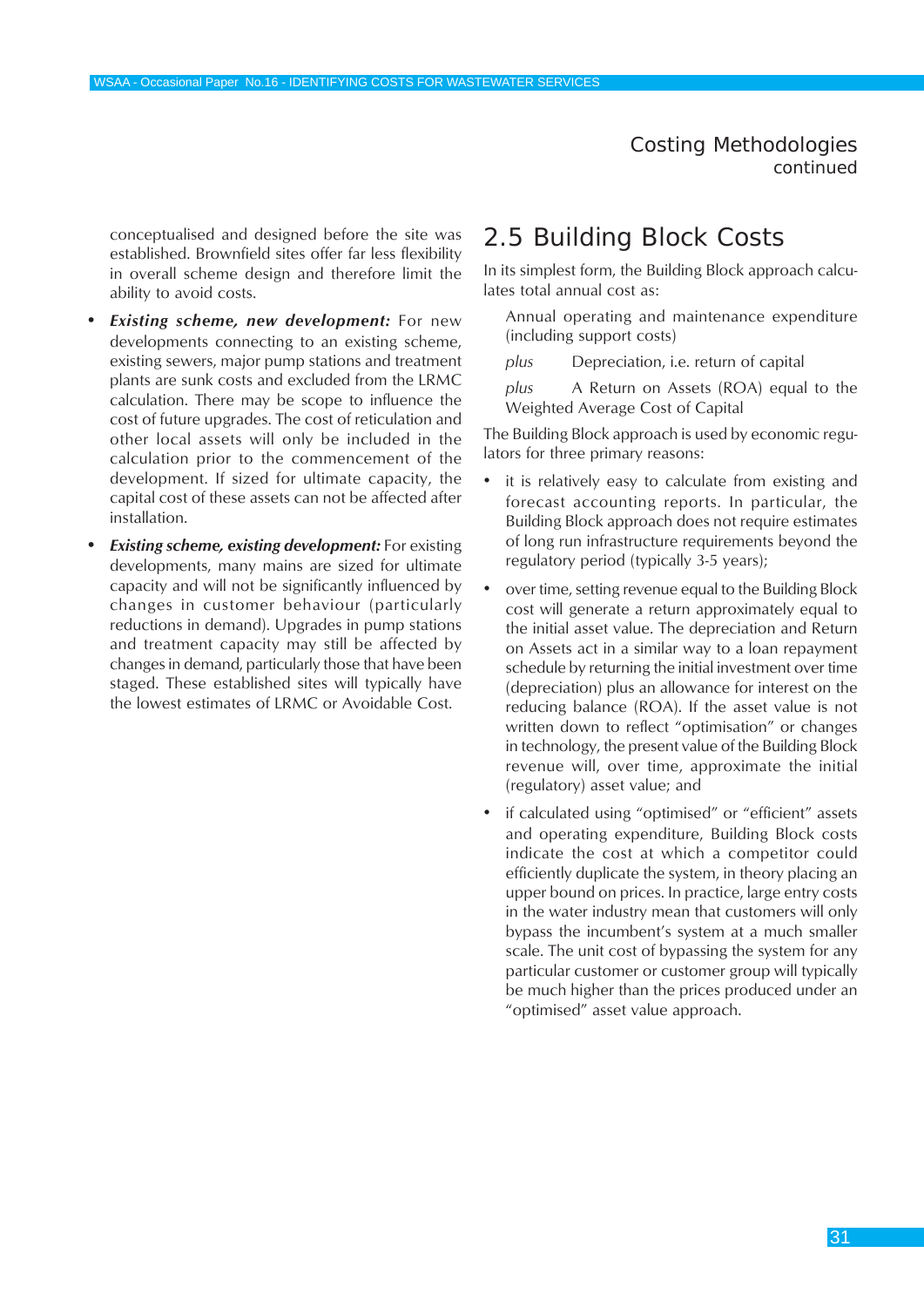conceptualised and designed before the site was established. Brownfield sites offer far less flexibility in overall scheme design and therefore limit the ability to avoid costs.

- ***Existing scheme, new development:*** For new developments connecting to an existing scheme, existing sewers, major pump stations and treatment plants are sunk costs and excluded from the LRMC calculation. There may be scope to influence the cost of future upgrades. The cost of reticulation and other local assets will only be included in the calculation prior to the commencement of the development. If sized for ultimate capacity, the capital cost of these assets can not be affected after installation.
- ***Existing scheme, existing development:*** For existing developments, many mains are sized for ultimate capacity and will not be significantly influenced by changes in customer behaviour (particularly reductions in demand). Upgrades in pump stations and treatment capacity may still be affected by changes in demand, particularly those that have been staged. These established sites will typically have the lowest estimates of LRMC or Avoidable Cost.

## 2.5 Building Block Costs

In its simplest form, the Building Block approach calculates total annual cost as:

Annual operating and maintenance expenditure (including support costs)

*plus* Depreciation, i.e. return of capital

*plus* A Return on Assets (ROA) equal to the Weighted Average Cost of Capital

The Building Block approach is used by economic regulators for three primary reasons:

- it is relatively easy to calculate from existing and forecast accounting reports. In particular, the Building Block approach does not require estimates of long run infrastructure requirements beyond the regulatory period (typically 3-5 years);
- over time, setting revenue equal to the Building Block cost will generate a return approximately equal to the initial asset value. The depreciation and Return on Assets act in a similar way to a loan repayment schedule by returning the initial investment over time (depreciation) plus an allowance for interest on the reducing balance (ROA). If the asset value is not written down to reflect "optimisation" or changes in technology, the present value of the Building Block revenue will, over time, approximate the initial (regulatory) asset value; and
- if calculated using "optimised" or "efficient" assets and operating expenditure, Building Block costs indicate the cost at which a competitor could efficiently duplicate the system, in theory placing an upper bound on prices. In practice, large entry costs in the water industry mean that customers will only bypass the incumbent's system at a much smaller scale. The unit cost of bypassing the system for any particular customer or customer group will typically be much higher than the prices produced under an "optimised" asset value approach.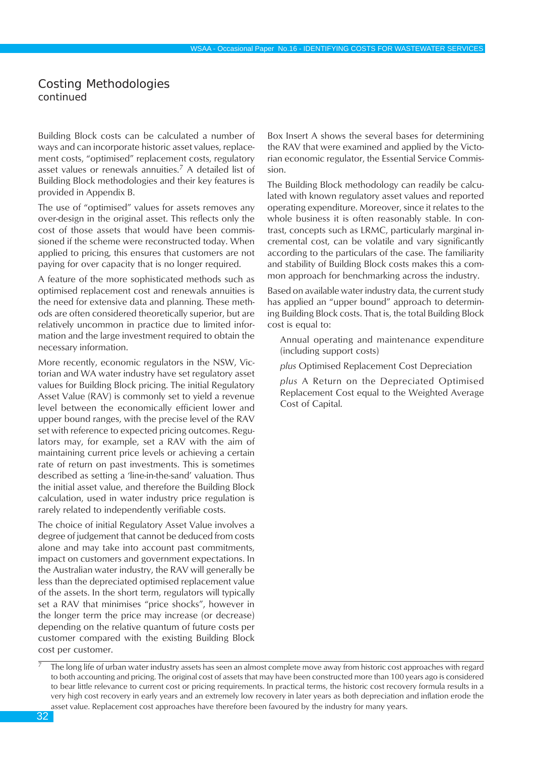## Costing Methodologies
continued

Building Block costs can be calculated a number of ways and can incorporate historic asset values, replacement costs, "optimised" replacement costs, regulatory asset values or renewals annuities.[7] A detailed list of Building Block methodologies and their key features is provided in Appendix B.

The use of "optimised" values for assets removes any over-design in the original asset. This reflects only the cost of those assets that would have been commissioned if the scheme were reconstructed today. When applied to pricing, this ensures that customers are not paying for over capacity that is no longer required.

A feature of the more sophisticated methods such as optimised replacement cost and renewals annuities is the need for extensive data and planning. These methods are often considered theoretically superior, but are relatively uncommon in practice due to limited information and the large investment required to obtain the necessary information.

More recently, economic regulators in the NSW, Victorian and WA water industry have set regulatory asset values for Building Block pricing. The initial Regulatory Asset Value (RAV) is commonly set to yield a revenue level between the economically efficient lower and upper bound ranges, with the precise level of the RAV set with reference to expected pricing outcomes. Regulators may, for example, set a RAV with the aim of maintaining current price levels or achieving a certain rate of return on past investments. This is sometimes described as setting a 'line-in-the-sand' valuation. Thus the initial asset value, and therefore the Building Block calculation, used in water industry price regulation is rarely related to independently verifiable costs.

The choice of initial Regulatory Asset Value involves a degree of judgement that cannot be deduced from costs alone and may take into account past commitments, impact on customers and government expectations. In the Australian water industry, the RAV will generally be less than the depreciated optimised replacement value of the assets. In the short term, regulators will typically set a RAV that minimises "price shocks", however in the longer term the price may increase (or decrease) depending on the relative quantum of future costs per customer compared with the existing Building Block cost per customer.

Box Insert A shows the several bases for determining the RAV that were examined and applied by the Victorian economic regulator, the Essential Service Commission.

The Building Block methodology can readily be calculated with known regulatory asset values and reported operating expenditure. Moreover, since it relates to the whole business it is often reasonably stable. In contrast, concepts such as LRMC, particularly marginal incremental cost, can be volatile and vary significantly according to the particulars of the case. The familiarity and stability of Building Block costs makes this a common approach for benchmarking across the industry.

Based on available water industry data, the current study has applied an "upper bound" approach to determining Building Block costs. That is, the total Building Block cost is equal to:

> Annual operating and maintenance expenditure (including support costs)
>
> *plus* Optimised Replacement Cost Depreciation
>
> *plus* A Return on the Depreciated Optimised Replacement Cost equal to the Weighted Average Cost of Capital.

---

[7] The long life of urban water industry assets has seen an almost complete move away from historic cost approaches with regard to both accounting and pricing. The original cost of assets that may have been constructed more than 100 years ago is considered to bear little relevance to current cost or pricing requirements. In practical terms, the historic cost recovery formula results in a very high cost recovery in early years and an extremely low recovery in later years as both depreciation and inflation erode the asset value. Replacement cost approaches have therefore been favoured by the industry for many years.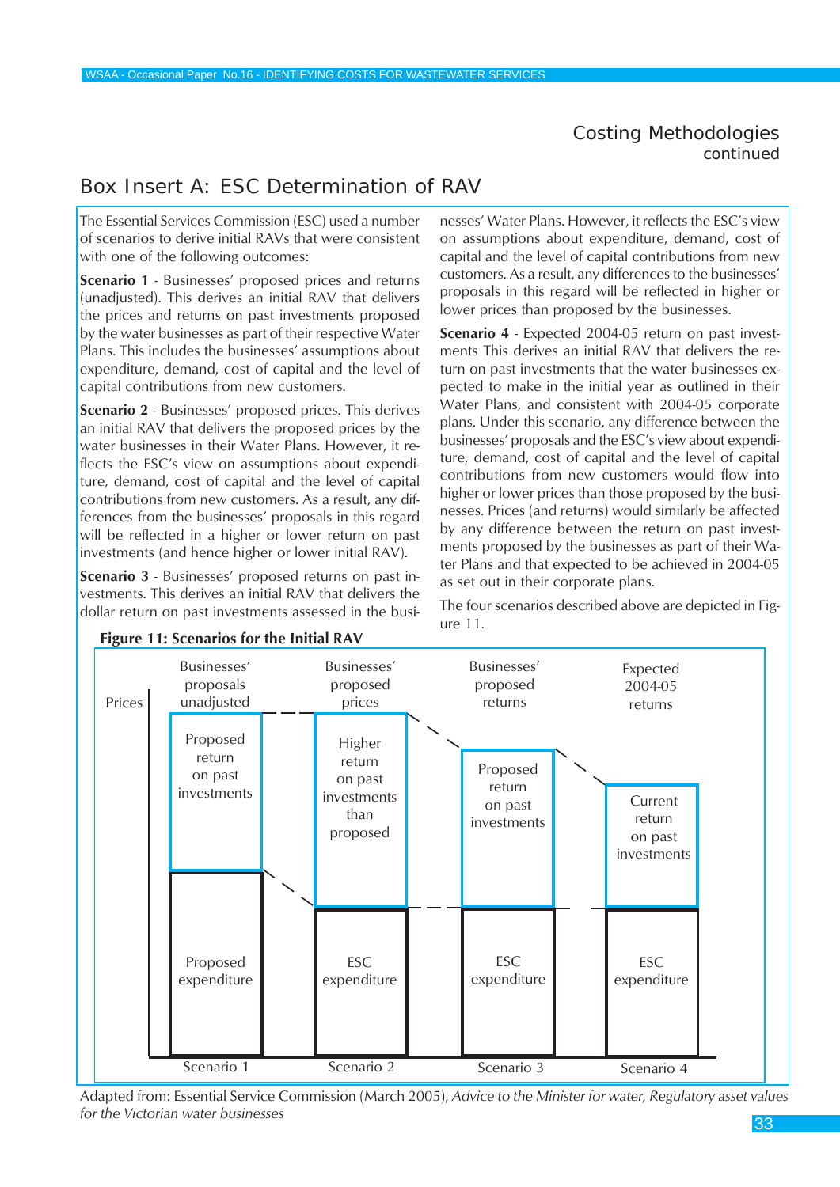## Costing Methodologies
continued

## Box Insert A: ESC Determination of RAV

The Essential Services Commission (ESC) used a number of scenarios to derive initial RAVs that were consistent with one of the following outcomes:

**Scenario 1** - Businesses' proposed prices and returns (unadjusted). This derives an initial RAV that delivers the prices and returns on past investments proposed by the water businesses as part of their respective Water Plans. This includes the businesses' assumptions about expenditure, demand, cost of capital and the level of capital contributions from new customers.

**Scenario 2** - Businesses' proposed prices. This derives an initial RAV that delivers the proposed prices by the water businesses in their Water Plans. However, it reflects the ESC's view on assumptions about expenditure, demand, cost of capital and the level of capital contributions from new customers. As a result, any differences from the businesses' proposals in this regard will be reflected in a higher or lower return on past investments (and hence higher or lower initial RAV).

**Scenario 3** - Businesses' proposed returns on past investments. This derives an initial RAV that delivers the dollar return on past investments assessed in the businesses' Water Plans. However, it reflects the ESC's view on assumptions about expenditure, demand, cost of capital and the level of capital contributions from new customers. As a result, any differences to the businesses' proposals in this regard will be reflected in higher or lower prices than proposed by the businesses.

**Scenario 4** - Expected 2004-05 return on past investments This derives an initial RAV that delivers the return on past investments that the water businesses expected to make in the initial year as outlined in their Water Plans, and consistent with 2004-05 corporate plans. Under this scenario, any difference between the businesses' proposals and the ESC's view about expenditure, demand, cost of capital and the level of capital contributions from new customers would flow into higher or lower prices than those proposed by the businesses. Prices (and returns) would similarly be affected by any difference between the return on past investments proposed by the businesses as part of their Water Plans and that expected to be achieved in 2004-05 as set out in their corporate plans.

The four scenarios described above are depicted in Figure 11.

**Figure 11: Scenarios for the Initial RAV**

| Prices | Businesses' proposals unadjusted | Businesses' proposed prices | Businesses' proposed returns | Expected 2004-05 returns |
|---|---|---|---|---|
| Upper block | Proposed return on past investments | Higher return on past investments than proposed | Proposed return on past investments | Current return on past investments |
| Lower block | Proposed expenditure | ESC expenditure | ESC expenditure | ESC expenditure |
| | Scenario 1 | Scenario 2 | Scenario 3 | Scenario 4 |

Adapted from: Essential Service Commission (March 2005), *Advice to the Minister for water, Regulatory asset values for the Victorian water businesses*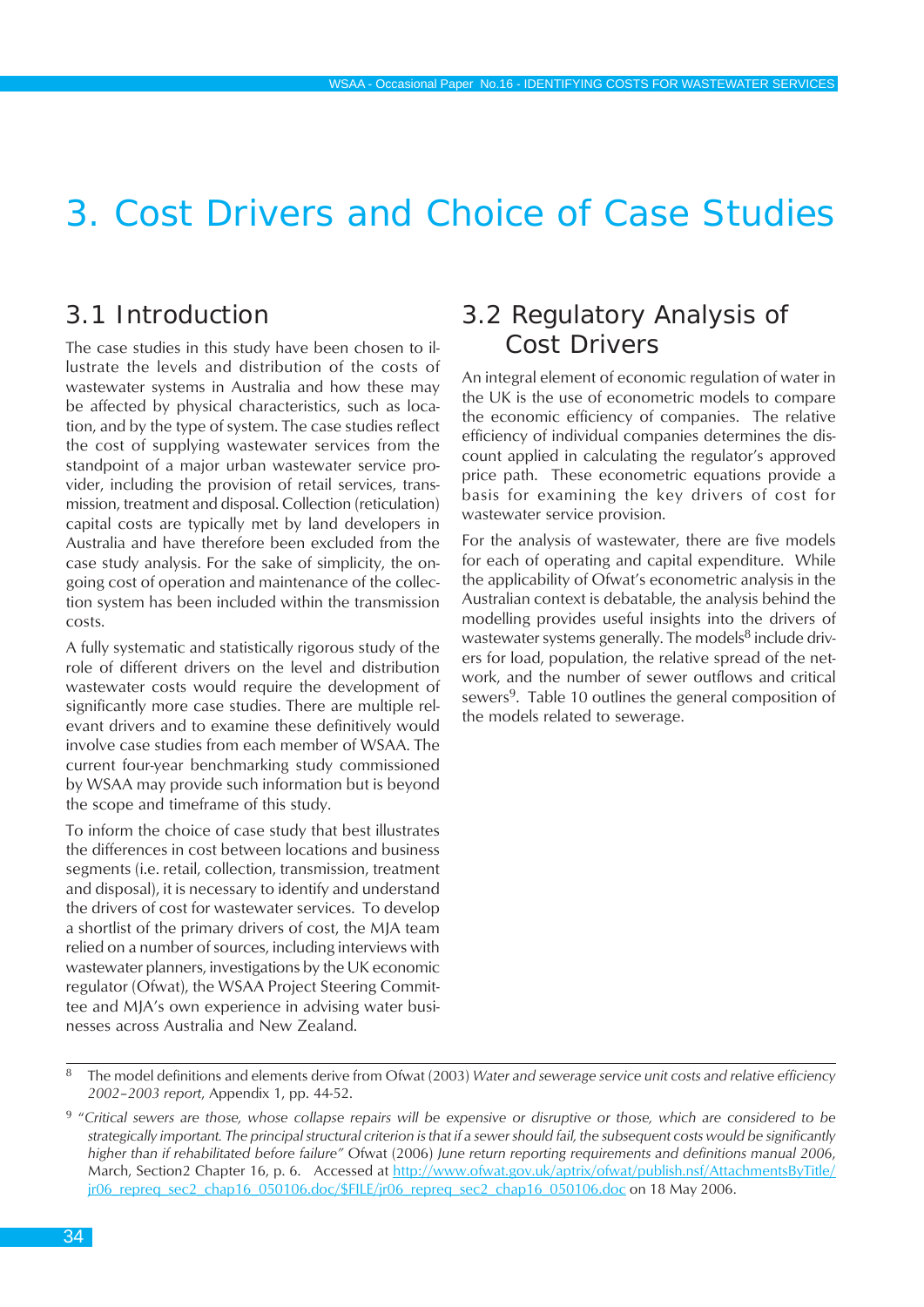# 3. Cost Drivers and Choice of Case Studies

## 3.1 Introduction

The case studies in this study have been chosen to illustrate the levels and distribution of the costs of wastewater systems in Australia and how these may be affected by physical characteristics, such as location, and by the type of system. The case studies reflect the cost of supplying wastewater services from the standpoint of a major urban wastewater service provider, including the provision of retail services, transmission, treatment and disposal. Collection (reticulation) capital costs are typically met by land developers in Australia and have therefore been excluded from the case study analysis. For the sake of simplicity, the ongoing cost of operation and maintenance of the collection system has been included within the transmission costs.

A fully systematic and statistically rigorous study of the role of different drivers on the level and distribution wastewater costs would require the development of significantly more case studies. There are multiple relevant drivers and to examine these definitively would involve case studies from each member of WSAA. The current four-year benchmarking study commissioned by WSAA may provide such information but is beyond the scope and timeframe of this study.

To inform the choice of case study that best illustrates the differences in cost between locations and business segments (i.e. retail, collection, transmission, treatment and disposal), it is necessary to identify and understand the drivers of cost for wastewater services. To develop a shortlist of the primary drivers of cost, the MJA team relied on a number of sources, including interviews with wastewater planners, investigations by the UK economic regulator (Ofwat), the WSAA Project Steering Committee and MJA's own experience in advising water businesses across Australia and New Zealand.

## 3.2 Regulatory Analysis of Cost Drivers

An integral element of economic regulation of water in the UK is the use of econometric models to compare the economic efficiency of companies. The relative efficiency of individual companies determines the discount applied in calculating the regulator's approved price path. These econometric equations provide a basis for examining the key drivers of cost for wastewater service provision.

For the analysis of wastewater, there are five models for each of operating and capital expenditure. While the applicability of Ofwat's econometric analysis in the Australian context is debatable, the analysis behind the modelling provides useful insights into the drivers of wastewater systems generally. The models[8] include drivers for load, population, the relative spread of the network, and the number of sewer outflows and critical sewers[9]. Table 10 outlines the general composition of the models related to sewerage.

---

[8] The model definitions and elements derive from Ofwat (2003) *Water and sewerage service unit costs and relative efficiency 2002–2003 report*, Appendix 1, pp. 44-52.

[9] *"Critical sewers are those, whose collapse repairs will be expensive or disruptive or those, which are considered to be strategically important. The principal structural criterion is that if a sewer should fail, the subsequent costs would be significantly higher than if rehabilitated before failure"* Ofwat (2006) *June return reporting requirements and definitions manual 2006*, March, Section2 Chapter 16, p. 6. Accessed at http://www.ofwat.gov.uk/aptrix/ofwat/publish.nsf/AttachmentsByTitle/jr06_repreq_sec2_chap16_050106.doc/$FILE/jr06_repreq_sec2_chap16_050106.doc on 18 May 2006.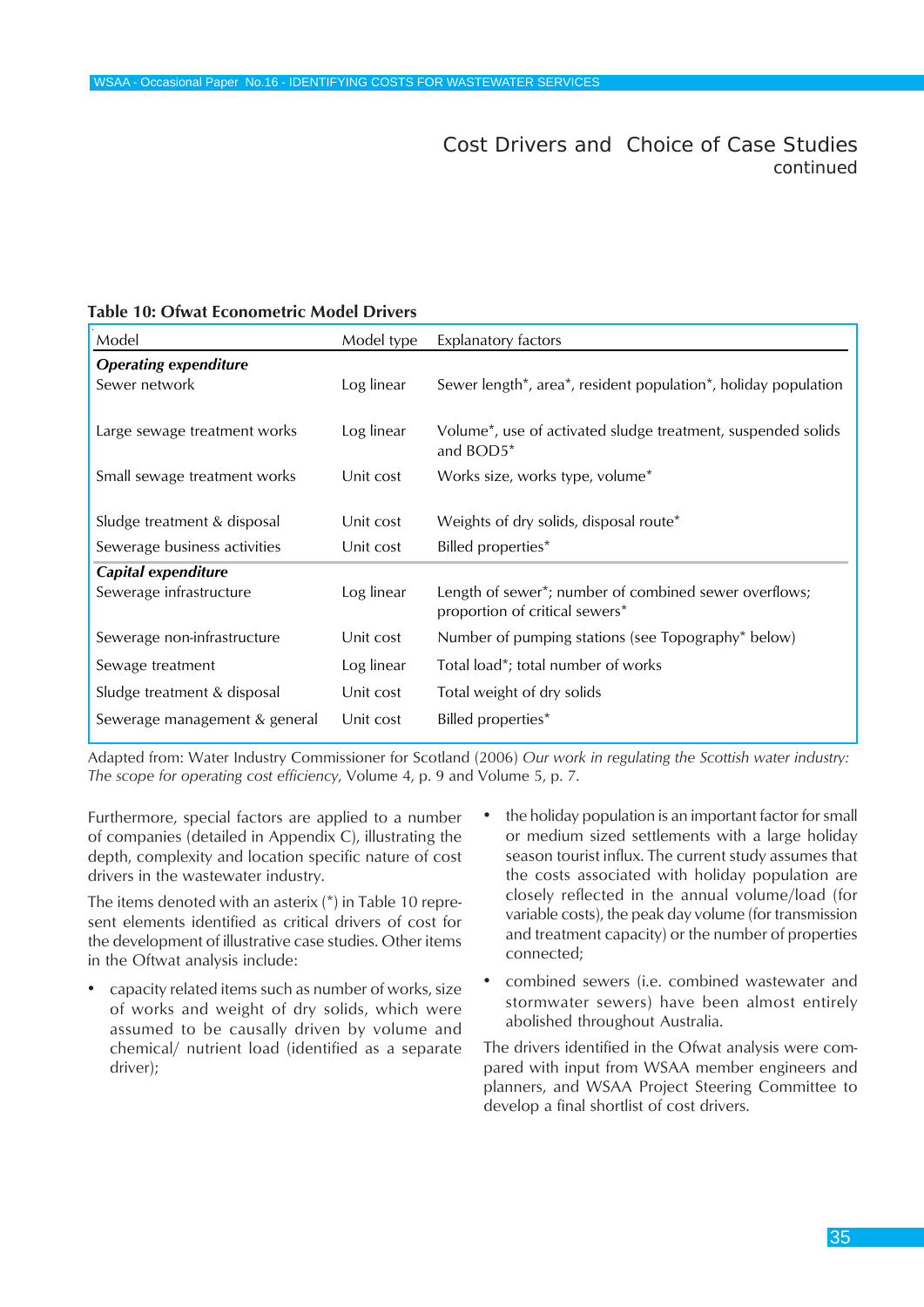## Cost Drivers and Choice of Case Studies continued

**Table 10: Ofwat Econometric Model Drivers**

| Model | Model type | Explanatory factors |
|---|---|---|
| ***Operating expenditure*** | | |
| Sewer network | Log linear | Sewer length*, area*, resident population*, holiday population |
| Large sewage treatment works | Log linear | Volume*, use of activated sludge treatment, suspended solids and BOD5* |
| Small sewage treatment works | Unit cost | Works size, works type, volume* |
| Sludge treatment & disposal | Unit cost | Weights of dry solids, disposal route* |
| Sewerage business activities | Unit cost | Billed properties* |
| ***Capital expenditure*** | | |
| Sewerage infrastructure | Log linear | Length of sewer*; number of combined sewer overflows; proportion of critical sewers* |
| Sewerage non-infrastructure | Unit cost | Number of pumping stations (see Topography* below) |
| Sewage treatment | Log linear | Total load*; total number of works |
| Sludge treatment & disposal | Unit cost | Total weight of dry solids |
| Sewerage management & general | Unit cost | Billed properties* |

Adapted from: Water Industry Commissioner for Scotland (2006) *Our work in regulating the Scottish water industry: The scope for operating cost efficiency*, Volume 4, p. 9 and Volume 5, p. 7.

Furthermore, special factors are applied to a number of companies (detailed in Appendix C), illustrating the depth, complexity and location specific nature of cost drivers in the wastewater industry.

The items denoted with an asterix (*) in Table 10 represent elements identified as critical drivers of cost for the development of illustrative case studies. Other items in the Oftwat analysis include:

- capacity related items such as number of works, size of works and weight of dry solids, which were assumed to be causally driven by volume and chemical/ nutrient load (identified as a separate driver);
- the holiday population is an important factor for small or medium sized settlements with a large holiday season tourist influx. The current study assumes that the costs associated with holiday population are closely reflected in the annual volume/load (for variable costs), the peak day volume (for transmission and treatment capacity) or the number of properties connected;
- combined sewers (i.e. combined wastewater and stormwater sewers) have been almost entirely abolished throughout Australia.

The drivers identified in the Ofwat analysis were compared with input from WSAA member engineers and planners, and WSAA Project Steering Committee to develop a final shortlist of cost drivers.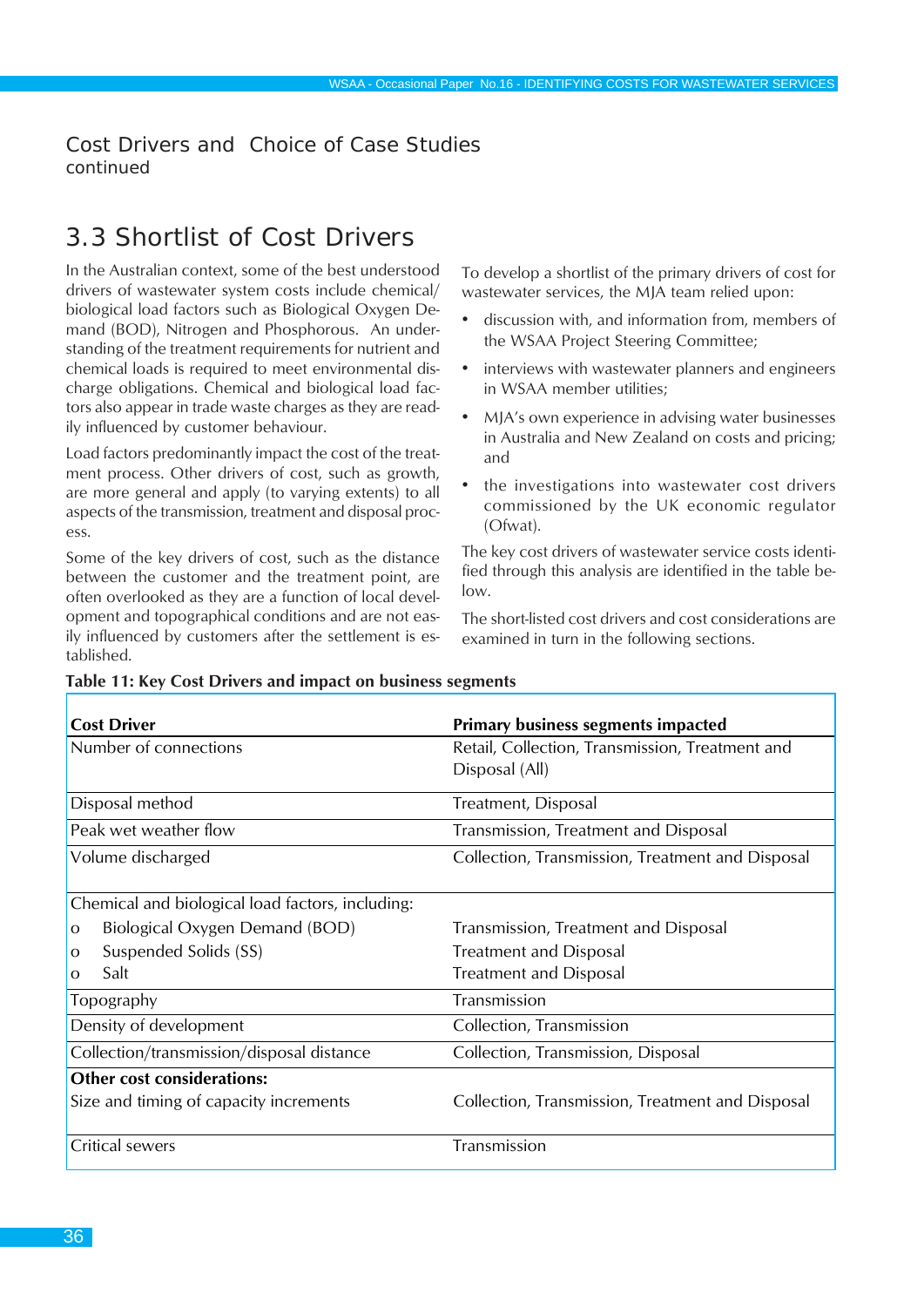## Cost Drivers and Choice of Case Studies continued

## 3.3 Shortlist of Cost Drivers

In the Australian context, some of the best understood drivers of wastewater system costs include chemical/biological load factors such as Biological Oxygen Demand (BOD), Nitrogen and Phosphorous. An understanding of the treatment requirements for nutrient and chemical loads is required to meet environmental discharge obligations. Chemical and biological load factors also appear in trade waste charges as they are readily influenced by customer behaviour.

Load factors predominantly impact the cost of the treatment process. Other drivers of cost, such as growth, are more general and apply (to varying extents) to all aspects of the transmission, treatment and disposal process.

Some of the key drivers of cost, such as the distance between the customer and the treatment point, are often overlooked as they are a function of local development and topographical conditions and are not easily influenced by customers after the settlement is established.

To develop a shortlist of the primary drivers of cost for wastewater services, the MJA team relied upon:

- discussion with, and information from, members of the WSAA Project Steering Committee;
- interviews with wastewater planners and engineers in WSAA member utilities;
- MJA's own experience in advising water businesses in Australia and New Zealand on costs and pricing; and
- the investigations into wastewater cost drivers commissioned by the UK economic regulator (Ofwat).

The key cost drivers of wastewater service costs identified through this analysis are identified in the table below.

The short-listed cost drivers and cost considerations are examined in turn in the following sections.

**Table 11: Key Cost Drivers and impact on business segments**

| Cost Driver | Primary business segments impacted |
|---|---|
| Number of connections | Retail, Collection, Transmission, Treatment and Disposal (All) |
| Disposal method | Treatment, Disposal |
| Peak wet weather flow | Transmission, Treatment and Disposal |
| Volume discharged | Collection, Transmission, Treatment and Disposal |
| Chemical and biological load factors, including: | |
| o Biological Oxygen Demand (BOD) | Transmission, Treatment and Disposal |
| o Suspended Solids (SS) | Treatment and Disposal |
| o Salt | Treatment and Disposal |
| Topography | Transmission |
| Density of development | Collection, Transmission |
| Collection/transmission/disposal distance | Collection, Transmission, Disposal |
| **Other cost considerations:** | |
| Size and timing of capacity increments | Collection, Transmission, Treatment and Disposal |
| Critical sewers | Transmission |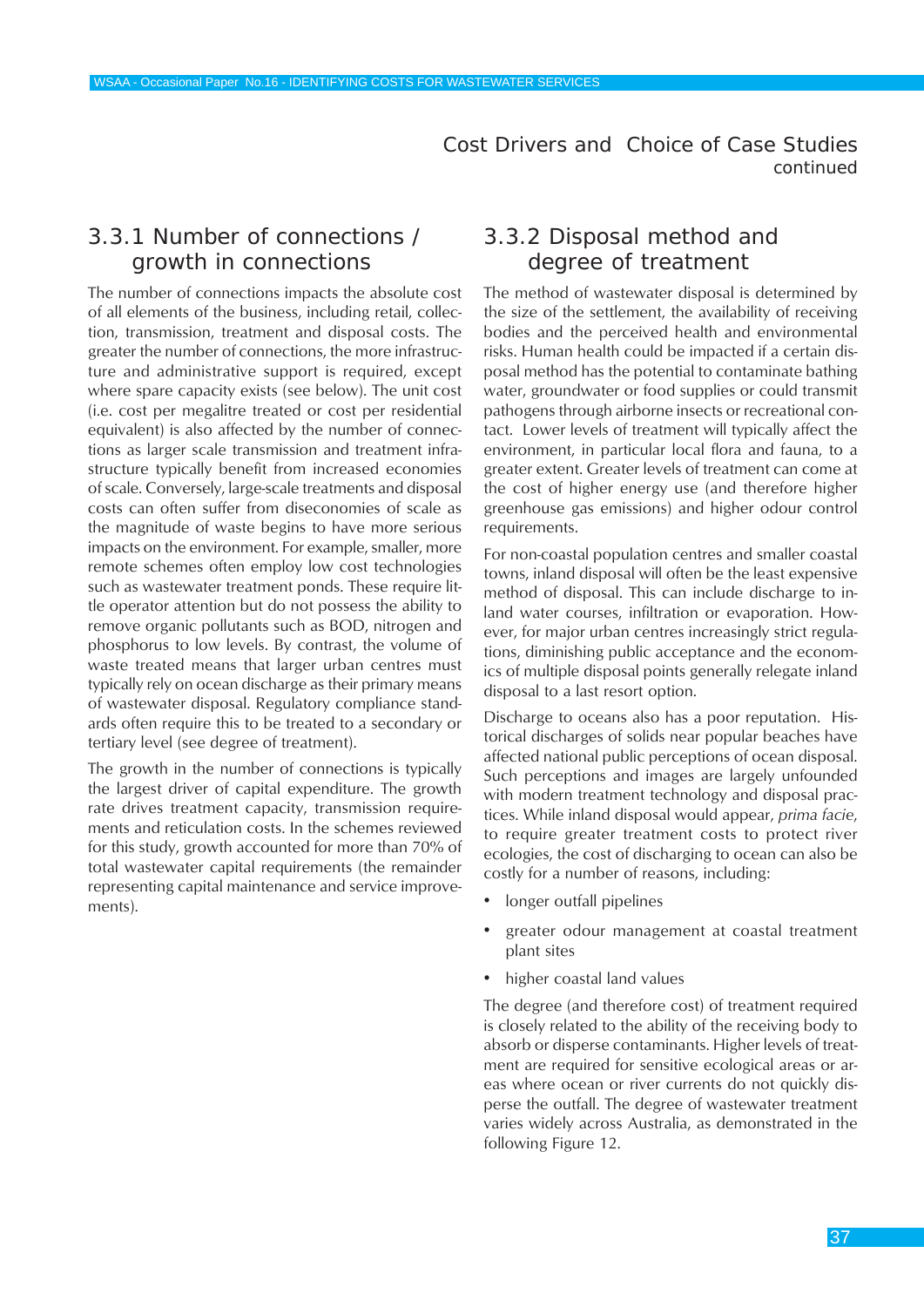## Cost Drivers and Choice of Case Studies continued

### 3.3.1 Number of connections / growth in connections

The number of connections impacts the absolute cost of all elements of the business, including retail, collection, transmission, treatment and disposal costs. The greater the number of connections, the more infrastructure and administrative support is required, except where spare capacity exists (see below). The unit cost (i.e. cost per megalitre treated or cost per residential equivalent) is also affected by the number of connections as larger scale transmission and treatment infrastructure typically benefit from increased economies of scale. Conversely, large-scale treatments and disposal costs can often suffer from diseconomies of scale as the magnitude of waste begins to have more serious impacts on the environment. For example, smaller, more remote schemes often employ low cost technologies such as wastewater treatment ponds. These require little operator attention but do not possess the ability to remove organic pollutants such as BOD, nitrogen and phosphorus to low levels. By contrast, the volume of waste treated means that larger urban centres must typically rely on ocean discharge as their primary means of wastewater disposal. Regulatory compliance standards often require this to be treated to a secondary or tertiary level (see degree of treatment).

The growth in the number of connections is typically the largest driver of capital expenditure. The growth rate drives treatment capacity, transmission requirements and reticulation costs. In the schemes reviewed for this study, growth accounted for more than 70% of total wastewater capital requirements (the remainder representing capital maintenance and service improvements).

### 3.3.2 Disposal method and degree of treatment

The method of wastewater disposal is determined by the size of the settlement, the availability of receiving bodies and the perceived health and environmental risks. Human health could be impacted if a certain disposal method has the potential to contaminate bathing water, groundwater or food supplies or could transmit pathogens through airborne insects or recreational contact. Lower levels of treatment will typically affect the environment, in particular local flora and fauna, to a greater extent. Greater levels of treatment can come at the cost of higher energy use (and therefore higher greenhouse gas emissions) and higher odour control requirements.

For non-coastal population centres and smaller coastal towns, inland disposal will often be the least expensive method of disposal. This can include discharge to inland water courses, infiltration or evaporation. However, for major urban centres increasingly strict regulations, diminishing public acceptance and the economics of multiple disposal points generally relegate inland disposal to a last resort option.

Discharge to oceans also has a poor reputation. Historical discharges of solids near popular beaches have affected national public perceptions of ocean disposal. Such perceptions and images are largely unfounded with modern treatment technology and disposal practices. While inland disposal would appear, *prima facie*, to require greater treatment costs to protect river ecologies, the cost of discharging to ocean can also be costly for a number of reasons, including:

- longer outfall pipelines
- greater odour management at coastal treatment plant sites
- higher coastal land values

The degree (and therefore cost) of treatment required is closely related to the ability of the receiving body to absorb or disperse contaminants. Higher levels of treatment are required for sensitive ecological areas or areas where ocean or river currents do not quickly disperse the outfall. The degree of wastewater treatment varies widely across Australia, as demonstrated in the following Figure 12.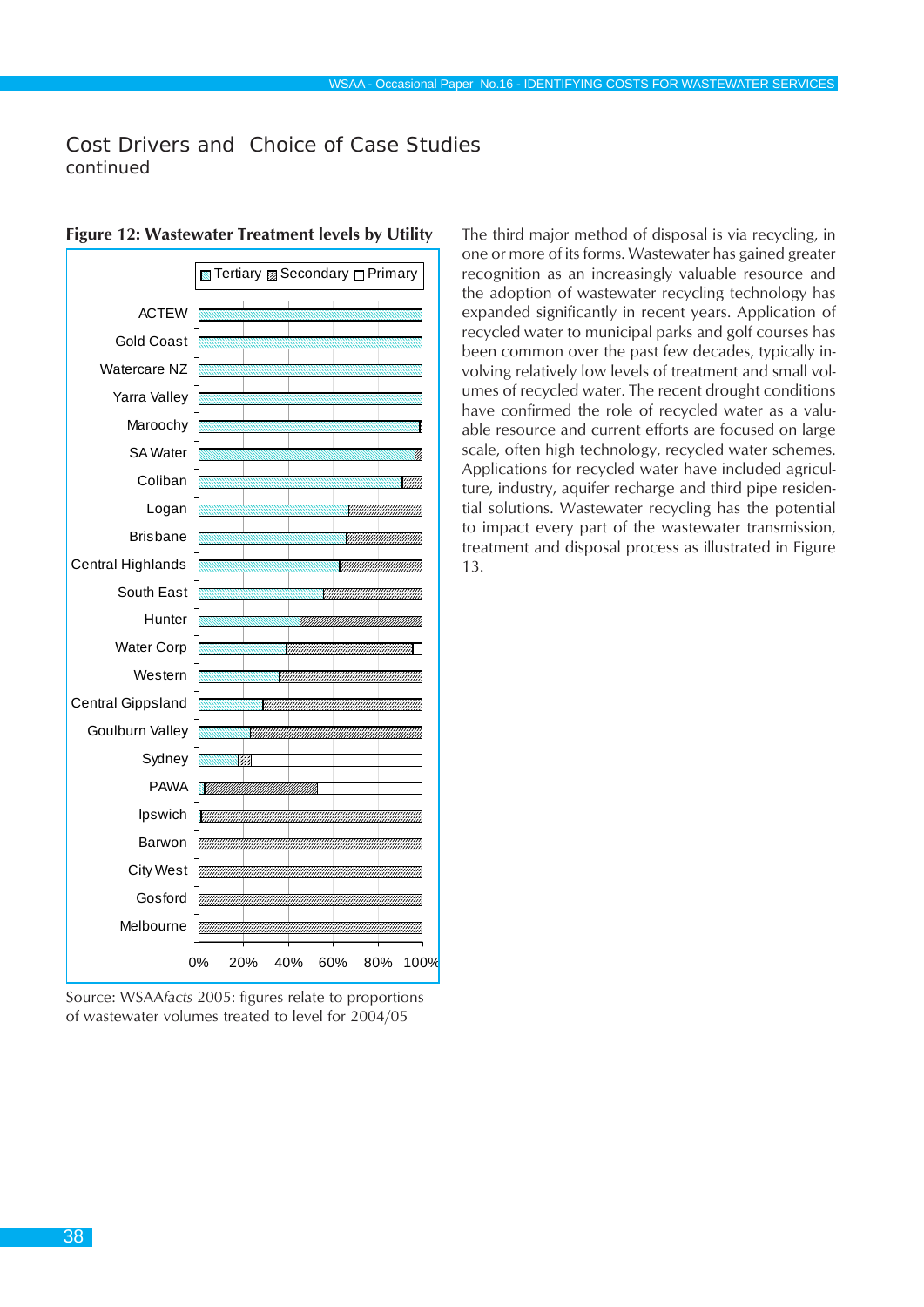# Cost Drivers and Choice of Case Studies

continued

**Figure 12: Wastewater Treatment levels by Utility**

Source: WSAA*facts* 2005: figures relate to proportions of wastewater volumes treated to level for 2004/05

The third major method of disposal is via recycling, in one or more of its forms. Wastewater has gained greater recognition as an increasingly valuable resource and the adoption of wastewater recycling technology has expanded significantly in recent years. Application of recycled water to municipal parks and golf courses has been common over the past few decades, typically involving relatively low levels of treatment and small volumes of recycled water. The recent drought conditions have confirmed the role of recycled water as a valuable resource and current efforts are focused on large scale, often high technology, recycled water schemes. Applications for recycled water have included agriculture, industry, aquifer recharge and third pipe residential solutions. Wastewater recycling has the potential to impact every part of the wastewater transmission, treatment and disposal process as illustrated in Figure 13.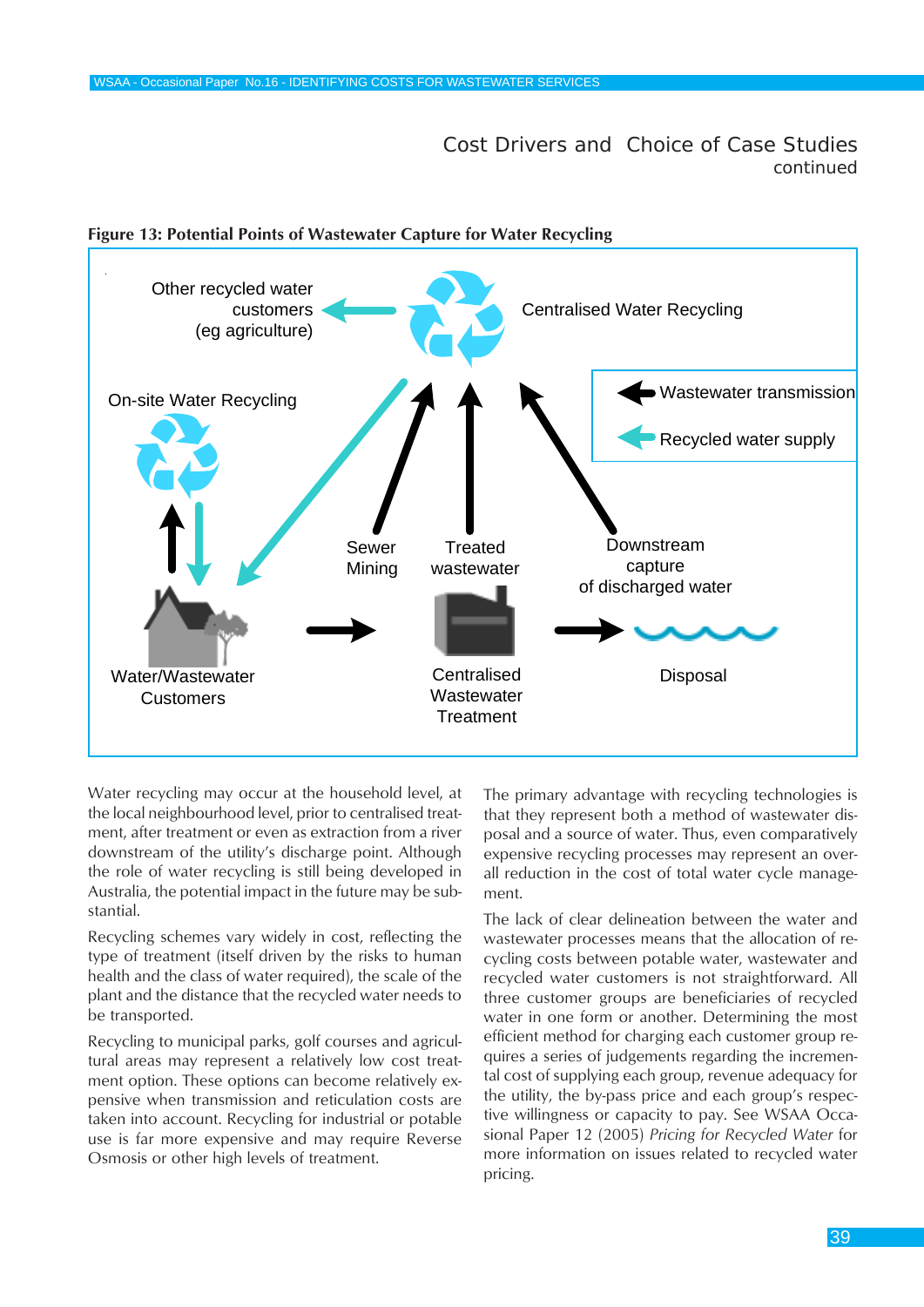# Cost Drivers and Choice of Case Studies continued

**Figure 13: Potential Points of Wastewater Capture for Water Recycling**

Other recycled water customers (eg agriculture)

Centralised Water Recycling

On-site Water Recycling

Wastewater transmission

Recycled water supply

Sewer Mining

Treated wastewater

Downstream capture of discharged water

Water/Wastewater Customers

Centralised Wastewater Treatment

Disposal

Water recycling may occur at the household level, at the local neighbourhood level, prior to centralised treatment, after treatment or even as extraction from a river downstream of the utility's discharge point. Although the role of water recycling is still being developed in Australia, the potential impact in the future may be substantial.

Recycling schemes vary widely in cost, reflecting the type of treatment (itself driven by the risks to human health and the class of water required), the scale of the plant and the distance that the recycled water needs to be transported.

Recycling to municipal parks, golf courses and agricultural areas may represent a relatively low cost treatment option. These options can become relatively expensive when transmission and reticulation costs are taken into account. Recycling for industrial or potable use is far more expensive and may require Reverse Osmosis or other high levels of treatment.

The primary advantage with recycling technologies is that they represent both a method of wastewater disposal and a source of water. Thus, even comparatively expensive recycling processes may represent an overall reduction in the cost of total water cycle management.

The lack of clear delineation between the water and wastewater processes means that the allocation of recycling costs between potable water, wastewater and recycled water customers is not straightforward. All three customer groups are beneficiaries of recycled water in one form or another. Determining the most efficient method for charging each customer group requires a series of judgements regarding the incremental cost of supplying each group, revenue adequacy for the utility, the by-pass price and each group's respective willingness or capacity to pay. See WSAA Occasional Paper 12 (2005) *Pricing for Recycled Water* for more information on issues related to recycled water pricing.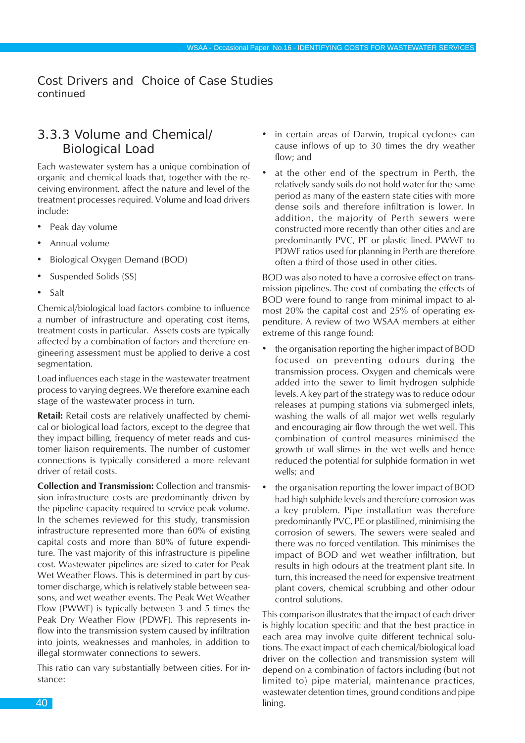# Cost Drivers and Choice of Case Studies continued

## 3.3.3 Volume and Chemical/Biological Load

Each wastewater system has a unique combination of organic and chemical loads that, together with the receiving environment, affect the nature and level of the treatment processes required. Volume and load drivers include:

- Peak day volume
- Annual volume
- Biological Oxygen Demand (BOD)
- Suspended Solids (SS)
- Salt

Chemical/biological load factors combine to influence a number of infrastructure and operating cost items, treatment costs in particular. Assets costs are typically affected by a combination of factors and therefore engineering assessment must be applied to derive a cost segmentation.

Load influences each stage in the wastewater treatment process to varying degrees. We therefore examine each stage of the wastewater process in turn.

**Retail:** Retail costs are relatively unaffected by chemical or biological load factors, except to the degree that they impact billing, frequency of meter reads and customer liaison requirements. The number of customer connections is typically considered a more relevant driver of retail costs.

**Collection and Transmission:** Collection and transmission infrastructure costs are predominantly driven by the pipeline capacity required to service peak volume. In the schemes reviewed for this study, transmission infrastructure represented more than 60% of existing capital costs and more than 80% of future expenditure. The vast majority of this infrastructure is pipeline cost. Wastewater pipelines are sized to cater for Peak Wet Weather Flows. This is determined in part by customer discharge, which is relatively stable between seasons, and wet weather events. The Peak Wet Weather Flow (PWWF) is typically between 3 and 5 times the Peak Dry Weather Flow (PDWF). This represents inflow into the transmission system caused by infiltration into joints, weaknesses and manholes, in addition to illegal stormwater connections to sewers.

This ratio can vary substantially between cities. For instance:

- in certain areas of Darwin, tropical cyclones can cause inflows of up to 30 times the dry weather flow; and
- at the other end of the spectrum in Perth, the relatively sandy soils do not hold water for the same period as many of the eastern state cities with more dense soils and therefore infiltration is lower. In addition, the majority of Perth sewers were constructed more recently than other cities and are predominantly PVC, PE or plastic lined. PWWF to PDWF ratios used for planning in Perth are therefore often a third of those used in other cities.

BOD was also noted to have a corrosive effect on transmission pipelines. The cost of combating the effects of BOD were found to range from minimal impact to almost 20% the capital cost and 25% of operating expenditure. A review of two WSAA members at either extreme of this range found:

- the organisation reporting the higher impact of BOD focused on preventing odours during the transmission process. Oxygen and chemicals were added into the sewer to limit hydrogen sulphide levels. A key part of the strategy was to reduce odour releases at pumping stations via submerged inlets, washing the walls of all major wet wells regularly and encouraging air flow through the wet well. This combination of control measures minimised the growth of wall slimes in the wet wells and hence reduced the potential for sulphide formation in wet wells; and
- the organisation reporting the lower impact of BOD had high sulphide levels and therefore corrosion was a key problem. Pipe installation was therefore predominantly PVC, PE or plastilined, minimising the corrosion of sewers. The sewers were sealed and there was no forced ventilation. This minimises the impact of BOD and wet weather infiltration, but results in high odours at the treatment plant site. In turn, this increased the need for expensive treatment plant covers, chemical scrubbing and other odour control solutions.

This comparison illustrates that the impact of each driver is highly location specific and that the best practice in each area may involve quite different technical solutions. The exact impact of each chemical/biological load driver on the collection and transmission system will depend on a combination of factors including (but not limited to) pipe material, maintenance practices, wastewater detention times, ground conditions and pipe lining.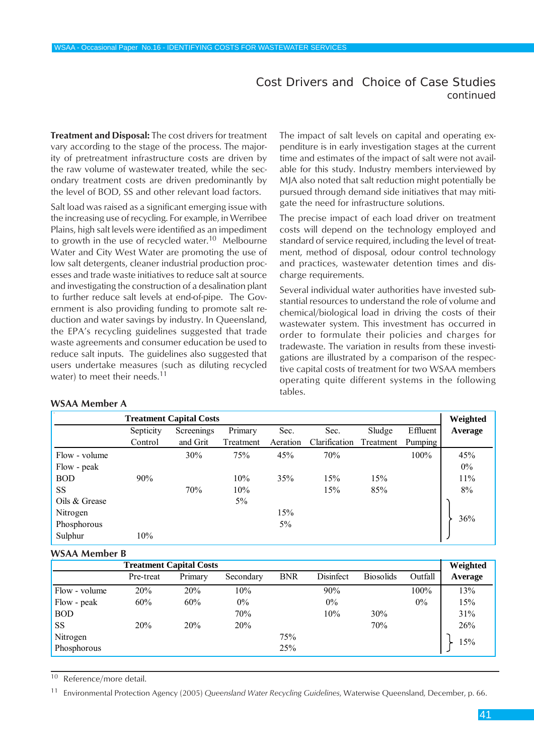## Cost Drivers and Choice of Case Studies continued

**Treatment and Disposal:** The cost drivers for treatment vary according to the stage of the process. The majority of pretreatment infrastructure costs are driven by the raw volume of wastewater treated, while the secondary treatment costs are driven predominantly by the level of BOD, SS and other relevant load factors.

Salt load was raised as a significant emerging issue with the increasing use of recycling. For example, in Werribee Plains, high salt levels were identified as an impediment to growth in the use of recycled water.[10] Melbourne Water and City West Water are promoting the use of low salt detergents, cleaner industrial production processes and trade waste initiatives to reduce salt at source and investigating the construction of a desalination plant to further reduce salt levels at end-of-pipe. The Government is also providing funding to promote salt reduction and water savings by industry. In Queensland, the EPA's recycling guidelines suggested that trade waste agreements and consumer education be used to reduce salt inputs. The guidelines also suggested that users undertake measures (such as diluting recycled water) to meet their needs.[11]

The impact of salt levels on capital and operating expenditure is in early investigation stages at the current time and estimates of the impact of salt were not available for this study. Industry members interviewed by MJA also noted that salt reduction might potentially be pursued through demand side initiatives that may mitigate the need for infrastructure solutions.

The precise impact of each load driver on treatment costs will depend on the technology employed and standard of service required, including the level of treatment, method of disposal, odour control technology and practices, wastewater detention times and discharge requirements.

Several individual water authorities have invested substantial resources to understand the role of volume and chemical/biological load in driving the costs of their wastewater system. This investment has occurred in order to formulate their policies and charges for tradewaste. The variation in results from these investigations are illustrated by a comparison of the respective capital costs of treatment for two WSAA members operating quite different systems in the following tables.

**WSAA Member A**

| | Treatment Capital Costs | | | | | | | Weighted Average |
|---|---|---|---|---|---|---|---|---|
| | Septicity Control | Screenings and Grit | Primary Treatment | Sec. Aeration | Sec. Clarification | Sludge Treatment | Effluent Pumping | |
| Flow - volume | | 30% | 75% | 45% | 70% | | 100% | 45% |
| Flow - peak | | | | | | | | 0% |
| BOD | 90% | | 10% | 35% | 15% | 15% | | 11% |
| SS | | 70% | 10% | | 15% | 85% | | 8% |
| Oils & Grease | | | 5% | | | | | } 36% |
| Nitrogen | | | | 15% | | | | |
| Phosphorous | | | | 5% | | | | |
| Sulphur | 10% | | | | | | | |

**WSAA Member B**

| | Treatment Capital Costs | | | | | | | Weighted Average |
|---|---|---|---|---|---|---|---|---|
| | Pre-treat | Primary | Secondary | BNR | Disinfect | Biosolids | Outfall | |
| Flow - volume | 20% | 20% | 10% | | 90% | | 100% | 13% |
| Flow - peak | 60% | 60% | 0% | | 0% | | 0% | 15% |
| BOD | | | 70% | | 10% | 30% | | 31% |
| SS | 20% | 20% | 20% | | | 70% | | 26% |
| Nitrogen | | | | 75% | | | | } 15% |
| Phosphorous | | | | 25% | | | | |

---

[10] Reference/more detail.

[11] Environmental Protection Agency (2005) *Queensland Water Recycling Guidelines*, Waterwise Queensland, December, p. 66.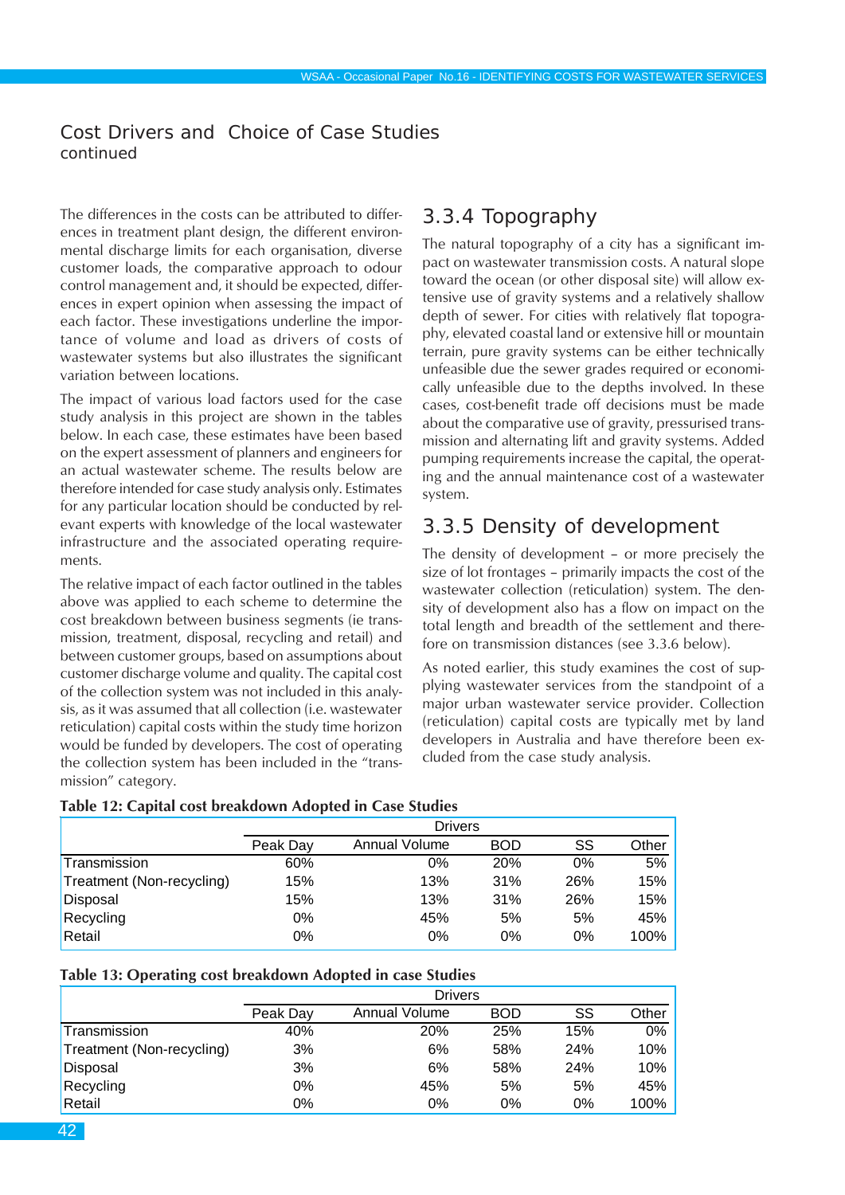## Cost Drivers and Choice of Case Studies continued

The differences in the costs can be attributed to differences in treatment plant design, the different environmental discharge limits for each organisation, diverse customer loads, the comparative approach to odour control management and, it should be expected, differences in expert opinion when assessing the impact of each factor. These investigations underline the importance of volume and load as drivers of costs of wastewater systems but also illustrates the significant variation between locations.

The impact of various load factors used for the case study analysis in this project are shown in the tables below. In each case, these estimates have been based on the expert assessment of planners and engineers for an actual wastewater scheme. The results below are therefore intended for case study analysis only. Estimates for any particular location should be conducted by relevant experts with knowledge of the local wastewater infrastructure and the associated operating requirements.

The relative impact of each factor outlined in the tables above was applied to each scheme to determine the cost breakdown between business segments (ie transmission, treatment, disposal, recycling and retail) and between customer groups, based on assumptions about customer discharge volume and quality. The capital cost of the collection system was not included in this analysis, as it was assumed that all collection (i.e. wastewater reticulation) capital costs within the study time horizon would be funded by developers. The cost of operating the collection system has been included in the "transmission" category.

### 3.3.4 Topography

The natural topography of a city has a significant impact on wastewater transmission costs. A natural slope toward the ocean (or other disposal site) will allow extensive use of gravity systems and a relatively shallow depth of sewer. For cities with relatively flat topography, elevated coastal land or extensive hill or mountain terrain, pure gravity systems can be either technically unfeasible due the sewer grades required or economically unfeasible due to the depths involved. In these cases, cost-benefit trade off decisions must be made about the comparative use of gravity, pressurised transmission and alternating lift and gravity systems. Added pumping requirements increase the capital, the operating and the annual maintenance cost of a wastewater system.

### 3.3.5 Density of development

The density of development – or more precisely the size of lot frontages – primarily impacts the cost of the wastewater collection (reticulation) system. The density of development also has a flow on impact on the total length and breadth of the settlement and therefore on transmission distances (see 3.3.6 below).

As noted earlier, this study examines the cost of supplying wastewater services from the standpoint of a major urban wastewater service provider. Collection (reticulation) capital costs are typically met by land developers in Australia and have therefore been excluded from the case study analysis.

**Table 12: Capital cost breakdown Adopted in Case Studies**

| | Drivers | | | | |
|---|---|---|---|---|---|
| | Peak Day | Annual Volume | BOD | SS | Other |
| Transmission | 60% | 0% | 20% | 0% | 5% |
| Treatment (Non-recycling) | 15% | 13% | 31% | 26% | 15% |
| Disposal | 15% | 13% | 31% | 26% | 15% |
| Recycling | 0% | 45% | 5% | 5% | 45% |
| Retail | 0% | 0% | 0% | 0% | 100% |

**Table 13: Operating cost breakdown Adopted in case Studies**

| | Drivers | | | | |
|---|---|---|---|---|---|
| | Peak Day | Annual Volume | BOD | SS | Other |
| Transmission | 40% | 20% | 25% | 15% | 0% |
| Treatment (Non-recycling) | 3% | 6% | 58% | 24% | 10% |
| Disposal | 3% | 6% | 58% | 24% | 10% |
| Recycling | 0% | 45% | 5% | 5% | 45% |
| Retail | 0% | 0% | 0% | 0% | 100% |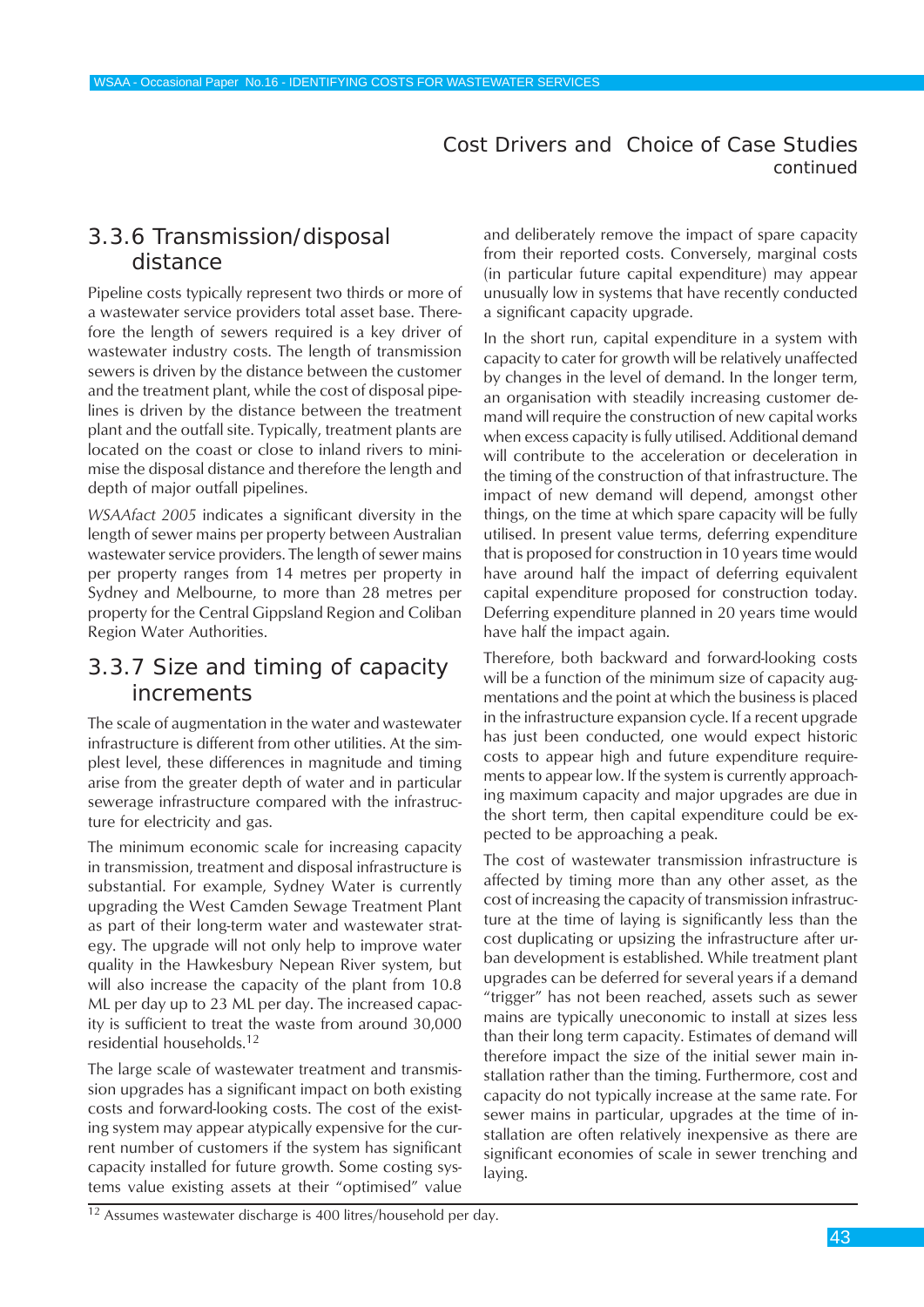## 3.3.6 Transmission/disposal distance

Pipeline costs typically represent two thirds or more of a wastewater service providers total asset base. Therefore the length of sewers required is a key driver of wastewater industry costs. The length of transmission sewers is driven by the distance between the customer and the treatment plant, while the cost of disposal pipelines is driven by the distance between the treatment plant and the outfall site. Typically, treatment plants are located on the coast or close to inland rivers to minimise the disposal distance and therefore the length and depth of major outfall pipelines.

*WSAAfact 2005* indicates a significant diversity in the length of sewer mains per property between Australian wastewater service providers. The length of sewer mains per property ranges from 14 metres per property in Sydney and Melbourne, to more than 28 metres per property for the Central Gippsland Region and Coliban Region Water Authorities.

## 3.3.7 Size and timing of capacity increments

The scale of augmentation in the water and wastewater infrastructure is different from other utilities. At the simplest level, these differences in magnitude and timing arise from the greater depth of water and in particular sewerage infrastructure compared with the infrastructure for electricity and gas.

The minimum economic scale for increasing capacity in transmission, treatment and disposal infrastructure is substantial. For example, Sydney Water is currently upgrading the West Camden Sewage Treatment Plant as part of their long-term water and wastewater strategy. The upgrade will not only help to improve water quality in the Hawkesbury Nepean River system, but will also increase the capacity of the plant from 10.8 ML per day up to 23 ML per day. The increased capacity is sufficient to treat the waste from around 30,000 residential households.[12]

The large scale of wastewater treatment and transmission upgrades has a significant impact on both existing costs and forward-looking costs. The cost of the existing system may appear atypically expensive for the current number of customers if the system has significant capacity installed for future growth. Some costing systems value existing assets at their "optimised" value and deliberately remove the impact of spare capacity from their reported costs. Conversely, marginal costs (in particular future capital expenditure) may appear unusually low in systems that have recently conducted a significant capacity upgrade.

In the short run, capital expenditure in a system with capacity to cater for growth will be relatively unaffected by changes in the level of demand. In the longer term, an organisation with steadily increasing customer demand will require the construction of new capital works when excess capacity is fully utilised. Additional demand will contribute to the acceleration or deceleration in the timing of the construction of that infrastructure. The impact of new demand will depend, amongst other things, on the time at which spare capacity will be fully utilised. In present value terms, deferring expenditure that is proposed for construction in 10 years time would have around half the impact of deferring equivalent capital expenditure proposed for construction today. Deferring expenditure planned in 20 years time would have half the impact again.

Therefore, both backward and forward-looking costs will be a function of the minimum size of capacity augmentations and the point at which the business is placed in the infrastructure expansion cycle. If a recent upgrade has just been conducted, one would expect historic costs to appear high and future expenditure requirements to appear low. If the system is currently approaching maximum capacity and major upgrades are due in the short term, then capital expenditure could be expected to be approaching a peak.

The cost of wastewater transmission infrastructure is affected by timing more than any other asset, as the cost of increasing the capacity of transmission infrastructure at the time of laying is significantly less than the cost duplicating or upsizing the infrastructure after urban development is established. While treatment plant upgrades can be deferred for several years if a demand "trigger" has not been reached, assets such as sewer mains are typically uneconomic to install at sizes less than their long term capacity. Estimates of demand will therefore impact the size of the initial sewer main installation rather than the timing. Furthermore, cost and capacity do not typically increase at the same rate. For sewer mains in particular, upgrades at the time of installation are often relatively inexpensive as there are significant economies of scale in sewer trenching and laying.

---

[12] Assumes wastewater discharge is 400 litres/household per day.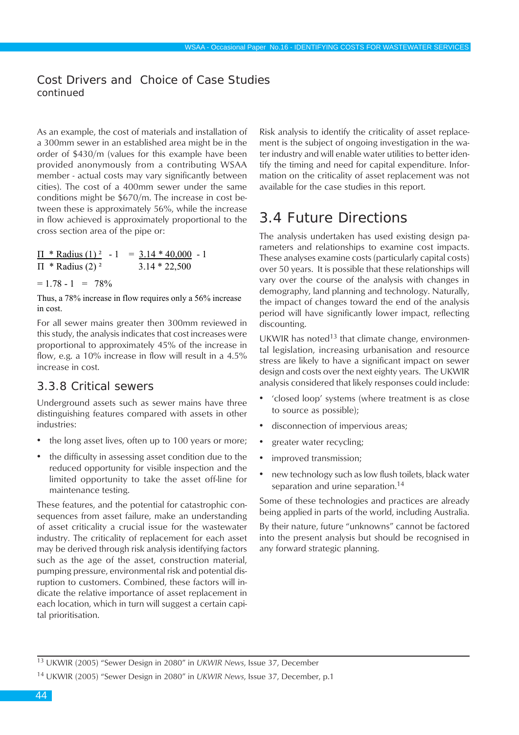## Cost Drivers and Choice of Case Studies continued

As an example, the cost of materials and installation of a 300mm sewer in an established area might be in the order of \$430/m (values for this example have been provided anonymously from a contributing WSAA member - actual costs may vary significantly between cities). The cost of a 400mm sewer under the same conditions might be \$670/m. The increase in cost between these is approximately 56%, while the increase in flow achieved is approximately proportional to the cross section area of the pipe or:

$$\frac{\Pi * \text{Radius}(1)^2}{\Pi * \text{Radius}(2)^2} - 1 = \frac{3.14 * 40{,}000}{3.14 * 22{,}500} - 1$$

$$= 1.78 - 1 = 78\%$$

Thus, a 78% increase in flow requires only a 56% increase in cost.

For all sewer mains greater then 300mm reviewed in this study, the analysis indicates that cost increases were proportional to approximately 45% of the increase in flow, e.g. a 10% increase in flow will result in a 4.5% increase in cost.

### 3.3.8 Critical sewers

Underground assets such as sewer mains have three distinguishing features compared with assets in other industries:

- the long asset lives, often up to 100 years or more;
- the difficulty in assessing asset condition due to the reduced opportunity for visible inspection and the limited opportunity to take the asset off-line for maintenance testing.

These features, and the potential for catastrophic consequences from asset failure, make an understanding of asset criticality a crucial issue for the wastewater industry. The criticality of replacement for each asset may be derived through risk analysis identifying factors such as the age of the asset, construction material, pumping pressure, environmental risk and potential disruption to customers. Combined, these factors will indicate the relative importance of asset replacement in each location, which in turn will suggest a certain capital prioritisation.

Risk analysis to identify the criticality of asset replacement is the subject of ongoing investigation in the water industry and will enable water utilities to better identify the timing and need for capital expenditure. Information on the criticality of asset replacement was not available for the case studies in this report.

## 3.4 Future Directions

The analysis undertaken has used existing design parameters and relationships to examine cost impacts. These analyses examine costs (particularly capital costs) over 50 years. It is possible that these relationships will vary over the course of the analysis with changes in demography, land planning and technology. Naturally, the impact of changes toward the end of the analysis period will have significantly lower impact, reflecting discounting.

UKWIR has noted[13] that climate change, environmental legislation, increasing urbanisation and resource stress are likely to have a significant impact on sewer design and costs over the next eighty years. The UKWIR analysis considered that likely responses could include:

- 'closed loop' systems (where treatment is as close to source as possible);
- disconnection of impervious areas;
- greater water recycling;
- improved transmission;
- new technology such as low flush toilets, black water separation and urine separation.[14]

Some of these technologies and practices are already being applied in parts of the world, including Australia.

By their nature, future "unknowns" cannot be factored into the present analysis but should be recognised in any forward strategic planning.

---

[13] UKWIR (2005) "Sewer Design in 2080" in *UKWIR News*, Issue 37, December

[14] UKWIR (2005) "Sewer Design in 2080" in *UKWIR News*, Issue 37, December, p.1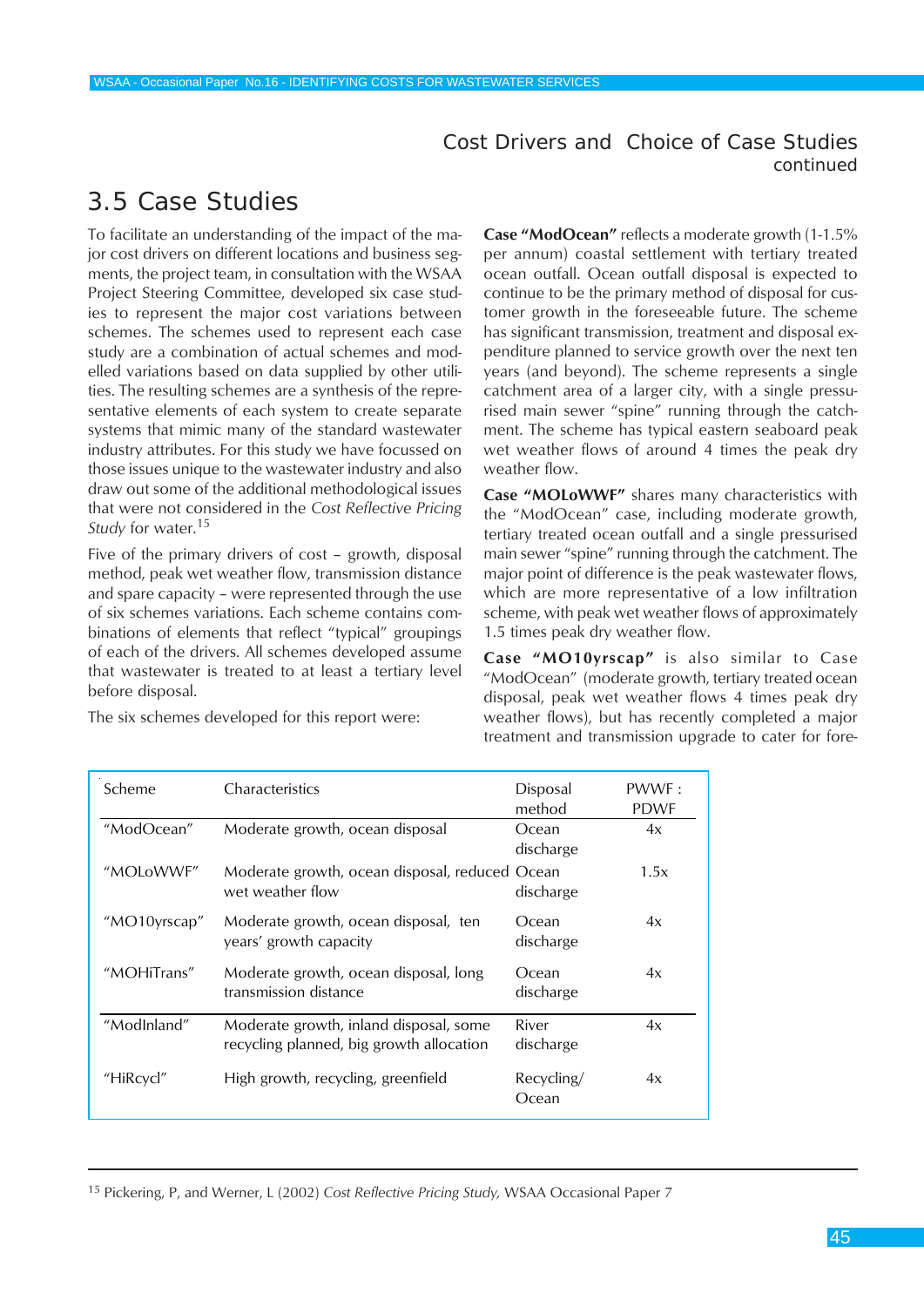## Cost Drivers and Choice of Case Studies continued

# 3.5 Case Studies

To facilitate an understanding of the impact of the major cost drivers on different locations and business segments, the project team, in consultation with the WSAA Project Steering Committee, developed six case studies to represent the major cost variations between schemes. The schemes used to represent each case study are a combination of actual schemes and modelled variations based on data supplied by other utilities. The resulting schemes are a synthesis of the representative elements of each system to create separate systems that mimic many of the standard wastewater industry attributes. For this study we have focussed on those issues unique to the wastewater industry and also draw out some of the additional methodological issues that were not considered in the *Cost Reflective Pricing Study* for water.[15]

Five of the primary drivers of cost – growth, disposal method, peak wet weather flow, transmission distance and spare capacity – were represented through the use of six schemes variations. Each scheme contains combinations of elements that reflect "typical" groupings of each of the drivers. All schemes developed assume that wastewater is treated to at least a tertiary level before disposal.

The six schemes developed for this report were:

**Case "ModOcean"** reflects a moderate growth (1-1.5% per annum) coastal settlement with tertiary treated ocean outfall. Ocean outfall disposal is expected to continue to be the primary method of disposal for customer growth in the foreseeable future. The scheme has significant transmission, treatment and disposal expenditure planned to service growth over the next ten years (and beyond). The scheme represents a single catchment area of a larger city, with a single pressurised main sewer "spine" running through the catchment. The scheme has typical eastern seaboard peak wet weather flows of around 4 times the peak dry weather flow.

**Case "MOLoWWF"** shares many characteristics with the "ModOcean" case, including moderate growth, tertiary treated ocean outfall and a single pressurised main sewer "spine" running through the catchment. The major point of difference is the peak wastewater flows, which are more representative of a low infiltration scheme, with peak wet weather flows of approximately 1.5 times peak dry weather flow.

**Case "MO10yrscap"** is also similar to Case "ModOcean" (moderate growth, tertiary treated ocean disposal, peak wet weather flows 4 times peak dry weather flows), but has recently completed a major treatment and transmission upgrade to cater for fore-

| Scheme | Characteristics | Disposal method | PWWF : PDWF |
|---|---|---|---|
| "ModOcean" | Moderate growth, ocean disposal | Ocean discharge | 4x |
| "MOLoWWF" | Moderate growth, ocean disposal, reduced wet weather flow | Ocean discharge | 1.5x |
| "MO10yrscap" | Moderate growth, ocean disposal, ten years' growth capacity | Ocean discharge | 4x |
| "MOHiTrans" | Moderate growth, ocean disposal, long transmission distance | Ocean discharge | 4x |
| "ModInland" | Moderate growth, inland disposal, some recycling planned, big growth allocation | River discharge | 4x |
| "HiRcycl" | High growth, recycling, greenfield | Recycling/ Ocean | 4x |

[15] Pickering, P, and Werner, L (2002) *Cost Reflective Pricing Study,* WSAA Occasional Paper 7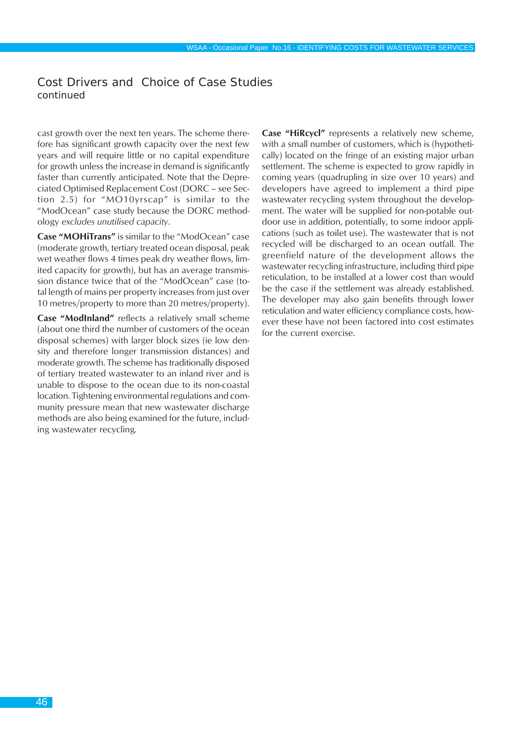## Cost Drivers and Choice of Case Studies continued

cast growth over the next ten years. The scheme therefore has significant growth capacity over the next few years and will require little or no capital expenditure for growth unless the increase in demand is significantly faster than currently anticipated. Note that the Depreciated Optimised Replacement Cost (DORC – see Section 2.5) for "MO10yrscap" is similar to the "ModOcean" case study because the DORC methodology *excludes unutilised capacity*.

**Case "MOHiTrans"** is similar to the "ModOcean" case (moderate growth, tertiary treated ocean disposal, peak wet weather flows 4 times peak dry weather flows, limited capacity for growth), but has an average transmission distance twice that of the "ModOcean" case (total length of mains per property increases from just over 10 metres/property to more than 20 metres/property).

**Case "ModInland"** reflects a relatively small scheme (about one third the number of customers of the ocean disposal schemes) with larger block sizes (ie low density and therefore longer transmission distances) and moderate growth. The scheme has traditionally disposed of tertiary treated wastewater to an inland river and is unable to dispose to the ocean due to its non-coastal location. Tightening environmental regulations and community pressure mean that new wastewater discharge methods are also being examined for the future, including wastewater recycling.

**Case "HiRcycl"** represents a relatively new scheme, with a small number of customers, which is (hypothetically) located on the fringe of an existing major urban settlement. The scheme is expected to grow rapidly in coming years (quadrupling in size over 10 years) and developers have agreed to implement a third pipe wastewater recycling system throughout the development. The water will be supplied for non-potable outdoor use in addition, potentially, to some indoor applications (such as toilet use). The wastewater that is not recycled will be discharged to an ocean outfall. The greenfield nature of the development allows the wastewater recycling infrastructure, including third pipe reticulation, to be installed at a lower cost than would be the case if the settlement was already established. The developer may also gain benefits through lower reticulation and water efficiency compliance costs, however these have not been factored into cost estimates for the current exercise.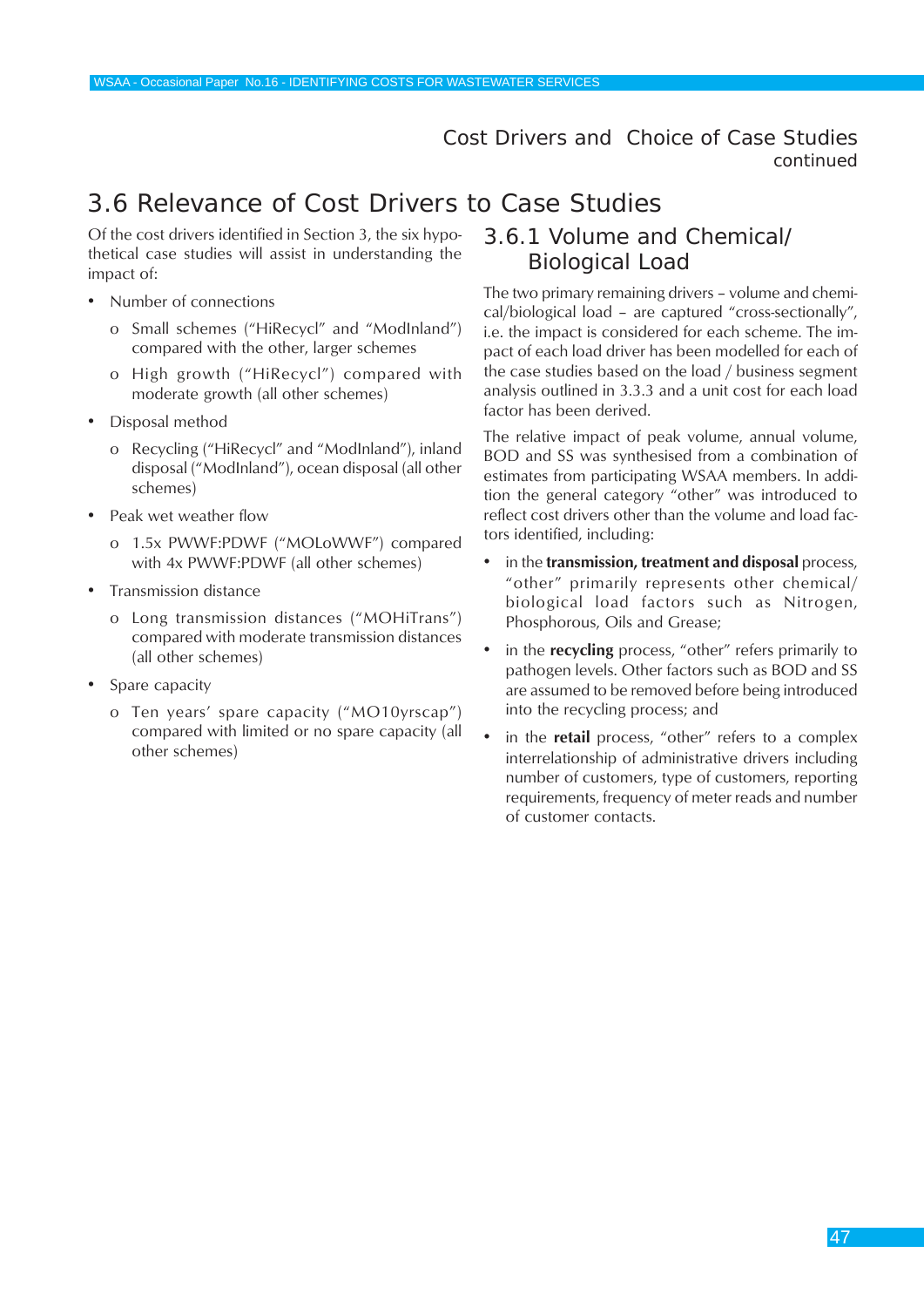## 3.6 Relevance of Cost Drivers to Case Studies

Of the cost drivers identified in Section 3, the six hypothetical case studies will assist in understanding the impact of:

- Number of connections
  - o Small schemes ("HiRecycl" and "ModInland") compared with the other, larger schemes
  - o High growth ("HiRecycl") compared with moderate growth (all other schemes)
- Disposal method
  - o Recycling ("HiRecycl" and "ModInland"), inland disposal ("ModInland"), ocean disposal (all other schemes)
- Peak wet weather flow
  - o 1.5x PWWF:PDWF ("MOLoWWF") compared with 4x PWWF:PDWF (all other schemes)
- Transmission distance
  - o Long transmission distances ("MOHiTrans") compared with moderate transmission distances (all other schemes)
- Spare capacity
  - o Ten years' spare capacity ("MO10yrscap") compared with limited or no spare capacity (all other schemes)

### 3.6.1 Volume and Chemical/ Biological Load

The two primary remaining drivers – volume and chemical/biological load – are captured "cross-sectionally", i.e. the impact is considered for each scheme. The impact of each load driver has been modelled for each of the case studies based on the load / business segment analysis outlined in 3.3.3 and a unit cost for each load factor has been derived.

The relative impact of peak volume, annual volume, BOD and SS was synthesised from a combination of estimates from participating WSAA members. In addition the general category "other" was introduced to reflect cost drivers other than the volume and load factors identified, including:

- in the **transmission, treatment and disposal** process, "other" primarily represents other chemical/ biological load factors such as Nitrogen, Phosphorous, Oils and Grease;
- in the **recycling** process, "other" refers primarily to pathogen levels. Other factors such as BOD and SS are assumed to be removed before being introduced into the recycling process; and
- in the **retail** process, "other" refers to a complex interrelationship of administrative drivers including number of customers, type of customers, reporting requirements, frequency of meter reads and number of customer contacts.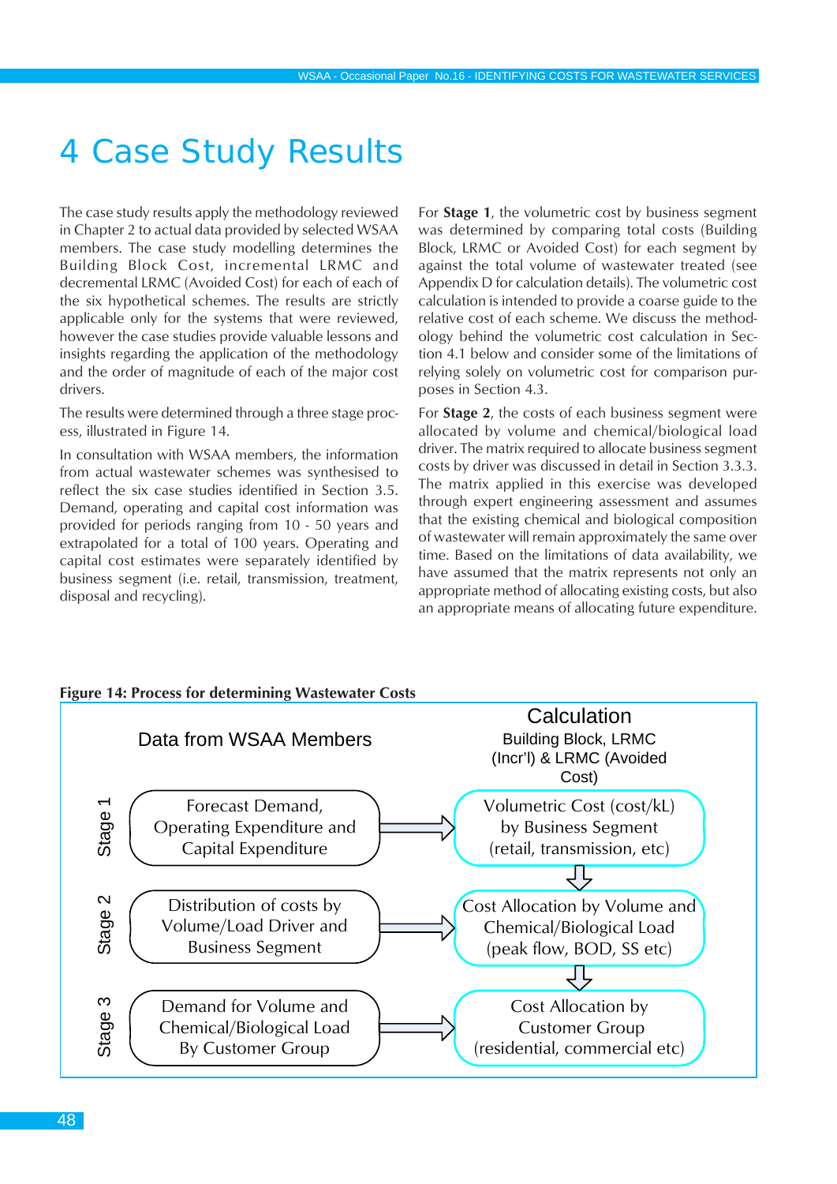# 4 Case Study Results

The case study results apply the methodology reviewed in Chapter 2 to actual data provided by selected WSAA members. The case study modelling determines the Building Block Cost, incremental LRMC and decremental LRMC (Avoided Cost) for each of each of the six hypothetical schemes. The results are strictly applicable only for the systems that were reviewed, however the case studies provide valuable lessons and insights regarding the application of the methodology and the order of magnitude of each of the major cost drivers.

The results were determined through a three stage process, illustrated in Figure 14.

In consultation with WSAA members, the information from actual wastewater schemes was synthesised to reflect the six case studies identified in Section 3.5. Demand, operating and capital cost information was provided for periods ranging from 10 - 50 years and extrapolated for a total of 100 years. Operating and capital cost estimates were separately identified by business segment (i.e. retail, transmission, treatment, disposal and recycling).

For **Stage 1**, the volumetric cost by business segment was determined by comparing total costs (Building Block, LRMC or Avoided Cost) for each segment by against the total volume of wastewater treated (see Appendix D for calculation details). The volumetric cost calculation is intended to provide a coarse guide to the relative cost of each scheme. We discuss the methodology behind the volumetric cost calculation in Section 4.1 below and consider some of the limitations of relying solely on volumetric cost for comparison purposes in Section 4.3.

For **Stage 2**, the costs of each business segment were allocated by volume and chemical/biological load driver. The matrix required to allocate business segment costs by driver was discussed in detail in Section 3.3.3. The matrix applied in this exercise was developed through expert engineering assessment and assumes that the existing chemical and biological composition of wastewater will remain approximately the same over time. Based on the limitations of data availability, we have assumed that the matrix represents not only an appropriate method of allocating existing costs, but also an appropriate means of allocating future expenditure.

**Figure 14: Process for determining Wastewater Costs**

| | Data from WSAA Members | | Calculation<br>Building Block, LRMC (Incr'l) & LRMC (Avoided Cost) |
|---|---|---|---|
| Stage 1 | Forecast Demand, Operating Expenditure and Capital Expenditure | → | Volumetric Cost (cost/kL) by Business Segment (retail, transmission, etc) |
| | | | ↓ |
| Stage 2 | Distribution of costs by Volume/Load Driver and Business Segment | → | Cost Allocation by Volume and Chemical/Biological Load (peak flow, BOD, SS etc) |
| | | | ↓ |
| Stage 3 | Demand for Volume and Chemical/Biological Load By Customer Group | → | Cost Allocation by Customer Group (residential, commercial etc) |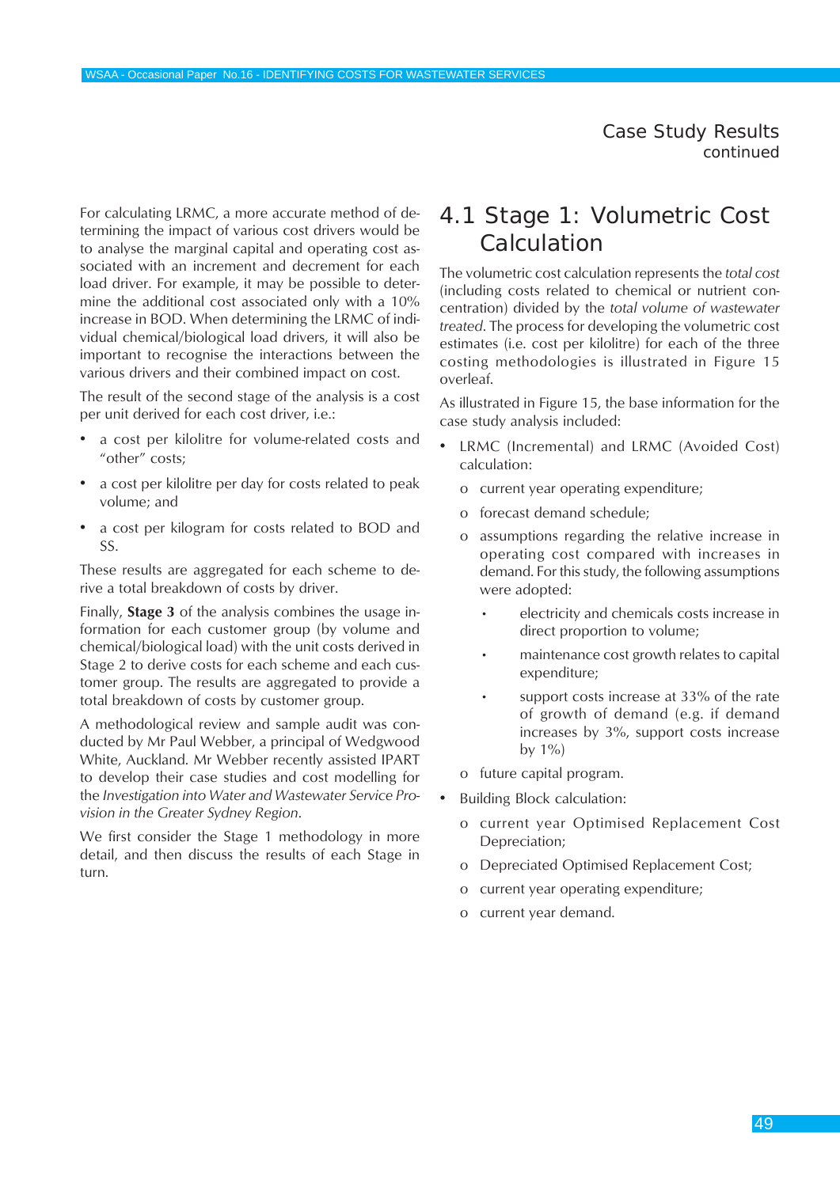For calculating LRMC, a more accurate method of determining the impact of various cost drivers would be to analyse the marginal capital and operating cost associated with an increment and decrement for each load driver. For example, it may be possible to determine the additional cost associated only with a 10% increase in BOD. When determining the LRMC of individual chemical/biological load drivers, it will also be important to recognise the interactions between the various drivers and their combined impact on cost.

The result of the second stage of the analysis is a cost per unit derived for each cost driver, i.e.:

- a cost per kilolitre for volume-related costs and "other" costs;
- a cost per kilolitre per day for costs related to peak volume; and
- a cost per kilogram for costs related to BOD and SS.

These results are aggregated for each scheme to derive a total breakdown of costs by driver.

Finally, **Stage 3** of the analysis combines the usage information for each customer group (by volume and chemical/biological load) with the unit costs derived in Stage 2 to derive costs for each scheme and each customer group. The results are aggregated to provide a total breakdown of costs by customer group.

A methodological review and sample audit was conducted by Mr Paul Webber, a principal of Wedgwood White, Auckland. Mr Webber recently assisted IPART to develop their case studies and cost modelling for the *Investigation into Water and Wastewater Service Provision in the Greater Sydney Region*.

We first consider the Stage 1 methodology in more detail, and then discuss the results of each Stage in turn.

## 4.1 Stage 1: Volumetric Cost Calculation

The volumetric cost calculation represents the *total cost* (including costs related to chemical or nutrient concentration) divided by the *total volume of wastewater treated*. The process for developing the volumetric cost estimates (i.e. cost per kilolitre) for each of the three costing methodologies is illustrated in Figure 15 overleaf.

As illustrated in Figure 15, the base information for the case study analysis included:

- LRMC (Incremental) and LRMC (Avoided Cost) calculation:
  - current year operating expenditure;
  - forecast demand schedule;
  - assumptions regarding the relative increase in operating cost compared with increases in demand. For this study, the following assumptions were adopted:
    - electricity and chemicals costs increase in direct proportion to volume;
    - maintenance cost growth relates to capital expenditure;
    - support costs increase at 33% of the rate of growth of demand (e.g. if demand increases by 3%, support costs increase by 1%)
  - future capital program.
- Building Block calculation:
  - current year Optimised Replacement Cost Depreciation;
  - Depreciated Optimised Replacement Cost;
  - current year operating expenditure;
  - current year demand.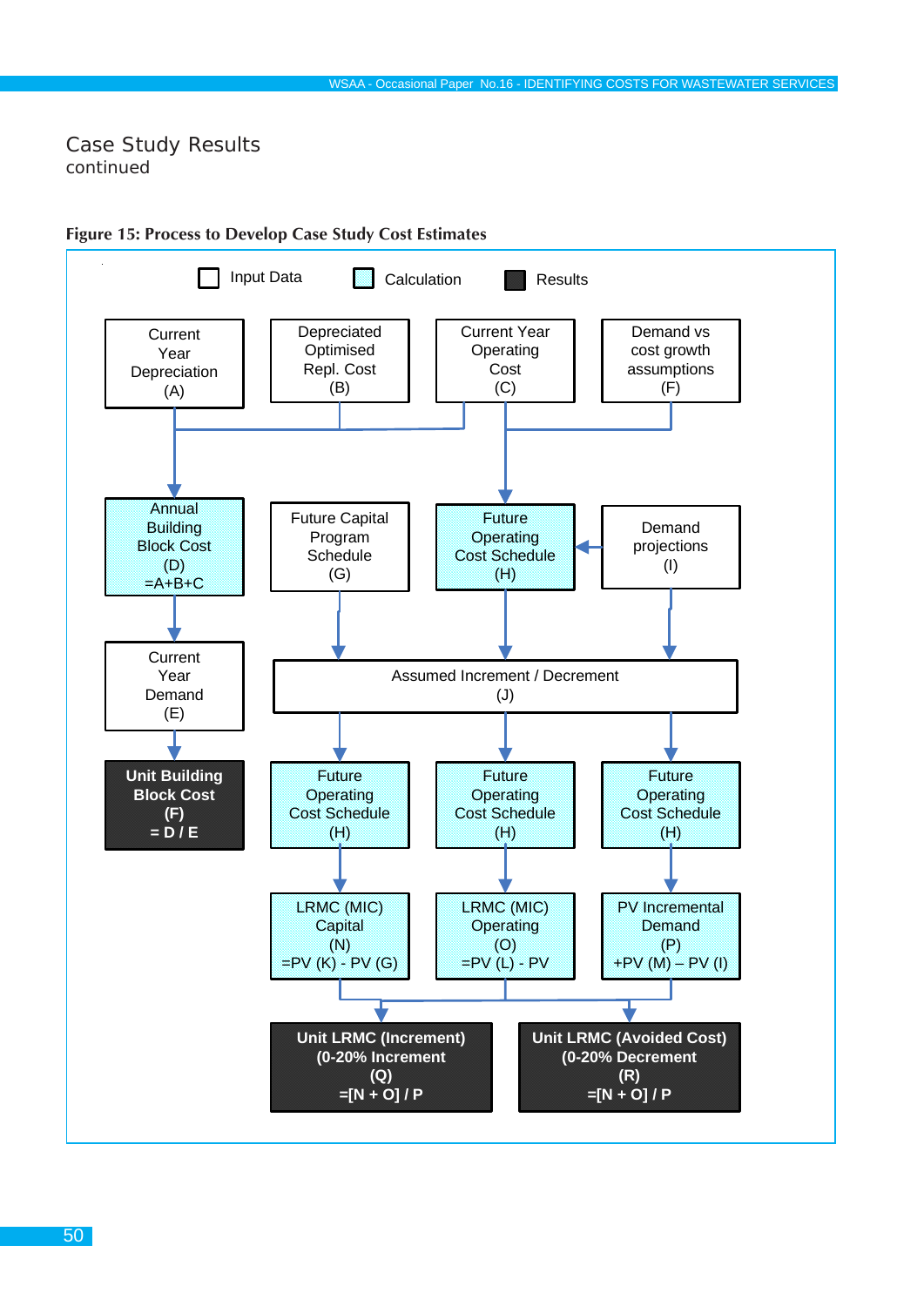## Case Study Results

continued

**Figure 15: Process to Develop Case Study Cost Estimates**

Input Data | Calculation | Results

- Current Year Depreciation (A)
- Depreciated Optimised Repl. Cost (B)
- Current Year Operating Cost (C)
- Demand vs cost growth assumptions (F)
- Annual Building Block Cost (D) =A+B+C
- Future Capital Program Schedule (G)
- Future Operating Cost Schedule (H)
- Demand projections (I)
- Current Year Demand (E)
- Assumed Increment / Decrement (J)
- **Unit Building Block Cost (F) = D / E**
- Future Operating Cost Schedule (H)
- Future Operating Cost Schedule (H)
- Future Operating Cost Schedule (H)
- LRMC (MIC) Capital (N) =PV (K) - PV (G)
- LRMC (MIC) Operating (O) =PV (L) - PV
- PV Incremental Demand (P) +PV (M) – PV (I)
- **Unit LRMC (Increment) (0-20% Increment (Q) =[N + O] / P**
- **Unit LRMC (Avoided Cost) (0-20% Decrement (R) =[N + O] / P**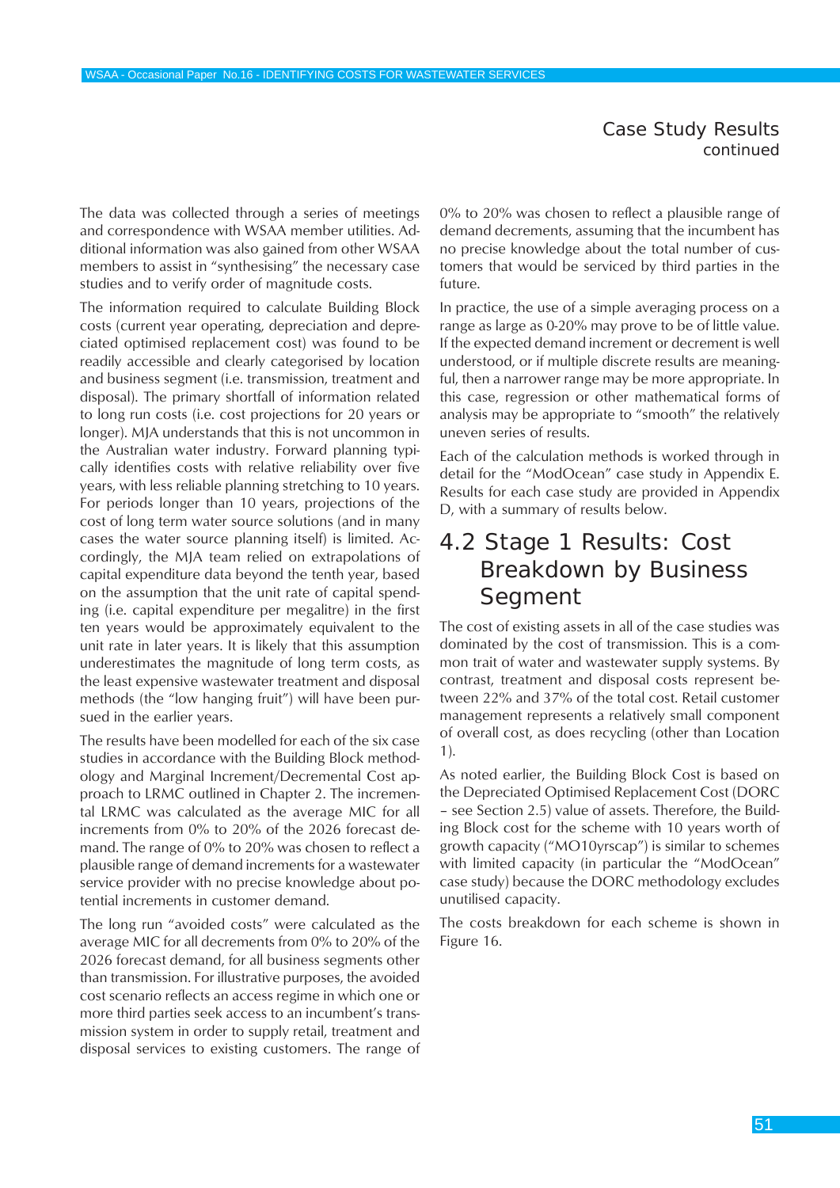The data was collected through a series of meetings and correspondence with WSAA member utilities. Additional information was also gained from other WSAA members to assist in "synthesising" the necessary case studies and to verify order of magnitude costs.

The information required to calculate Building Block costs (current year operating, depreciation and depreciated optimised replacement cost) was found to be readily accessible and clearly categorised by location and business segment (i.e. transmission, treatment and disposal). The primary shortfall of information related to long run costs (i.e. cost projections for 20 years or longer). MJA understands that this is not uncommon in the Australian water industry. Forward planning typically identifies costs with relative reliability over five years, with less reliable planning stretching to 10 years. For periods longer than 10 years, projections of the cost of long term water source solutions (and in many cases the water source planning itself) is limited. Accordingly, the MJA team relied on extrapolations of capital expenditure data beyond the tenth year, based on the assumption that the unit rate of capital spending (i.e. capital expenditure per megalitre) in the first ten years would be approximately equivalent to the unit rate in later years. It is likely that this assumption underestimates the magnitude of long term costs, as the least expensive wastewater treatment and disposal methods (the "low hanging fruit") will have been pursued in the earlier years.

The results have been modelled for each of the six case studies in accordance with the Building Block methodology and Marginal Increment/Decremental Cost approach to LRMC outlined in Chapter 2. The incremental LRMC was calculated as the average MIC for all increments from 0% to 20% of the 2026 forecast demand. The range of 0% to 20% was chosen to reflect a plausible range of demand increments for a wastewater service provider with no precise knowledge about potential increments in customer demand.

The long run "avoided costs" were calculated as the average MIC for all decrements from 0% to 20% of the 2026 forecast demand, for all business segments other than transmission. For illustrative purposes, the avoided cost scenario reflects an access regime in which one or more third parties seek access to an incumbent's transmission system in order to supply retail, treatment and disposal services to existing customers. The range of 0% to 20% was chosen to reflect a plausible range of demand decrements, assuming that the incumbent has no precise knowledge about the total number of customers that would be serviced by third parties in the future.

In practice, the use of a simple averaging process on a range as large as 0-20% may prove to be of little value. If the expected demand increment or decrement is well understood, or if multiple discrete results are meaningful, then a narrower range may be more appropriate. In this case, regression or other mathematical forms of analysis may be appropriate to "smooth" the relatively uneven series of results.

Each of the calculation methods is worked through in detail for the "ModOcean" case study in Appendix E. Results for each case study are provided in Appendix D, with a summary of results below.

## 4.2 Stage 1 Results: Cost Breakdown by Business Segment

The cost of existing assets in all of the case studies was dominated by the cost of transmission. This is a common trait of water and wastewater supply systems. By contrast, treatment and disposal costs represent between 22% and 37% of the total cost. Retail customer management represents a relatively small component of overall cost, as does recycling (other than Location 1).

As noted earlier, the Building Block Cost is based on the Depreciated Optimised Replacement Cost (DORC – see Section 2.5) value of assets. Therefore, the Building Block cost for the scheme with 10 years worth of growth capacity ("MO10yrscap") is similar to schemes with limited capacity (in particular the "ModOcean" case study) because the DORC methodology excludes unutilised capacity.

The costs breakdown for each scheme is shown in Figure 16.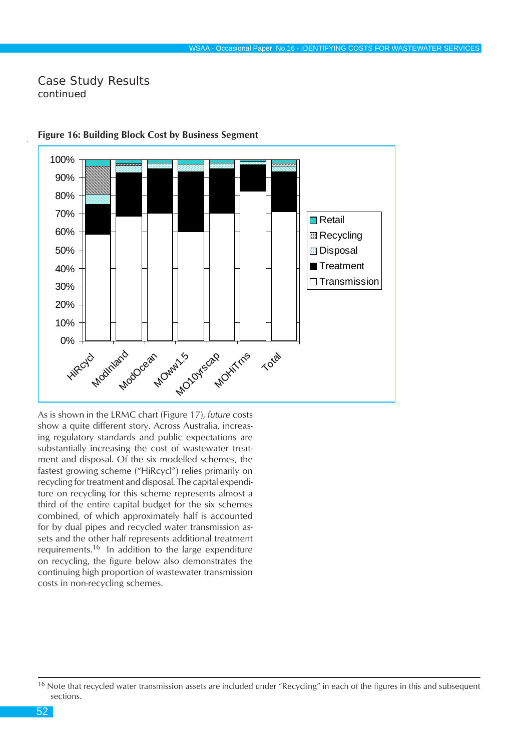## Case Study Results
continued

**Figure 16: Building Block Cost by Business Segment**

As is shown in the LRMC chart (Figure 17), *future* costs show a quite different story. Across Australia, increasing regulatory standards and public expectations are substantially increasing the cost of wastewater treatment and disposal. Of the six modelled schemes, the fastest growing scheme ("HiRcycl") relies primarily on recycling for treatment and disposal. The capital expenditure on recycling for this scheme represents almost a third of the entire capital budget for the six schemes combined, of which approximately half is accounted for by dual pipes and recycled water transmission assets and the other half represents additional treatment requirements.[16] In addition to the large expenditure on recycling, the figure below also demonstrates the continuing high proportion of wastewater transmission costs in non-recycling schemes.

---

[16] Note that recycled water transmission assets are included under "Recycling" in each of the figures in this and subsequent sections.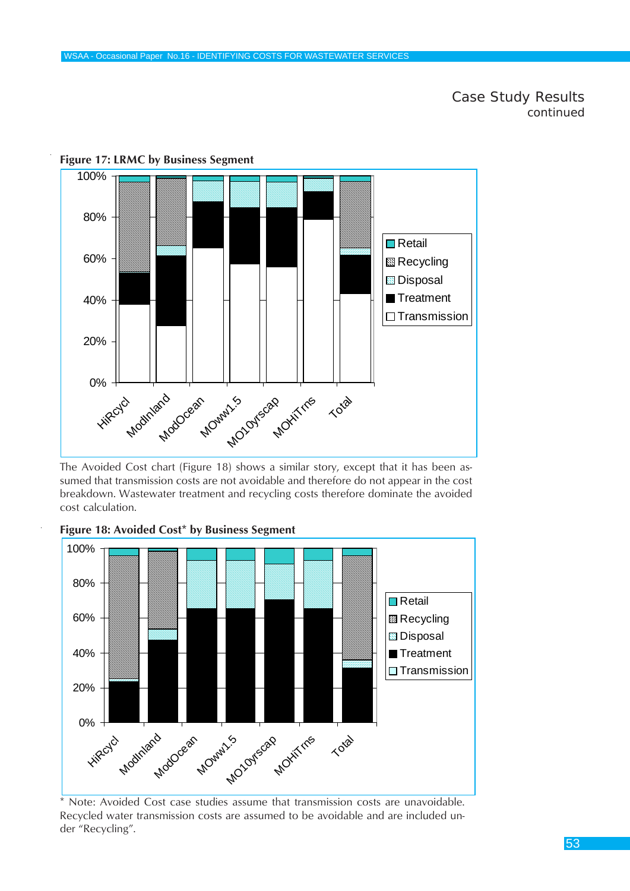## Case Study Results
continued

**Figure 17: LRMC by Business Segment**

The Avoided Cost chart (Figure 18) shows a similar story, except that it has been assumed that transmission costs are not avoidable and therefore do not appear in the cost breakdown. Wastewater treatment and recycling costs therefore dominate the avoided cost calculation.

**Figure 18: Avoided Cost* by Business Segment**

\* Note: Avoided Cost case studies assume that transmission costs are unavoidable. Recycled water transmission costs are assumed to be avoidable and are included under "Recycling".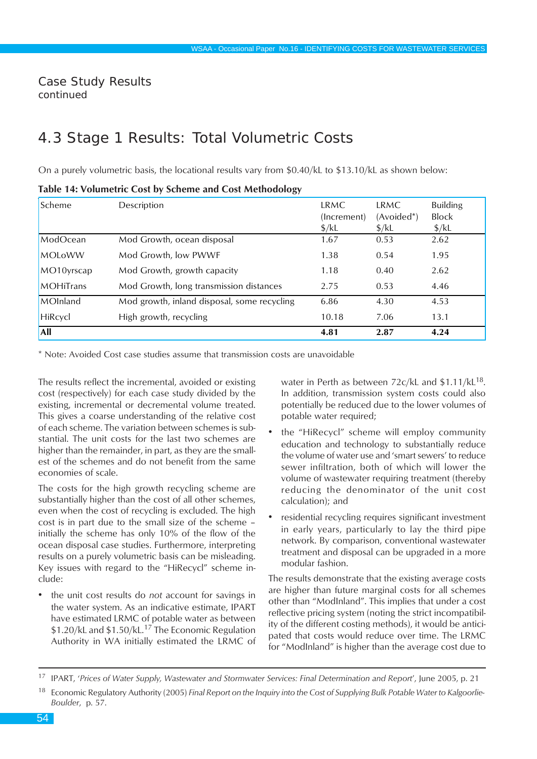# Case Study Results
continued

## 4.3 Stage 1 Results: Total Volumetric Costs

On a purely volumetric basis, the locational results vary from $0.40/kL to $13.10/kL as shown below:

**Table 14: Volumetric Cost by Scheme and Cost Methodology**

| Scheme | Description | LRMC (Increment) $/kL | LRMC (Avoided*) $/kL | Building Block $/kL |
|---|---|---|---|---|
| ModOcean | Mod Growth, ocean disposal | 1.67 | 0.53 | 2.62 |
| MOLoWW | Mod Growth, low PWWF | 1.38 | 0.54 | 1.95 |
| MO10yrscap | Mod Growth, growth capacity | 1.18 | 0.40 | 2.62 |
| MOHiTrans | Mod Growth, long transmission distances | 2.75 | 0.53 | 4.46 |
| MOInland | Mod growth, inland disposal, some recycling | 6.86 | 4.30 | 4.53 |
| HiRcycl | High growth, recycling | 10.18 | 7.06 | 13.1 |
| **All** | | **4.81** | **2.87** | **4.24** |

\* Note: Avoided Cost case studies assume that transmission costs are unavoidable

The results reflect the incremental, avoided or existing cost (respectively) for each case study divided by the existing, incremental or decremental volume treated. This gives a coarse understanding of the relative cost of each scheme. The variation between schemes is substantial. The unit costs for the last two schemes are higher than the remainder, in part, as they are the smallest of the schemes and do not benefit from the same economies of scale.

The costs for the high growth recycling scheme are substantially higher than the cost of all other schemes, even when the cost of recycling is excluded. The high cost is in part due to the small size of the scheme – initially the scheme has only 10% of the flow of the ocean disposal case studies. Furthermore, interpreting results on a purely volumetric basis can be misleading. Key issues with regard to the "HiRecycl" scheme include:

- the unit cost results do *not* account for savings in the water system. As an indicative estimate, IPART have estimated LRMC of potable water as between $1.20/kL and $1.50/kL.[17] The Economic Regulation Authority in WA initially estimated the LRMC of water in Perth as between 72c/kL and $1.11/kL[18]. In addition, transmission system costs could also potentially be reduced due to the lower volumes of potable water required;
- the "HiRecycl" scheme will employ community education and technology to substantially reduce the volume of water use and 'smart sewers' to reduce sewer infiltration, both of which will lower the volume of wastewater requiring treatment (thereby reducing the denominator of the unit cost calculation); and
- residential recycling requires significant investment in early years, particularly to lay the third pipe network. By comparison, conventional wastewater treatment and disposal can be upgraded in a more modular fashion.

The results demonstrate that the existing average costs are higher than future marginal costs for all schemes other than "ModInland". This implies that under a cost reflective pricing system (noting the strict incompatibility of the different costing methods), it would be anticipated that costs would reduce over time. The LRMC for "ModInland" is higher than the average cost due to

---

[17] IPART, '*Prices of Water Supply, Wastewater and Stormwater Services: Final Determination and Report*', June 2005, p. 21

[18] Economic Regulatory Authority (2005) *Final Report on the Inquiry into the Cost of Supplying Bulk Potable Water to Kalgoorlie-Boulder*, p. 57.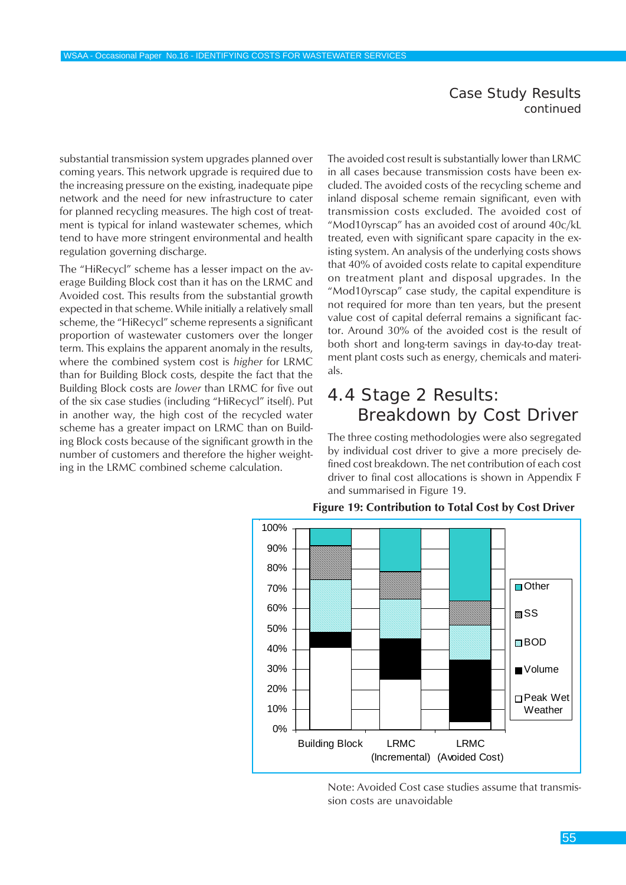## Case Study Results
continued

substantial transmission system upgrades planned over coming years. This network upgrade is required due to the increasing pressure on the existing, inadequate pipe network and the need for new infrastructure to cater for planned recycling measures. The high cost of treatment is typical for inland wastewater schemes, which tend to have more stringent environmental and health regulation governing discharge.

The "HiRecycl" scheme has a lesser impact on the average Building Block cost than it has on the LRMC and Avoided cost. This results from the substantial growth expected in that scheme. While initially a relatively small scheme, the "HiRecycl" scheme represents a significant proportion of wastewater customers over the longer term. This explains the apparent anomaly in the results, where the combined system cost is *higher* for LRMC than for Building Block costs, despite the fact that the Building Block costs are *lower* than LRMC for five out of the six case studies (including "HiRecycl" itself). Put in another way, the high cost of the recycled water scheme has a greater impact on LRMC than on Building Block costs because of the significant growth in the number of customers and therefore the higher weighting in the LRMC combined scheme calculation.

The avoided cost result is substantially lower than LRMC in all cases because transmission costs have been excluded. The avoided costs of the recycling scheme and inland disposal scheme remain significant, even with transmission costs excluded. The avoided cost of "Mod10yrscap" has an avoided cost of around 40c/kL treated, even with significant spare capacity in the existing system. An analysis of the underlying costs shows that 40% of avoided costs relate to capital expenditure on treatment plant and disposal upgrades. In the "Mod10yrscap" case study, the capital expenditure is not required for more than ten years, but the present value cost of capital deferral remains a significant factor. Around 30% of the avoided cost is the result of both short and long-term savings in day-to-day treatment plant costs such as energy, chemicals and materials.

## 4.4 Stage 2 Results: Breakdown by Cost Driver

The three costing methodologies were also segregated by individual cost driver to give a more precisely defined cost breakdown. The net contribution of each cost driver to final cost allocations is shown in Appendix F and summarised in Figure 19.

**Figure 19: Contribution to Total Cost by Cost Driver**

| | Building Block | LRMC (Incremental) | LRMC (Avoided Cost) |
|---|---|---|---|
| Other | ~9% | ~21% | ~36% |
| SS | ~17% | ~14% | ~12% |
| BOD | ~26% | ~20% | ~17% |
| Volume | ~8% | ~20% | ~31% |
| Peak Wet Weather | ~41% | ~25% | ~4% |

Note: Avoided Cost case studies assume that transmission costs are unavoidable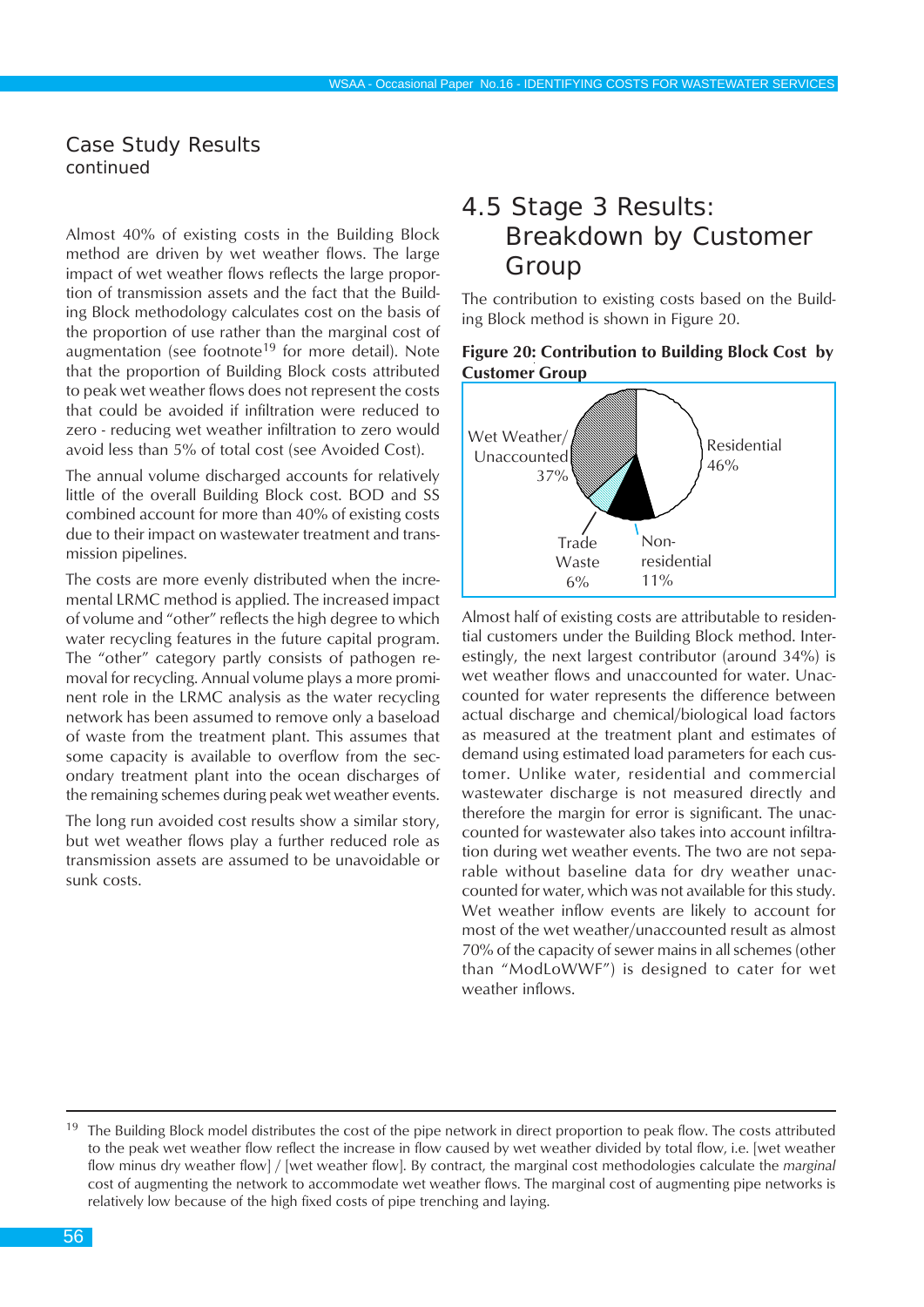## Case Study Results
continued

Almost 40% of existing costs in the Building Block method are driven by wet weather flows. The large impact of wet weather flows reflects the large proportion of transmission assets and the fact that the Building Block methodology calculates cost on the basis of the proportion of use rather than the marginal cost of augmentation (see footnote[19] for more detail). Note that the proportion of Building Block costs attributed to peak wet weather flows does not represent the costs that could be avoided if infiltration were reduced to zero - reducing wet weather infiltration to zero would avoid less than 5% of total cost (see Avoided Cost).

The annual volume discharged accounts for relatively little of the overall Building Block cost. BOD and SS combined account for more than 40% of existing costs due to their impact on wastewater treatment and transmission pipelines.

The costs are more evenly distributed when the incremental LRMC method is applied. The increased impact of volume and "other" reflects the high degree to which water recycling features in the future capital program. The "other" category partly consists of pathogen removal for recycling. Annual volume plays a more prominent role in the LRMC analysis as the water recycling network has been assumed to remove only a baseload of waste from the treatment plant. This assumes that some capacity is available to overflow from the secondary treatment plant into the ocean discharges of the remaining schemes during peak wet weather events.

The long run avoided cost results show a similar story, but wet weather flows play a further reduced role as transmission assets are assumed to be unavoidable or sunk costs.

# 4.5 Stage 3 Results: Breakdown by Customer Group

The contribution to existing costs based on the Building Block method is shown in Figure 20.

**Figure 20: Contribution to Building Block Cost by Customer Group**

Residential 46%
Wet Weather/ Unaccounted 37%
Trade Waste 6%
Non-residential 11%

Almost half of existing costs are attributable to residential customers under the Building Block method. Interestingly, the next largest contributor (around 34%) is wet weather flows and unaccounted for water. Unaccounted for water represents the difference between actual discharge and chemical/biological load factors as measured at the treatment plant and estimates of demand using estimated load parameters for each customer. Unlike water, residential and commercial wastewater discharge is not measured directly and therefore the margin for error is significant. The unaccounted for wastewater also takes into account infiltration during wet weather events. The two are not separable without baseline data for dry weather unaccounted for water, which was not available for this study. Wet weather inflow events are likely to account for most of the wet weather/unaccounted result as almost 70% of the capacity of sewer mains in all schemes (other than "ModLoWWF") is designed to cater for wet weather inflows.

---

[19] The Building Block model distributes the cost of the pipe network in direct proportion to peak flow. The costs attributed to the peak wet weather flow reflect the increase in flow caused by wet weather divided by total flow, i.e. [wet weather flow minus dry weather flow] / [wet weather flow]. By contract, the marginal cost methodologies calculate the *marginal* cost of augmenting the network to accommodate wet weather flows. The marginal cost of augmenting pipe networks is relatively low because of the high fixed costs of pipe trenching and laying.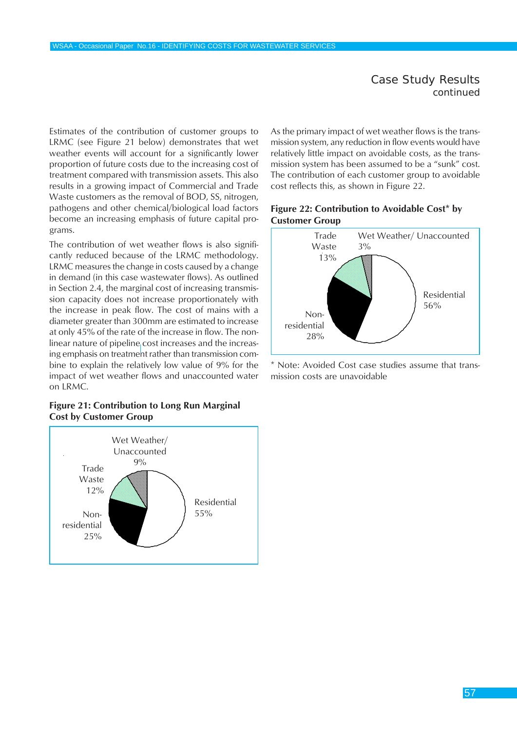## Case Study Results
continued

Estimates of the contribution of customer groups to LRMC (see Figure 21 below) demonstrates that wet weather events will account for a significantly lower proportion of future costs due to the increasing cost of treatment compared with transmission assets. This also results in a growing impact of Commercial and Trade Waste customers as the removal of BOD, SS, nitrogen, pathogens and other chemical/biological load factors become an increasing emphasis of future capital programs.

The contribution of wet weather flows is also significantly reduced because of the LRMC methodology. LRMC measures the change in costs caused by a change in demand (in this case wastewater flows). As outlined in Section 2.4, the marginal cost of increasing transmission capacity does not increase proportionately with the increase in peak flow. The cost of mains with a diameter greater than 300mm are estimated to increase at only 45% of the rate of the increase in flow. The non-linear nature of pipeline cost increases and the increasing emphasis on treatment rather than transmission combine to explain the relatively low value of 9% for the impact of wet weather flows and unaccounted water on LRMC.

**Figure 21: Contribution to Long Run Marginal Cost by Customer Group**

| Customer Group | Contribution |
|---|---|
| Residential | 55% |
| Non-residential | 25% |
| Trade Waste | 12% |
| Wet Weather/ Unaccounted | 9% |

As the primary impact of wet weather flows is the transmission system, any reduction in flow events would have relatively little impact on avoidable costs, as the transmission system has been assumed to be a "sunk" cost. The contribution of each customer group to avoidable cost reflects this, as shown in Figure 22.

**Figure 22: Contribution to Avoidable Cost* by Customer Group**

| Customer Group | Contribution |
|---|---|
| Residential | 56% |
| Non-residential | 28% |
| Trade Waste | 13% |
| Wet Weather/ Unaccounted | 3% |

* Note: Avoided Cost case studies assume that transmission costs are unavoidable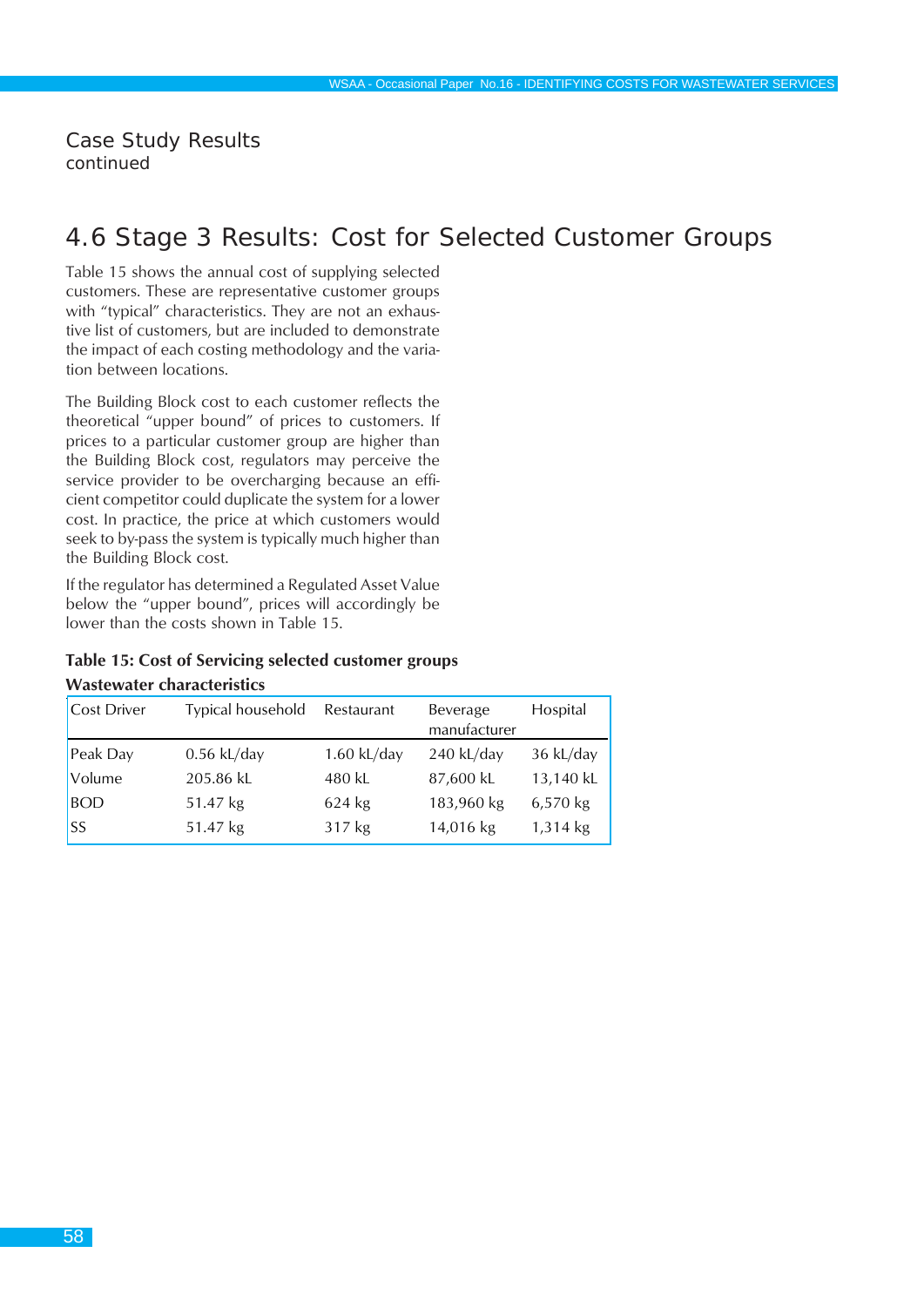## Case Study Results
continued

## 4.6 Stage 3 Results: Cost for Selected Customer Groups

Table 15 shows the annual cost of supplying selected customers. These are representative customer groups with "typical" characteristics. They are not an exhaustive list of customers, but are included to demonstrate the impact of each costing methodology and the variation between locations.

The Building Block cost to each customer reflects the theoretical "upper bound" of prices to customers. If prices to a particular customer group are higher than the Building Block cost, regulators may perceive the service provider to be overcharging because an efficient competitor could duplicate the system for a lower cost. In practice, the price at which customers would seek to by-pass the system is typically much higher than the Building Block cost.

If the regulator has determined a Regulated Asset Value below the "upper bound", prices will accordingly be lower than the costs shown in Table 15.

**Table 15: Cost of Servicing selected customer groups**

**Wastewater characteristics**

| Cost Driver | Typical household | Restaurant | Beverage manufacturer | Hospital |
|---|---|---|---|---|
| Peak Day | 0.56 kL/day | 1.60 kL/day | 240 kL/day | 36 kL/day |
| Volume | 205.86 kL | 480 kL | 87,600 kL | 13,140 kL |
| BOD | 51.47 kg | 624 kg | 183,960 kg | 6,570 kg |
| SS | 51.47 kg | 317 kg | 14,016 kg | 1,314 kg |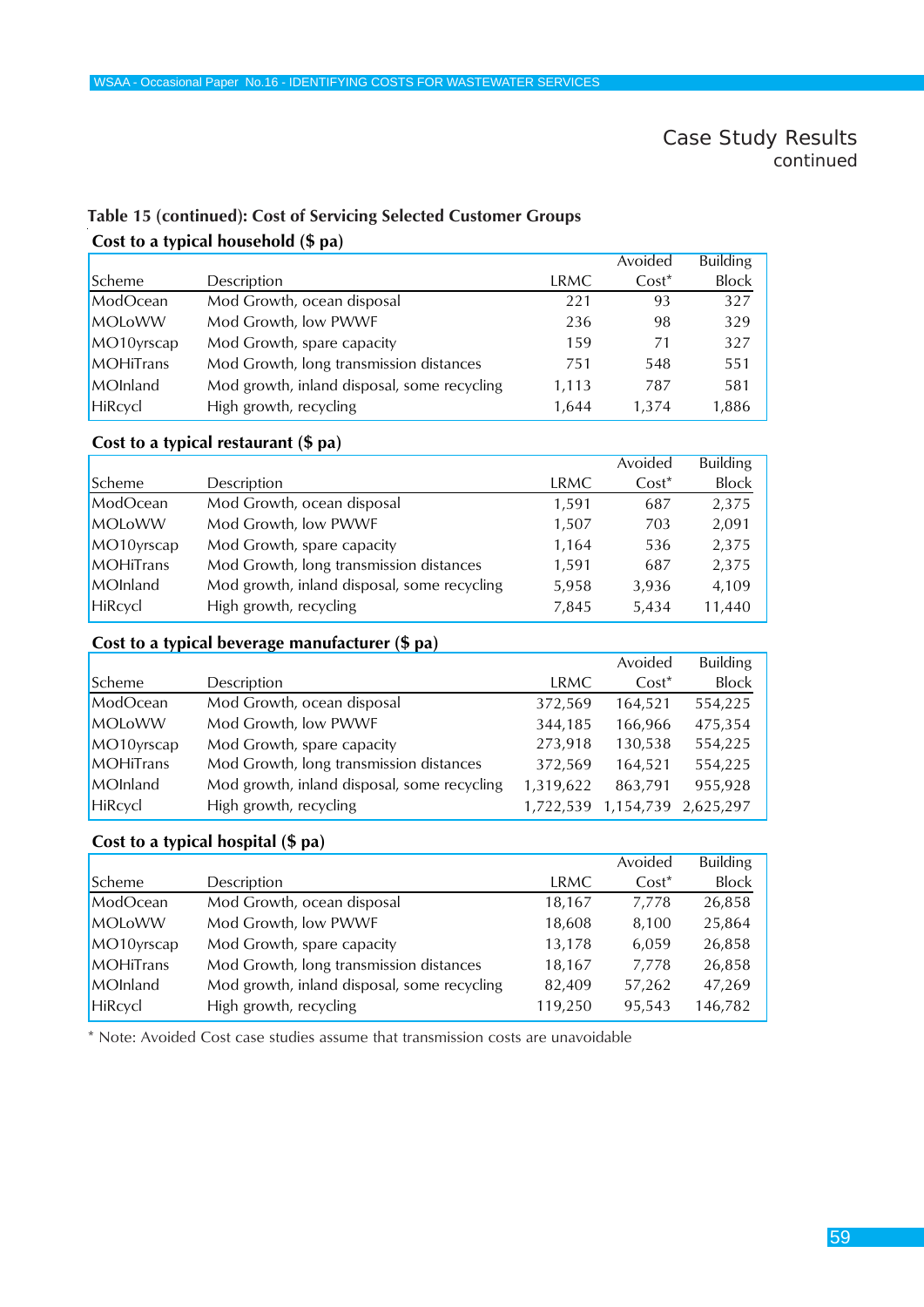## Case Study Results
continued

**Table 15 (continued): Cost of Servicing Selected Customer Groups**

**Cost to a typical household ($ pa)**

| Scheme | Description | LRMC | Avoided Cost* | Building Block |
|---|---|---|---|---|
| ModOcean | Mod Growth, ocean disposal | 221 | 93 | 327 |
| MOLoWW | Mod Growth, low PWWF | 236 | 98 | 329 |
| MO10yrscap | Mod Growth, spare capacity | 159 | 71 | 327 |
| MOHiTrans | Mod Growth, long transmission distances | 751 | 548 | 551 |
| MOInland | Mod growth, inland disposal, some recycling | 1,113 | 787 | 581 |
| HiRcycl | High growth, recycling | 1,644 | 1,374 | 1,886 |

**Cost to a typical restaurant ($ pa)**

| Scheme | Description | LRMC | Avoided Cost* | Building Block |
|---|---|---|---|---|
| ModOcean | Mod Growth, ocean disposal | 1,591 | 687 | 2,375 |
| MOLoWW | Mod Growth, low PWWF | 1,507 | 703 | 2,091 |
| MO10yrscap | Mod Growth, spare capacity | 1,164 | 536 | 2,375 |
| MOHiTrans | Mod Growth, long transmission distances | 1,591 | 687 | 2,375 |
| MOInland | Mod growth, inland disposal, some recycling | 5,958 | 3,936 | 4,109 |
| HiRcycl | High growth, recycling | 7,845 | 5,434 | 11,440 |

**Cost to a typical beverage manufacturer ($ pa)**

| Scheme | Description | LRMC | Avoided Cost* | Building Block |
|---|---|---|---|---|
| ModOcean | Mod Growth, ocean disposal | 372,569 | 164,521 | 554,225 |
| MOLoWW | Mod Growth, low PWWF | 344,185 | 166,966 | 475,354 |
| MO10yrscap | Mod Growth, spare capacity | 273,918 | 130,538 | 554,225 |
| MOHiTrans | Mod Growth, long transmission distances | 372,569 | 164,521 | 554,225 |
| MOInland | Mod growth, inland disposal, some recycling | 1,319,622 | 863,791 | 955,928 |
| HiRcycl | High growth, recycling | 1,722,539 | 1,154,739 | 2,625,297 |

**Cost to a typical hospital ($ pa)**

| Scheme | Description | LRMC | Avoided Cost* | Building Block |
|---|---|---|---|---|
| ModOcean | Mod Growth, ocean disposal | 18,167 | 7,778 | 26,858 |
| MOLoWW | Mod Growth, low PWWF | 18,608 | 8,100 | 25,864 |
| MO10yrscap | Mod Growth, spare capacity | 13,178 | 6,059 | 26,858 |
| MOHiTrans | Mod Growth, long transmission distances | 18,167 | 7,778 | 26,858 |
| MOInland | Mod growth, inland disposal, some recycling | 82,409 | 57,262 | 47,269 |
| HiRcycl | High growth, recycling | 119,250 | 95,543 | 146,782 |

* Note: Avoided Cost case studies assume that transmission costs are unavoidable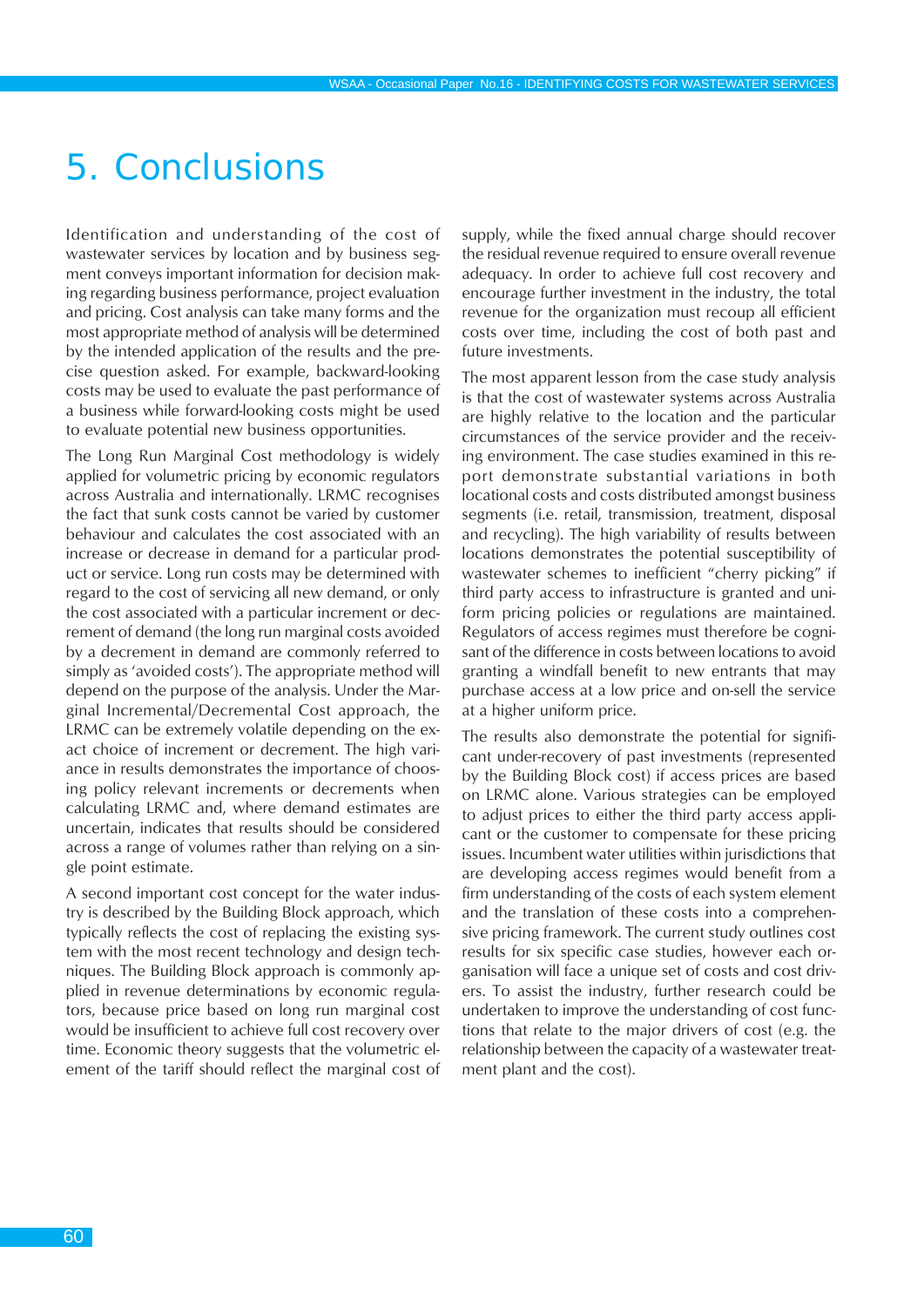# 5. Conclusions

Identification and understanding of the cost of wastewater services by location and by business segment conveys important information for decision making regarding business performance, project evaluation and pricing. Cost analysis can take many forms and the most appropriate method of analysis will be determined by the intended application of the results and the precise question asked. For example, backward-looking costs may be used to evaluate the past performance of a business while forward-looking costs might be used to evaluate potential new business opportunities.

The Long Run Marginal Cost methodology is widely applied for volumetric pricing by economic regulators across Australia and internationally. LRMC recognises the fact that sunk costs cannot be varied by customer behaviour and calculates the cost associated with an increase or decrease in demand for a particular product or service. Long run costs may be determined with regard to the cost of servicing all new demand, or only the cost associated with a particular increment or decrement of demand (the long run marginal costs avoided by a decrement in demand are commonly referred to as simply as 'avoided costs'). The appropriate method will depend on the purpose of the analysis. Under the Marginal Incremental/Decremental Cost approach, the LRMC can be extremely volatile depending on the exact choice of increment or decrement. The high variance in results demonstrates the importance of choosing policy relevant increments or decrements when calculating LRMC and, where demand estimates are uncertain, indicates that results should be considered across a range of volumes rather than relying on a single point estimate.

A second important cost concept for the water industry is described by the Building Block approach, which typically reflects the cost of replacing the existing system with the most recent technology and design techniques. The Building Block approach is commonly applied in revenue determinations by economic regulators, because price based on long run marginal cost would be insufficient to achieve full cost recovery over time. Economic theory suggests that the volumetric element of the tariff should reflect the marginal cost of supply, while the fixed annual charge should recover the residual revenue required to ensure overall revenue adequacy. In order to achieve full cost recovery and encourage further investment in the industry, the total revenue for the organization must recoup all efficient costs over time, including the cost of both past and future investments.

The most apparent lesson from the case study analysis is that the cost of wastewater systems across Australia are highly relative to the location and the particular circumstances of the service provider and the receiving environment. The case studies examined in this report demonstrate substantial variations in both locational costs and costs distributed amongst business segments (i.e. retail, transmission, treatment, disposal and recycling). The high variability of results between locations demonstrates the potential susceptibility of wastewater schemes to inefficient "cherry picking" if third party access to infrastructure is granted and uniform pricing policies or regulations are maintained. Regulators of access regimes must therefore be cognisant of the difference in costs between locations to avoid granting a windfall benefit to new entrants that may purchase access at a low price and on-sell the service at a higher uniform price.

The results also demonstrate the potential for significant under-recovery of past investments (represented by the Building Block cost) if access prices are based on LRMC alone. Various strategies can be employed to adjust prices to either the third party access applicant or the customer to compensate for these pricing issues. Incumbent water utilities within jurisdictions that are developing access regimes would benefit from a firm understanding of the costs of each system element and the translation of these costs into a comprehensive pricing framework. The current study outlines cost results for six specific case studies, however each organisation will face a unique set of costs and cost drivers. To assist the industry, further research could be undertaken to improve the understanding of cost functions that relate to the major drivers of cost (e.g. the relationship between the capacity of a wastewater treatment plant and the cost).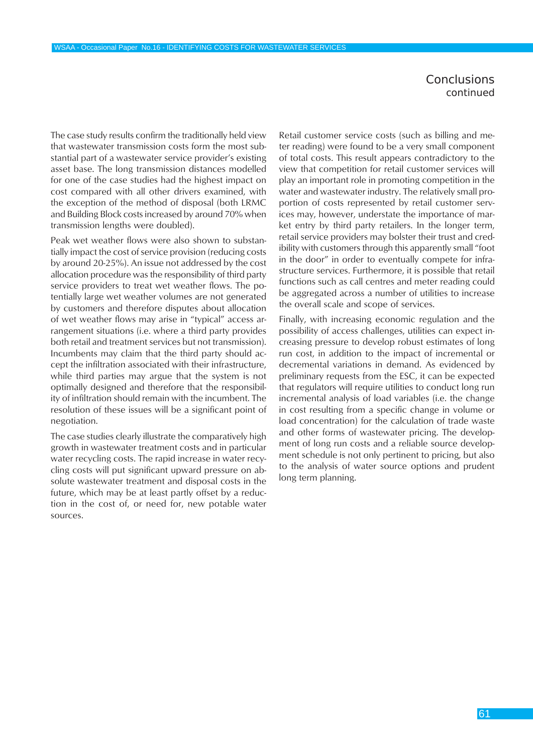## Conclusions
continued

The case study results confirm the traditionally held view that wastewater transmission costs form the most substantial part of a wastewater service provider's existing asset base. The long transmission distances modelled for one of the case studies had the highest impact on cost compared with all other drivers examined, with the exception of the method of disposal (both LRMC and Building Block costs increased by around 70% when transmission lengths were doubled).

Peak wet weather flows were also shown to substantially impact the cost of service provision (reducing costs by around 20-25%). An issue not addressed by the cost allocation procedure was the responsibility of third party service providers to treat wet weather flows. The potentially large wet weather volumes are not generated by customers and therefore disputes about allocation of wet weather flows may arise in "typical" access arrangement situations (i.e. where a third party provides both retail and treatment services but not transmission). Incumbents may claim that the third party should accept the infiltration associated with their infrastructure, while third parties may argue that the system is not optimally designed and therefore that the responsibility of infiltration should remain with the incumbent. The resolution of these issues will be a significant point of negotiation.

The case studies clearly illustrate the comparatively high growth in wastewater treatment costs and in particular water recycling costs. The rapid increase in water recycling costs will put significant upward pressure on absolute wastewater treatment and disposal costs in the future, which may be at least partly offset by a reduction in the cost of, or need for, new potable water sources.

Retail customer service costs (such as billing and meter reading) were found to be a very small component of total costs. This result appears contradictory to the view that competition for retail customer services will play an important role in promoting competition in the water and wastewater industry. The relatively small proportion of costs represented by retail customer services may, however, understate the importance of market entry by third party retailers. In the longer term, retail service providers may bolster their trust and credibility with customers through this apparently small "foot in the door" in order to eventually compete for infrastructure services. Furthermore, it is possible that retail functions such as call centres and meter reading could be aggregated across a number of utilities to increase the overall scale and scope of services.

Finally, with increasing economic regulation and the possibility of access challenges, utilities can expect increasing pressure to develop robust estimates of long run cost, in addition to the impact of incremental or decremental variations in demand. As evidenced by preliminary requests from the ESC, it can be expected that regulators will require utilities to conduct long run incremental analysis of load variables (i.e. the change in cost resulting from a specific change in volume or load concentration) for the calculation of trade waste and other forms of wastewater pricing. The development of long run costs and a reliable source development schedule is not only pertinent to pricing, but also to the analysis of water source options and prudent long term planning.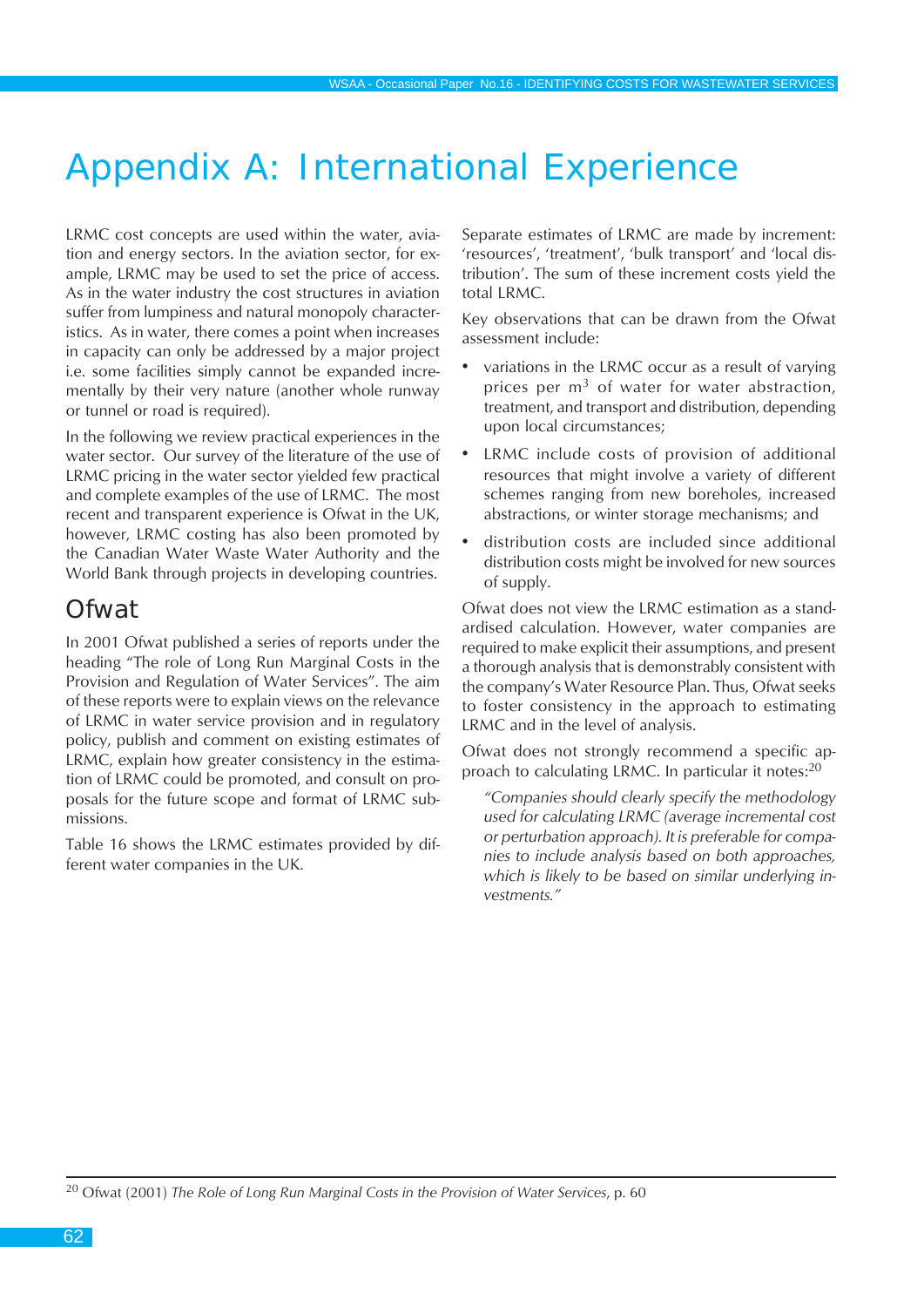# Appendix A: International Experience

LRMC cost concepts are used within the water, aviation and energy sectors. In the aviation sector, for example, LRMC may be used to set the price of access. As in the water industry the cost structures in aviation suffer from lumpiness and natural monopoly characteristics. As in water, there comes a point when increases in capacity can only be addressed by a major project i.e. some facilities simply cannot be expanded incrementally by their very nature (another whole runway or tunnel or road is required).

In the following we review practical experiences in the water sector. Our survey of the literature of the use of LRMC pricing in the water sector yielded few practical and complete examples of the use of LRMC. The most recent and transparent experience is Ofwat in the UK, however, LRMC costing has also been promoted by the Canadian Water Waste Water Authority and the World Bank through projects in developing countries.

## Ofwat

In 2001 Ofwat published a series of reports under the heading "The role of Long Run Marginal Costs in the Provision and Regulation of Water Services". The aim of these reports were to explain views on the relevance of LRMC in water service provision and in regulatory policy, publish and comment on existing estimates of LRMC, explain how greater consistency in the estimation of LRMC could be promoted, and consult on proposals for the future scope and format of LRMC submissions.

Table 16 shows the LRMC estimates provided by different water companies in the UK.

Separate estimates of LRMC are made by increment: 'resources', 'treatment', 'bulk transport' and 'local distribution'. The sum of these increment costs yield the total LRMC.

Key observations that can be drawn from the Ofwat assessment include:

- variations in the LRMC occur as a result of varying prices per $m^3$ of water for water abstraction, treatment, and transport and distribution, depending upon local circumstances;
- LRMC include costs of provision of additional resources that might involve a variety of different schemes ranging from new boreholes, increased abstractions, or winter storage mechanisms; and
- distribution costs are included since additional distribution costs might be involved for new sources of supply.

Ofwat does not view the LRMC estimation as a standardised calculation. However, water companies are required to make explicit their assumptions, and present a thorough analysis that is demonstrably consistent with the company's Water Resource Plan. Thus, Ofwat seeks to foster consistency in the approach to estimating LRMC and in the level of analysis.

Ofwat does not strongly recommend a specific approach to calculating LRMC. In particular it notes:[20]

> *"Companies should clearly specify the methodology used for calculating LRMC (average incremental cost or perturbation approach). It is preferable for companies to include analysis based on both approaches, which is likely to be based on similar underlying investments."*

[20] Ofwat (2001) *The Role of Long Run Marginal Costs in the Provision of Water Services*, p. 60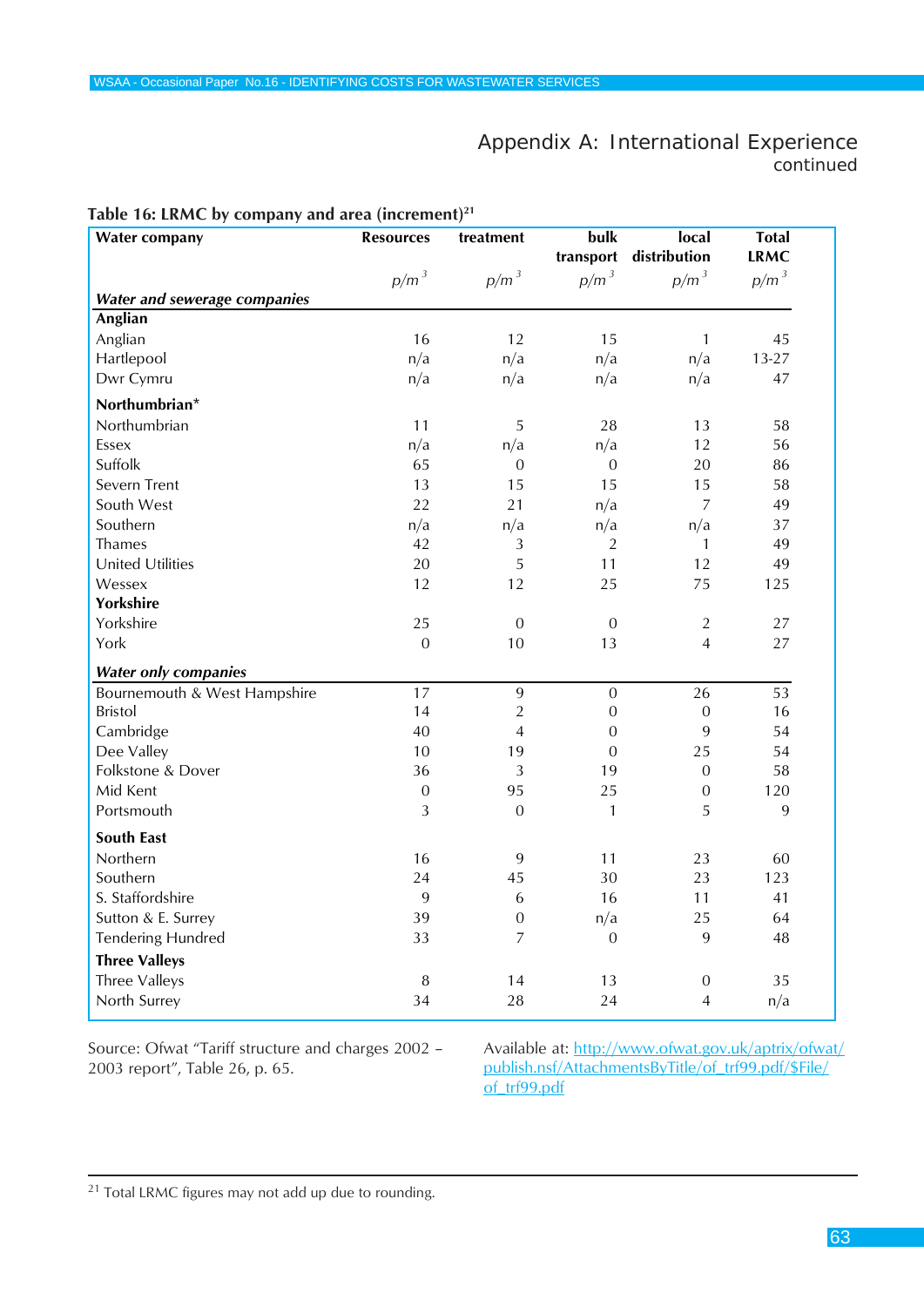## Appendix A: International Experience

continued

**Table 16: LRMC by company and area (increment)[21]**

| Water company | Resources | treatment | bulk transport | local distribution | Total LRMC |
|---|---|---|---|---|---|
| | *p/m³* | *p/m³* | *p/m³* | *p/m³* | *p/m³* |
| ***Water and sewerage companies*** | | | | | |
| **Anglian** | | | | | |
| Anglian | 16 | 12 | 15 | 1 | 45 |
| Hartlepool | n/a | n/a | n/a | n/a | 13-27 |
| Dwr Cymru | n/a | n/a | n/a | n/a | 47 |
| **Northumbrian*** | | | | | |
| Northumbrian | 11 | 5 | 28 | 13 | 58 |
| Essex | n/a | n/a | n/a | 12 | 56 |
| Suffolk | 65 | 0 | 0 | 20 | 86 |
| Severn Trent | 13 | 15 | 15 | 15 | 58 |
| South West | 22 | 21 | n/a | 7 | 49 |
| Southern | n/a | n/a | n/a | n/a | 37 |
| Thames | 42 | 3 | 2 | 1 | 49 |
| United Utilities | 20 | 5 | 11 | 12 | 49 |
| Wessex | 12 | 12 | 25 | 75 | 125 |
| **Yorkshire** | | | | | |
| Yorkshire | 25 | 0 | 0 | 2 | 27 |
| York | 0 | 10 | 13 | 4 | 27 |
| ***Water only companies*** | | | | | |
| Bournemouth & West Hampshire | 17 | 9 | 0 | 26 | 53 |
| Bristol | 14 | 2 | 0 | 0 | 16 |
| Cambridge | 40 | 4 | 0 | 9 | 54 |
| Dee Valley | 10 | 19 | 0 | 25 | 54 |
| Folkstone & Dover | 36 | 3 | 19 | 0 | 58 |
| Mid Kent | 0 | 95 | 25 | 0 | 120 |
| Portsmouth | 3 | 0 | 1 | 5 | 9 |
| **South East** | | | | | |
| Northern | 16 | 9 | 11 | 23 | 60 |
| Southern | 24 | 45 | 30 | 23 | 123 |
| S. Staffordshire | 9 | 6 | 16 | 11 | 41 |
| Sutton & E. Surrey | 39 | 0 | n/a | 25 | 64 |
| Tendering Hundred | 33 | 7 | 0 | 9 | 48 |
| **Three Valleys** | | | | | |
| Three Valleys | 8 | 14 | 13 | 0 | 35 |
| North Surrey | 34 | 28 | 24 | 4 | n/a |

Source: Ofwat "Tariff structure and charges 2002 – 2003 report", Table 26, p. 65.

Available at: http://www.ofwat.gov.uk/aptrix/ofwat/publish.nsf/AttachmentsByTitle/of_trf99.pdf/$File/of_trf99.pdf

[21] Total LRMC figures may not add up due to rounding.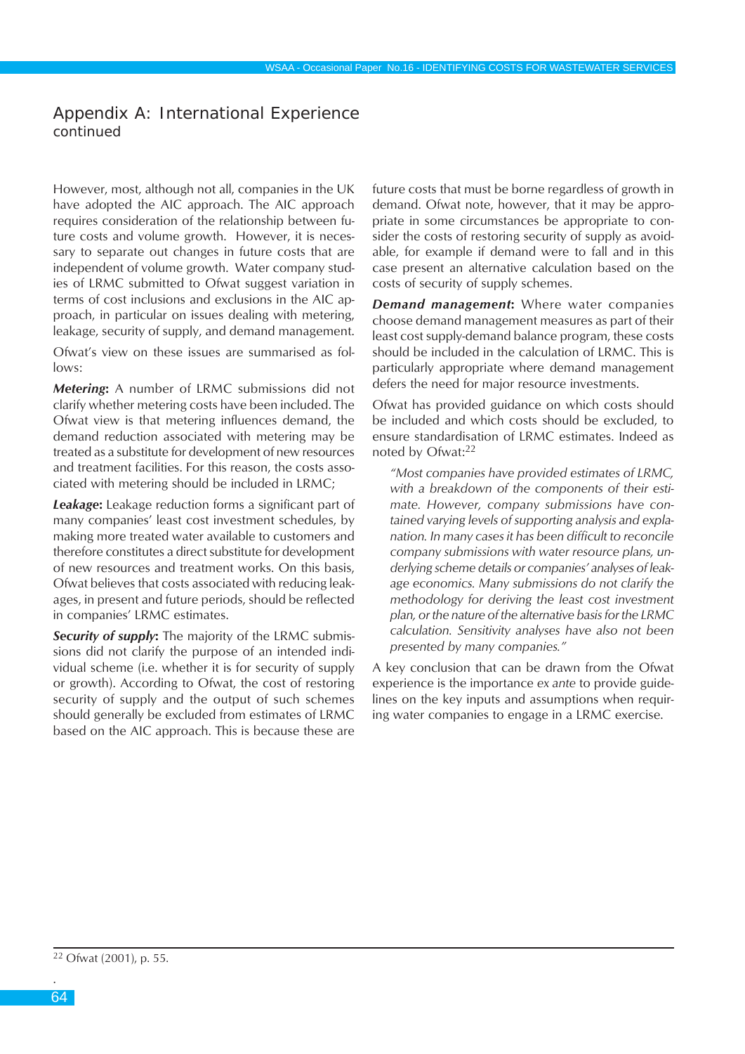## Appendix A: International Experience
continued

However, most, although not all, companies in the UK have adopted the AIC approach. The AIC approach requires consideration of the relationship between future costs and volume growth. However, it is necessary to separate out changes in future costs that are independent of volume growth. Water company studies of LRMC submitted to Ofwat suggest variation in terms of cost inclusions and exclusions in the AIC approach, in particular on issues dealing with metering, leakage, security of supply, and demand management.

Ofwat's view on these issues are summarised as follows:

***Metering*:** A number of LRMC submissions did not clarify whether metering costs have been included. The Ofwat view is that metering influences demand, the demand reduction associated with metering may be treated as a substitute for development of new resources and treatment facilities. For this reason, the costs associated with metering should be included in LRMC;

***Leakage*:** Leakage reduction forms a significant part of many companies' least cost investment schedules, by making more treated water available to customers and therefore constitutes a direct substitute for development of new resources and treatment works. On this basis, Ofwat believes that costs associated with reducing leakages, in present and future periods, should be reflected in companies' LRMC estimates.

***Security of supply*:** The majority of the LRMC submissions did not clarify the purpose of an intended individual scheme (i.e. whether it is for security of supply or growth). According to Ofwat, the cost of restoring security of supply and the output of such schemes should generally be excluded from estimates of LRMC based on the AIC approach. This is because these are future costs that must be borne regardless of growth in demand. Ofwat note, however, that it may be appropriate in some circumstances be appropriate to consider the costs of restoring security of supply as avoidable, for example if demand were to fall and in this case present an alternative calculation based on the costs of security of supply schemes.

***Demand management*:** Where water companies choose demand management measures as part of their least cost supply-demand balance program, these costs should be included in the calculation of LRMC. This is particularly appropriate where demand management defers the need for major resource investments.

Ofwat has provided guidance on which costs should be included and which costs should be excluded, to ensure standardisation of LRMC estimates. Indeed as noted by Ofwat:[22]

> *"Most companies have provided estimates of LRMC, with a breakdown of the components of their estimate. However, company submissions have contained varying levels of supporting analysis and explanation. In many cases it has been difficult to reconcile company submissions with water resource plans, underlying scheme details or companies' analyses of leakage economics. Many submissions do not clarify the methodology for deriving the least cost investment plan, or the nature of the alternative basis for the LRMC calculation. Sensitivity analyses have also not been presented by many companies."*

A key conclusion that can be drawn from the Ofwat experience is the importance *ex ante* to provide guidelines on the key inputs and assumptions when requiring water companies to engage in a LRMC exercise.

---

[22] Ofwat (2001), p. 55.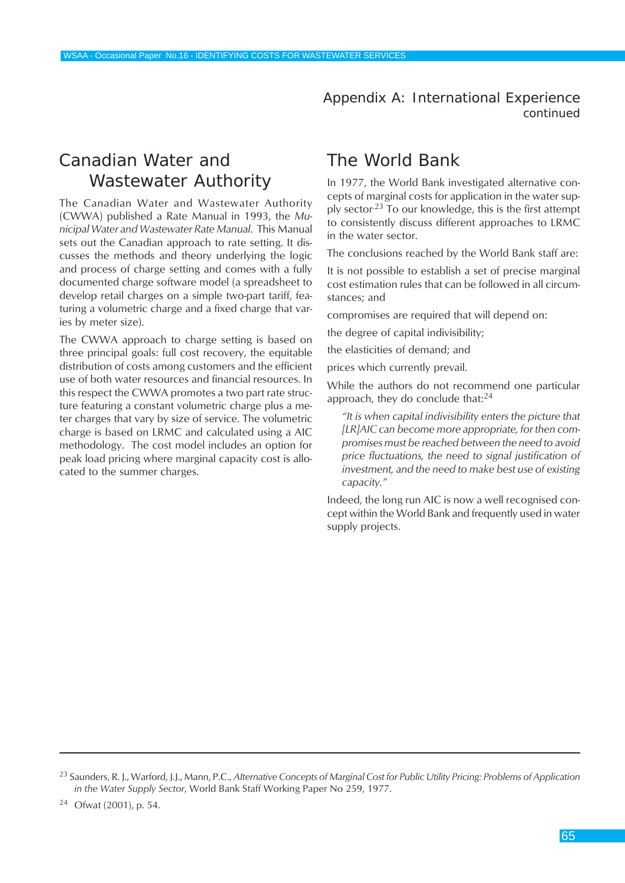## Appendix A: International Experience continued

## Canadian Water and Wastewater Authority

The Canadian Water and Wastewater Authority (CWWA) published a Rate Manual in 1993, the *Municipal Water and Wastewater Rate Manual*. This Manual sets out the Canadian approach to rate setting. It discusses the methods and theory underlying the logic and process of charge setting and comes with a fully documented charge software model (a spreadsheet to develop retail charges on a simple two-part tariff, featuring a volumetric charge and a fixed charge that varies by meter size).

The CWWA approach to charge setting is based on three principal goals: full cost recovery, the equitable distribution of costs among customers and the efficient use of both water resources and financial resources. In this respect the CWWA promotes a two part rate structure featuring a constant volumetric charge plus a meter charges that vary by size of service. The volumetric charge is based on LRMC and calculated using a AIC methodology. The cost model includes an option for peak load pricing where marginal capacity cost is allocated to the summer charges.

## The World Bank

In 1977, the World Bank investigated alternative concepts of marginal costs for application in the water supply sector.[23] To our knowledge, this is the first attempt to consistently discuss different approaches to LRMC in the water sector.

The conclusions reached by the World Bank staff are:

It is not possible to establish a set of precise marginal cost estimation rules that can be followed in all circumstances; and

compromises are required that will depend on:

the degree of capital indivisibility;

the elasticities of demand; and

prices which currently prevail.

While the authors do not recommend one particular approach, they do conclude that:[24]

> *"It is when capital indivisibility enters the picture that [LR]AIC can become more appropriate, for then compromises must be reached between the need to avoid price fluctuations, the need to signal justification of investment, and the need to make best use of existing capacity."*

Indeed, the long run AIC is now a well recognised concept within the World Bank and frequently used in water supply projects.

---

[23] Saunders, R. J., Warford, J.J., Mann, P.C., *Alternative Concepts of Marginal Cost for Public Utility Pricing: Problems of Application in the Water Supply Sector*, World Bank Staff Working Paper No 259, 1977.

[24] Ofwat (2001), p. 54.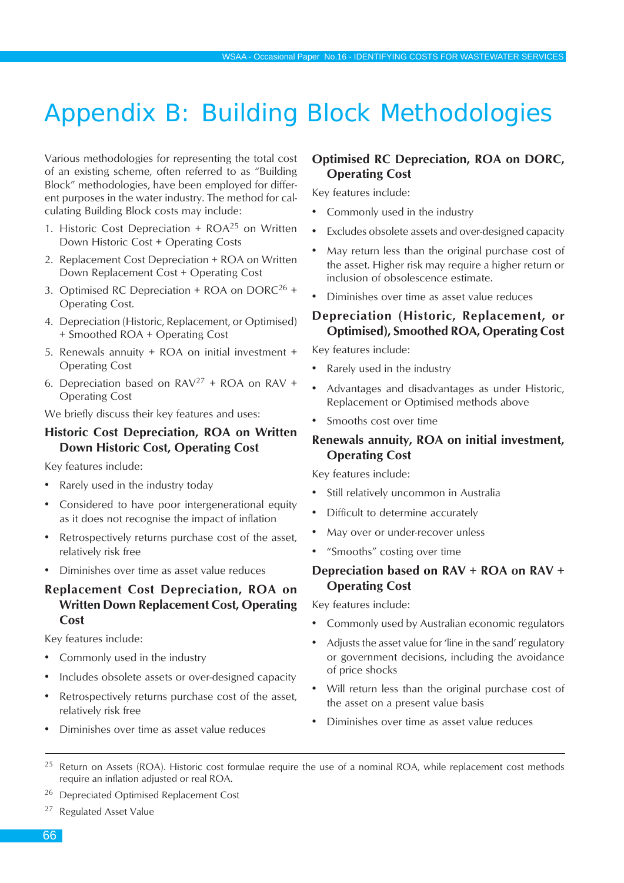# Appendix B: Building Block Methodologies

Various methodologies for representing the total cost of an existing scheme, often referred to as "Building Block" methodologies, have been employed for different purposes in the water industry. The method for calculating Building Block costs may include:

1. Historic Cost Depreciation + ROA[25] on Written Down Historic Cost + Operating Costs
2. Replacement Cost Depreciation + ROA on Written Down Replacement Cost + Operating Cost
3. Optimised RC Depreciation + ROA on DORC[26] + Operating Cost.
4. Depreciation (Historic, Replacement, or Optimised) + Smoothed ROA + Operating Cost
5. Renewals annuity + ROA on initial investment + Operating Cost
6. Depreciation based on RAV[27] + ROA on RAV + Operating Cost

We briefly discuss their key features and uses:

### Historic Cost Depreciation, ROA on Written Down Historic Cost, Operating Cost

Key features include:

- Rarely used in the industry today
- Considered to have poor intergenerational equity as it does not recognise the impact of inflation
- Retrospectively returns purchase cost of the asset, relatively risk free
- Diminishes over time as asset value reduces

### Replacement Cost Depreciation, ROA on Written Down Replacement Cost, Operating Cost

Key features include:

- Commonly used in the industry
- Includes obsolete assets or over-designed capacity
- Retrospectively returns purchase cost of the asset, relatively risk free
- Diminishes over time as asset value reduces

### Optimised RC Depreciation, ROA on DORC, Operating Cost

Key features include:

- Commonly used in the industry
- Excludes obsolete assets and over-designed capacity
- May return less than the original purchase cost of the asset. Higher risk may require a higher return or inclusion of obsolescence estimate.
- Diminishes over time as asset value reduces

### Depreciation (Historic, Replacement, or Optimised), Smoothed ROA, Operating Cost

Key features include:

- Rarely used in the industry
- Advantages and disadvantages as under Historic, Replacement or Optimised methods above
- Smooths cost over time

### Renewals annuity, ROA on initial investment, Operating Cost

Key features include:

- Still relatively uncommon in Australia
- Difficult to determine accurately
- May over or under-recover unless
- "Smooths" costing over time

### Depreciation based on RAV + ROA on RAV + Operating Cost

Key features include:

- Commonly used by Australian economic regulators
- Adjusts the asset value for 'line in the sand' regulatory or government decisions, including the avoidance of price shocks
- Will return less than the original purchase cost of the asset on a present value basis
- Diminishes over time as asset value reduces

---

[25] Return on Assets (ROA). Historic cost formulae require the use of a nominal ROA, while replacement cost methods require an inflation adjusted or real ROA.

[26] Depreciated Optimised Replacement Cost

[27] Regulated Asset Value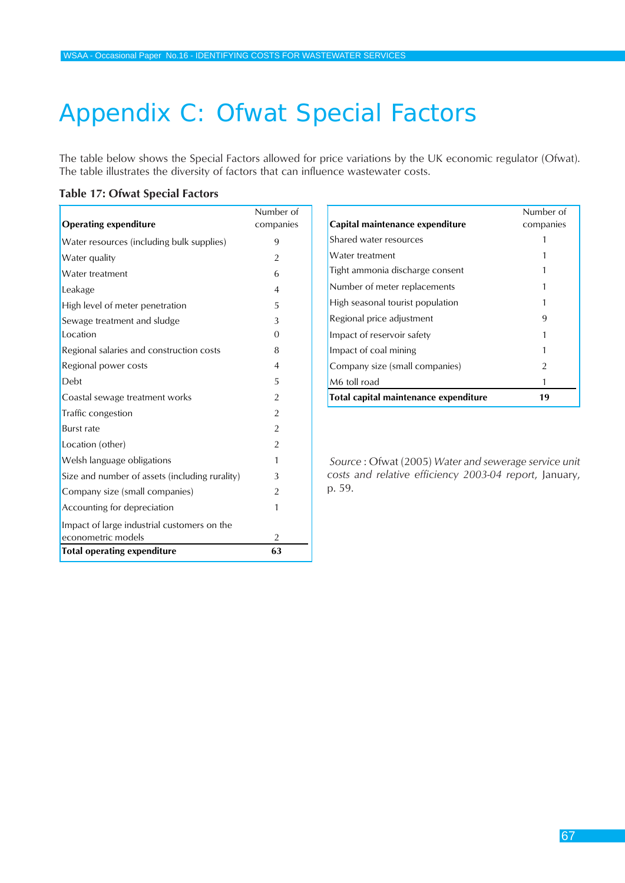# Appendix C: Ofwat Special Factors

The table below shows the Special Factors allowed for price variations by the UK economic regulator (Ofwat). The table illustrates the diversity of factors that can influence wastewater costs.

**Table 17: Ofwat Special Factors**

| **Operating expenditure** | Number of companies |
|---|---|
| Water resources (including bulk supplies) | 9 |
| Water quality | 2 |
| Water treatment | 6 |
| Leakage | 4 |
| High level of meter penetration | 5 |
| Sewage treatment and sludge | 3 |
| Location | 0 |
| Regional salaries and construction costs | 8 |
| Regional power costs | 4 |
| Debt | 5 |
| Coastal sewage treatment works | 2 |
| Traffic congestion | 2 |
| Burst rate | 2 |
| Location (other) | 2 |
| Welsh language obligations | 1 |
| Size and number of assets (including rurality) | 3 |
| Company size (small companies) | 2 |
| Accounting for depreciation | 1 |
| Impact of large industrial customers on the econometric models | 2 |
| **Total operating expenditure** | **63** |

| **Capital maintenance expenditure** | Number of companies |
|---|---|
| Shared water resources | 1 |
| Water treatment | 1 |
| Tight ammonia discharge consent | 1 |
| Number of meter replacements | 1 |
| High seasonal tourist population | 1 |
| Regional price adjustment | 9 |
| Impact of reservoir safety | 1 |
| Impact of coal mining | 1 |
| Company size (small companies) | 2 |
| M6 toll road | 1 |
| **Total capital maintenance expenditure** | **19** |

*Source* : Ofwat (2005) *Water and sewerage service unit costs and relative efficiency 2003-04 report*, January, p. 59.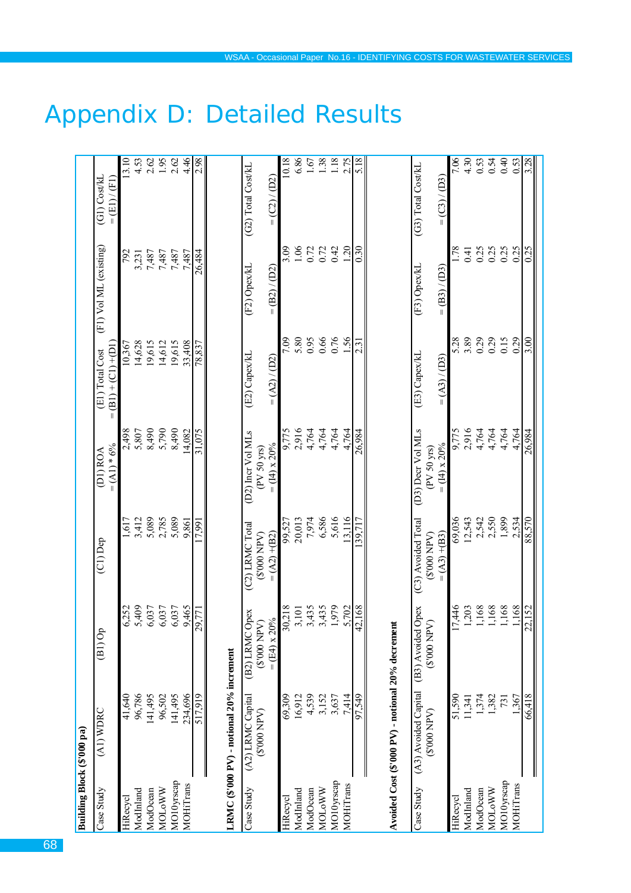# Appendix D: Detailed Results

**Building Block ($'000 pa)**

| Case Study | (A1) WDRC | (B1) Op | (C1) Dep | (D1) ROA = (A1) * 6% | (E1) Total Cost = (B1) + (C1) +(D1) | (F1) Vol ML (existing) | (G1) Cost/kL = (E1) / (F1) |
|---|---|---|---|---|---|---|---|
| HiRecycl | 41,640 | 6,252 | 1,617 | 2,498 | 10,367 | 792 | 13.10 |
| ModInland | 96,786 | 5,409 | 3,412 | 5,807 | 14,628 | 3,231 | 4.53 |
| ModOcean | 141,495 | 6,037 | 5,089 | 8,490 | 19,615 | 7,487 | 2.62 |
| MOLoWW | 96,502 | 6,037 | 2,785 | 5,790 | 14,612 | 7,487 | 1.95 |
| MO10yrscap | 141,495 | 6,037 | 5,089 | 8,490 | 19,615 | 7,487 | 2.62 |
| MOHiTrans | 234,696 | 9,465 | 9,861 | 14,082 | 33,408 | 7,487 | 4.46 |
| | 517,919 | 29,771 | 17,991 | 31,075 | 78,837 | 26,484 | 2.98 |

**LRMC ($'000 PV) - notional 20% increment**

| Case Study | (A2) LRMC Capital ($'000 NPV) | (B2) LRMC Opex ($'000 NPV) = (E4) x 20% | (C2) LRMC Total ($'000 NPV) = (A2) +(B2) | (D2) Incr Vol MLs (PV 50 yrs) = (I4) x 20% | (E2) Capex/kL = (A2) / (D2) | (F2) Opex/kL = (B2) / (D2) | (G2) Total Cost/kL = (C2) / (D2) |
|---|---|---|---|---|---|---|---|
| HiRecycl | 69,309 | 30,218 | 99,527 | 9,775 | 7.09 | 3.09 | 10.18 |
| ModInland | 16,912 | 3,101 | 20,013 | 2,916 | 5.80 | 1.06 | 6.86 |
| ModOcean | 4,539 | 3,435 | 7,974 | 4,764 | 0.95 | 0.72 | 1.67 |
| MOLoWW | 3,152 | 3,435 | 6,586 | 4,764 | 0.66 | 0.72 | 1.38 |
| MO10yrscap | 3,637 | 1,979 | 5,616 | 4,764 | 0.76 | 0.42 | 1.18 |
| MOHiTrans | 7,414 | 5,702 | 13,116 | 4,764 | 1.56 | 1.20 | 2.75 |
| | 97,549 | 42,168 | 139,717 | 26,984 | 2.31 | 0.30 | 5.18 |

**Avoided Cost ($'000 PV) - notional 20% decrement**

| Case Study | (A3) Avoided Capital ($'000 NPV) | (B3) Avoided Opex ($'000 NPV) | (C3) Avoided Total ($'000 NPV) = (A3) +(B3) | (D3) Decr Vol MLs (PV 50 yrs) = (I4) x 20% | (E3) Capex/kL = (A3) / (D3) | (F3) Opex/kL = (B3) / (D3) | (G3) Total Cost/kL = (C3) / (D3) |
|---|---|---|---|---|---|---|---|
| HiRecycl | 51,590 | 17,446 | 69,036 | 9,775 | 5.28 | 1.78 | 7.06 |
| ModInland | 11,341 | 1,203 | 12,543 | 2,916 | 3.89 | 0.41 | 4.30 |
| ModOcean | 1,374 | 1,168 | 2,542 | 4,764 | 0.29 | 0.25 | 0.53 |
| MOLoWW | 1,382 | 1,168 | 2,550 | 4,764 | 0.29 | 0.25 | 0.54 |
| MO10yrscap | 731 | 1,168 | 1,899 | 4,764 | 0.15 | 0.25 | 0.40 |
| MOHiTrans | 1,367 | 1,168 | 2,534 | 4,764 | 0.29 | 0.25 | 0.53 |
| | 66,418 | 22,152 | 88,570 | 26,984 | 3.00 | 0.25 | 3.28 |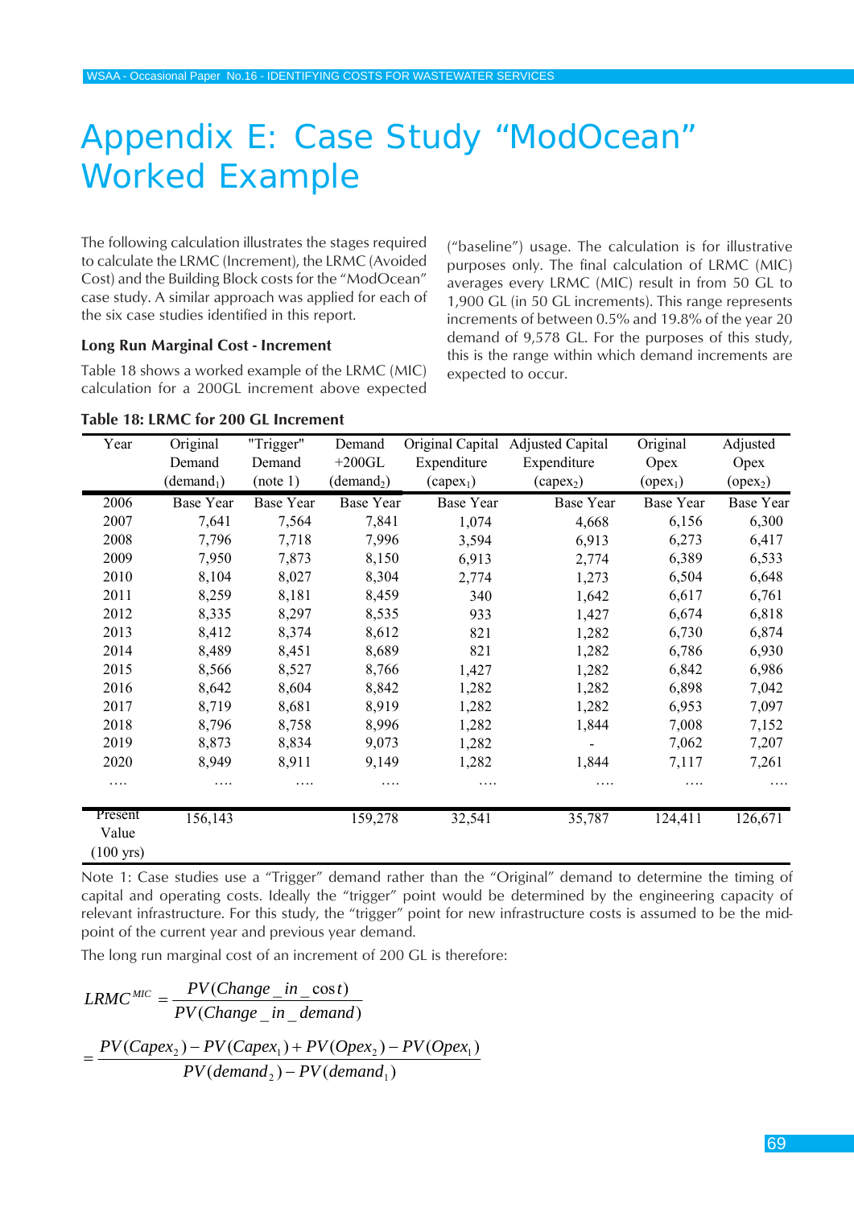# Appendix E: Case Study "ModOcean" Worked Example

The following calculation illustrates the stages required to calculate the LRMC (Increment), the LRMC (Avoided Cost) and the Building Block costs for the "ModOcean" case study. A similar approach was applied for each of the six case studies identified in this report.

### Long Run Marginal Cost - Increment

Table 18 shows a worked example of the LRMC (MIC) calculation for a 200GL increment above expected ("baseline") usage. The calculation is for illustrative purposes only. The final calculation of LRMC (MIC) averages every LRMC (MIC) result in from 50 GL to 1,900 GL (in 50 GL increments). This range represents increments of between 0.5% and 19.8% of the year 20 demand of 9,578 GL. For the purposes of this study, this is the range within which demand increments are expected to occur.

**Table 18: LRMC for 200 GL Increment**

| Year | Original Demand ($demand_1$) | "Trigger" Demand (note 1) | Demand +200GL ($demand_2$) | Original Capital Expenditure ($capex_1$) | Adjusted Capital Expenditure ($capex_2$) | Original Opex ($opex_1$) | Adjusted Opex ($opex_2$) |
|---|---|---|---|---|---|---|---|
| 2006 | Base Year | Base Year | Base Year | Base Year | Base Year | Base Year | Base Year |
| 2007 | 7,641 | 7,564 | 7,841 | 1,074 | 4,668 | 6,156 | 6,300 |
| 2008 | 7,796 | 7,718 | 7,996 | 3,594 | 6,913 | 6,273 | 6,417 |
| 2009 | 7,950 | 7,873 | 8,150 | 6,913 | 2,774 | 6,389 | 6,533 |
| 2010 | 8,104 | 8,027 | 8,304 | 2,774 | 1,273 | 6,504 | 6,648 |
| 2011 | 8,259 | 8,181 | 8,459 | 340 | 1,642 | 6,617 | 6,761 |
| 2012 | 8,335 | 8,297 | 8,535 | 933 | 1,427 | 6,674 | 6,818 |
| 2013 | 8,412 | 8,374 | 8,612 | 821 | 1,282 | 6,730 | 6,874 |
| 2014 | 8,489 | 8,451 | 8,689 | 821 | 1,282 | 6,786 | 6,930 |
| 2015 | 8,566 | 8,527 | 8,766 | 1,427 | 1,282 | 6,842 | 6,986 |
| 2016 | 8,642 | 8,604 | 8,842 | 1,282 | 1,282 | 6,898 | 7,042 |
| 2017 | 8,719 | 8,681 | 8,919 | 1,282 | 1,282 | 6,953 | 7,097 |
| 2018 | 8,796 | 8,758 | 8,996 | 1,282 | 1,844 | 7,008 | 7,152 |
| 2019 | 8,873 | 8,834 | 9,073 | 1,282 | - | 7,062 | 7,207 |
| 2020 | 8,949 | 8,911 | 9,149 | 1,282 | 1,844 | 7,117 | 7,261 |
| …. | …. | …. | …. | …. | …. | …. | …. |
| Present Value (100 yrs) | 156,143 | | 159,278 | 32,541 | 35,787 | 124,411 | 126,671 |

Note 1: Case studies use a "Trigger" demand rather than the "Original" demand to determine the timing of capital and operating costs. Ideally the "trigger" point would be determined by the engineering capacity of relevant infrastructure. For this study, the "trigger" point for new infrastructure costs is assumed to be the mid-point of the current year and previous year demand.

The long run marginal cost of an increment of 200 GL is therefore:

$$LRMC^{MIC} = \frac{PV(Change\_in\_cost)}{PV(Change\_in\_demand)}$$

$$= \frac{PV(Capex_2) - PV(Capex_1) + PV(Opex_2) - PV(Opex_1)}{PV(demand_2) - PV(demand_1)}$$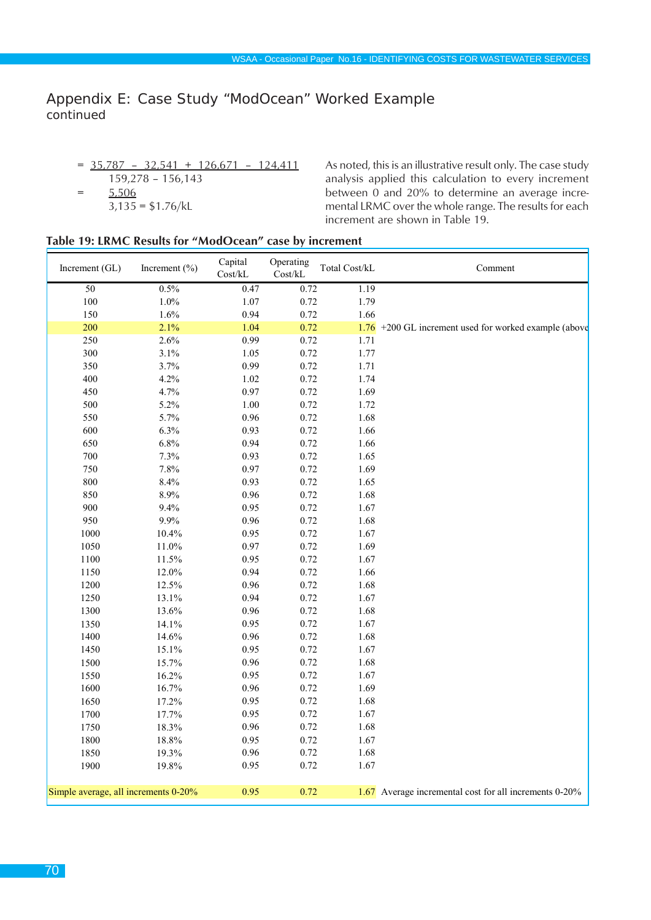# Appendix E: Case Study "ModOcean" Worked Example
continued

$$= \frac{35{,}787 - 32{,}541 + 126{,}671 - 124{,}411}{159{,}278 - 156{,}143}$$

$$= \frac{5{,}506}{3{,}135} = \$1.76/\text{kL}$$

As noted, this is an illustrative result only. The case study analysis applied this calculation to every increment between 0 and 20% to determine an average incremental LRMC over the whole range. The results for each increment are shown in Table 19.

**Table 19: LRMC Results for "ModOcean" case by increment**

| Increment (GL) | Increment (%) | Capital Cost/kL | Operating Cost/kL | Total Cost/kL | Comment |
|---|---|---|---|---|---|
| 50 | 0.5% | 0.47 | 0.72 | 1.19 | |
| 100 | 1.0% | 1.07 | 0.72 | 1.79 | |
| 150 | 1.6% | 0.94 | 0.72 | 1.66 | |
| 200 | 2.1% | 1.04 | 0.72 | 1.76 | +200 GL increment used for worked example (above |
| 250 | 2.6% | 0.99 | 0.72 | 1.71 | |
| 300 | 3.1% | 1.05 | 0.72 | 1.77 | |
| 350 | 3.7% | 0.99 | 0.72 | 1.71 | |
| 400 | 4.2% | 1.02 | 0.72 | 1.74 | |
| 450 | 4.7% | 0.97 | 0.72 | 1.69 | |
| 500 | 5.2% | 1.00 | 0.72 | 1.72 | |
| 550 | 5.7% | 0.96 | 0.72 | 1.68 | |
| 600 | 6.3% | 0.93 | 0.72 | 1.66 | |
| 650 | 6.8% | 0.94 | 0.72 | 1.66 | |
| 700 | 7.3% | 0.93 | 0.72 | 1.65 | |
| 750 | 7.8% | 0.97 | 0.72 | 1.69 | |
| 800 | 8.4% | 0.93 | 0.72 | 1.65 | |
| 850 | 8.9% | 0.96 | 0.72 | 1.68 | |
| 900 | 9.4% | 0.95 | 0.72 | 1.67 | |
| 950 | 9.9% | 0.96 | 0.72 | 1.68 | |
| 1000 | 10.4% | 0.95 | 0.72 | 1.67 | |
| 1050 | 11.0% | 0.97 | 0.72 | 1.69 | |
| 1100 | 11.5% | 0.95 | 0.72 | 1.67 | |
| 1150 | 12.0% | 0.94 | 0.72 | 1.66 | |
| 1200 | 12.5% | 0.96 | 0.72 | 1.68 | |
| 1250 | 13.1% | 0.94 | 0.72 | 1.67 | |
| 1300 | 13.6% | 0.96 | 0.72 | 1.68 | |
| 1350 | 14.1% | 0.95 | 0.72 | 1.67 | |
| 1400 | 14.6% | 0.96 | 0.72 | 1.68 | |
| 1450 | 15.1% | 0.95 | 0.72 | 1.67 | |
| 1500 | 15.7% | 0.96 | 0.72 | 1.68 | |
| 1550 | 16.2% | 0.95 | 0.72 | 1.67 | |
| 1600 | 16.7% | 0.96 | 0.72 | 1.69 | |
| 1650 | 17.2% | 0.95 | 0.72 | 1.68 | |
| 1700 | 17.7% | 0.95 | 0.72 | 1.67 | |
| 1750 | 18.3% | 0.96 | 0.72 | 1.68 | |
| 1800 | 18.8% | 0.95 | 0.72 | 1.67 | |
| 1850 | 19.3% | 0.96 | 0.72 | 1.68 | |
| 1900 | 19.8% | 0.95 | 0.72 | 1.67 | |
| Simple average, all increments 0-20% | | 0.95 | 0.72 | 1.67 | Average incremental cost for all increments 0-20% |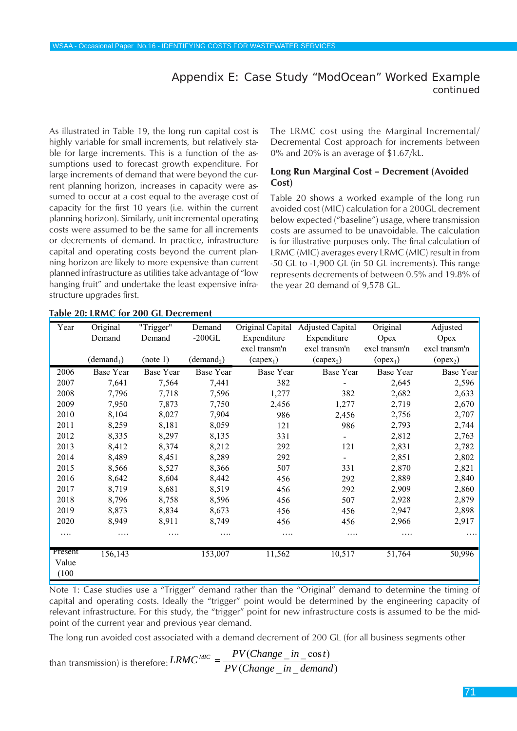## Appendix E: Case Study "ModOcean" Worked Example continued

As illustrated in Table 19, the long run capital cost is highly variable for small increments, but relatively stable for large increments. This is a function of the assumptions used to forecast growth expenditure. For large increments of demand that were beyond the current planning horizon, increases in capacity were assumed to occur at a cost equal to the average cost of capacity for the first 10 years (i.e. within the current planning horizon). Similarly, unit incremental operating costs were assumed to be the same for all increments or decrements of demand. In practice, infrastructure capital and operating costs beyond the current planning horizon are likely to more expensive than current planned infrastructure as utilities take advantage of "low hanging fruit" and undertake the least expensive infrastructure upgrades first.

The LRMC cost using the Marginal Incremental/ Decremental Cost approach for increments between 0% and 20% is an average of $1.67/kL.

### Long Run Marginal Cost – Decrement (Avoided Cost)

Table 20 shows a worked example of the long run avoided cost (MIC) calculation for a 200GL decrement below expected ("baseline") usage, where transmission costs are assumed to be unavoidable. The calculation is for illustrative purposes only. The final calculation of LRMC (MIC) averages every LRMC (MIC) result in from -50 GL to -1,900 GL (in 50 GL increments). This range represents decrements of between 0.5% and 19.8% of the year 20 demand of 9,578 GL.

**Table 20: LRMC for 200 GL Decrement**

| Year | Original Demand ($demand_1$) | "Trigger" Demand (note 1) | Demand -200GL ($demand_2$) | Original Capital Expenditure excl transm'n ($capex_1$) | Adjusted Capital Expenditure excl transm'n ($capex_2$) | Original Opex excl transm'n ($opex_1$) | Adjusted Opex excl transm'n ($opex_2$) |
|---|---|---|---|---|---|---|---|
| 2006 | Base Year | Base Year | Base Year | Base Year | Base Year | Base Year | Base Year |
| 2007 | 7,641 | 7,564 | 7,441 | 382 | - | 2,645 | 2,596 |
| 2008 | 7,796 | 7,718 | 7,596 | 1,277 | 382 | 2,682 | 2,633 |
| 2009 | 7,950 | 7,873 | 7,750 | 2,456 | 1,277 | 2,719 | 2,670 |
| 2010 | 8,104 | 8,027 | 7,904 | 986 | 2,456 | 2,756 | 2,707 |
| 2011 | 8,259 | 8,181 | 8,059 | 121 | 986 | 2,793 | 2,744 |
| 2012 | 8,335 | 8,297 | 8,135 | 331 | - | 2,812 | 2,763 |
| 2013 | 8,412 | 8,374 | 8,212 | 292 | 121 | 2,831 | 2,782 |
| 2014 | 8,489 | 8,451 | 8,289 | 292 | - | 2,851 | 2,802 |
| 2015 | 8,566 | 8,527 | 8,366 | 507 | 331 | 2,870 | 2,821 |
| 2016 | 8,642 | 8,604 | 8,442 | 456 | 292 | 2,889 | 2,840 |
| 2017 | 8,719 | 8,681 | 8,519 | 456 | 292 | 2,909 | 2,860 |
| 2018 | 8,796 | 8,758 | 8,596 | 456 | 507 | 2,928 | 2,879 |
| 2019 | 8,873 | 8,834 | 8,673 | 456 | 456 | 2,947 | 2,898 |
| 2020 | 8,949 | 8,911 | 8,749 | 456 | 456 | 2,966 | 2,917 |
| …. | …. | …. | …. | …. | …. | …. | …. |
| Present Value (100 | 156,143 | | 153,007 | 11,562 | 10,517 | 51,764 | 50,996 |

Note 1: Case studies use a "Trigger" demand rather than the "Original" demand to determine the timing of capital and operating costs. Ideally the "trigger" point would be determined by the engineering capacity of relevant infrastructure. For this study, the "trigger" point for new infrastructure costs is assumed to be the mid-point of the current year and previous year demand.

The long run avoided cost associated with a demand decrement of 200 GL (for all business segments other than transmission) is therefore:

$$LRMC^{MIC} = \frac{PV(Change\_in\_cost)}{PV(Change\_in\_demand)}$$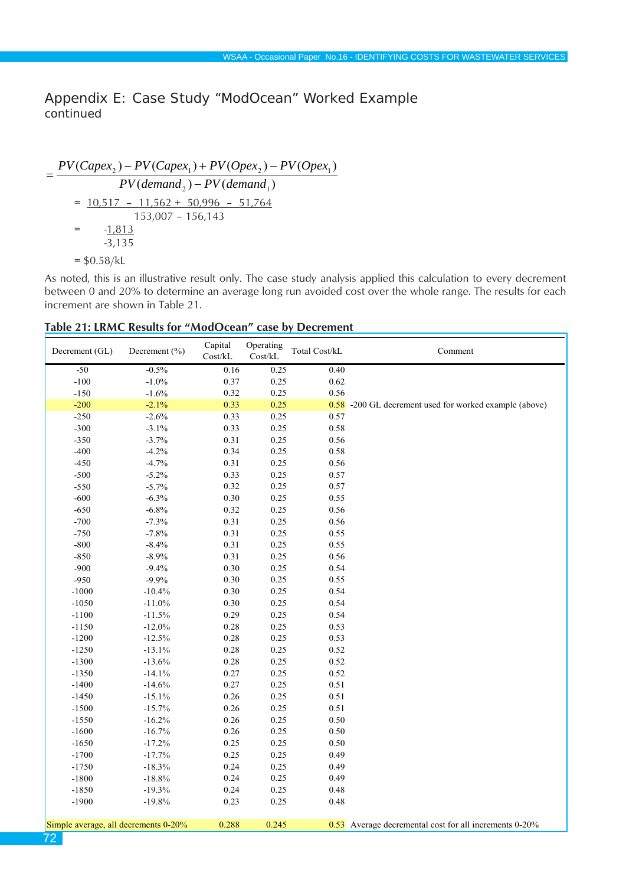# Appendix E: Case Study “ModOcean” Worked Example

continued

$$= \frac{PV(Capex_2) - PV(Capex_1) + PV(Opex_2) - PV(Opex_1)}{PV(demand_2) - PV(demand_1)}$$

$$= \frac{10{,}517 - 11{,}562 + 50{,}996 - 51{,}764}{153{,}007 - 156{,}143}$$

$$= \frac{-1{,}813}{-3{,}135}$$

= \$0.58/kL

As noted, this is an illustrative result only. The case study analysis applied this calculation to every decrement between 0 and 20% to determine an average long run avoided cost over the whole range. The results for each increment are shown in Table 21.

**Table 21: LRMC Results for “ModOcean” case by Decrement**

| Decrement (GL) | Decrement (%) | Capital Cost/kL | Operating Cost/kL | Total Cost/kL | Comment |
|---|---|---|---|---|---|
| -50 | -0.5% | 0.16 | 0.25 | 0.40 | |
| -100 | -1.0% | 0.37 | 0.25 | 0.62 | |
| -150 | -1.6% | 0.32 | 0.25 | 0.56 | |
| -200 | -2.1% | 0.33 | 0.25 | 0.58 | -200 GL decrement used for worked example (above) |
| -250 | -2.6% | 0.33 | 0.25 | 0.57 | |
| -300 | -3.1% | 0.33 | 0.25 | 0.58 | |
| -350 | -3.7% | 0.31 | 0.25 | 0.56 | |
| -400 | -4.2% | 0.34 | 0.25 | 0.58 | |
| -450 | -4.7% | 0.31 | 0.25 | 0.56 | |
| -500 | -5.2% | 0.33 | 0.25 | 0.57 | |
| -550 | -5.7% | 0.32 | 0.25 | 0.57 | |
| -600 | -6.3% | 0.30 | 0.25 | 0.55 | |
| -650 | -6.8% | 0.32 | 0.25 | 0.56 | |
| -700 | -7.3% | 0.31 | 0.25 | 0.56 | |
| -750 | -7.8% | 0.31 | 0.25 | 0.55 | |
| -800 | -8.4% | 0.31 | 0.25 | 0.55 | |
| -850 | -8.9% | 0.31 | 0.25 | 0.56 | |
| -900 | -9.4% | 0.30 | 0.25 | 0.54 | |
| -950 | -9.9% | 0.30 | 0.25 | 0.55 | |
| -1000 | -10.4% | 0.30 | 0.25 | 0.54 | |
| -1050 | -11.0% | 0.30 | 0.25 | 0.54 | |
| -1100 | -11.5% | 0.29 | 0.25 | 0.54 | |
| -1150 | -12.0% | 0.28 | 0.25 | 0.53 | |
| -1200 | -12.5% | 0.28 | 0.25 | 0.53 | |
| -1250 | -13.1% | 0.28 | 0.25 | 0.52 | |
| -1300 | -13.6% | 0.28 | 0.25 | 0.52 | |
| -1350 | -14.1% | 0.27 | 0.25 | 0.52 | |
| -1400 | -14.6% | 0.27 | 0.25 | 0.51 | |
| -1450 | -15.1% | 0.26 | 0.25 | 0.51 | |
| -1500 | -15.7% | 0.26 | 0.25 | 0.51 | |
| -1550 | -16.2% | 0.26 | 0.25 | 0.50 | |
| -1600 | -16.7% | 0.26 | 0.25 | 0.50 | |
| -1650 | -17.2% | 0.25 | 0.25 | 0.50 | |
| -1700 | -17.7% | 0.25 | 0.25 | 0.49 | |
| -1750 | -18.3% | 0.24 | 0.25 | 0.49 | |
| -1800 | -18.8% | 0.24 | 0.25 | 0.49 | |
| -1850 | -19.3% | 0.24 | 0.25 | 0.48 | |
| -1900 | -19.8% | 0.23 | 0.25 | 0.48 | |
| Simple average, all decrements 0-20% | | 0.288 | 0.245 | 0.53 | Average decremental cost for all increments 0-20% |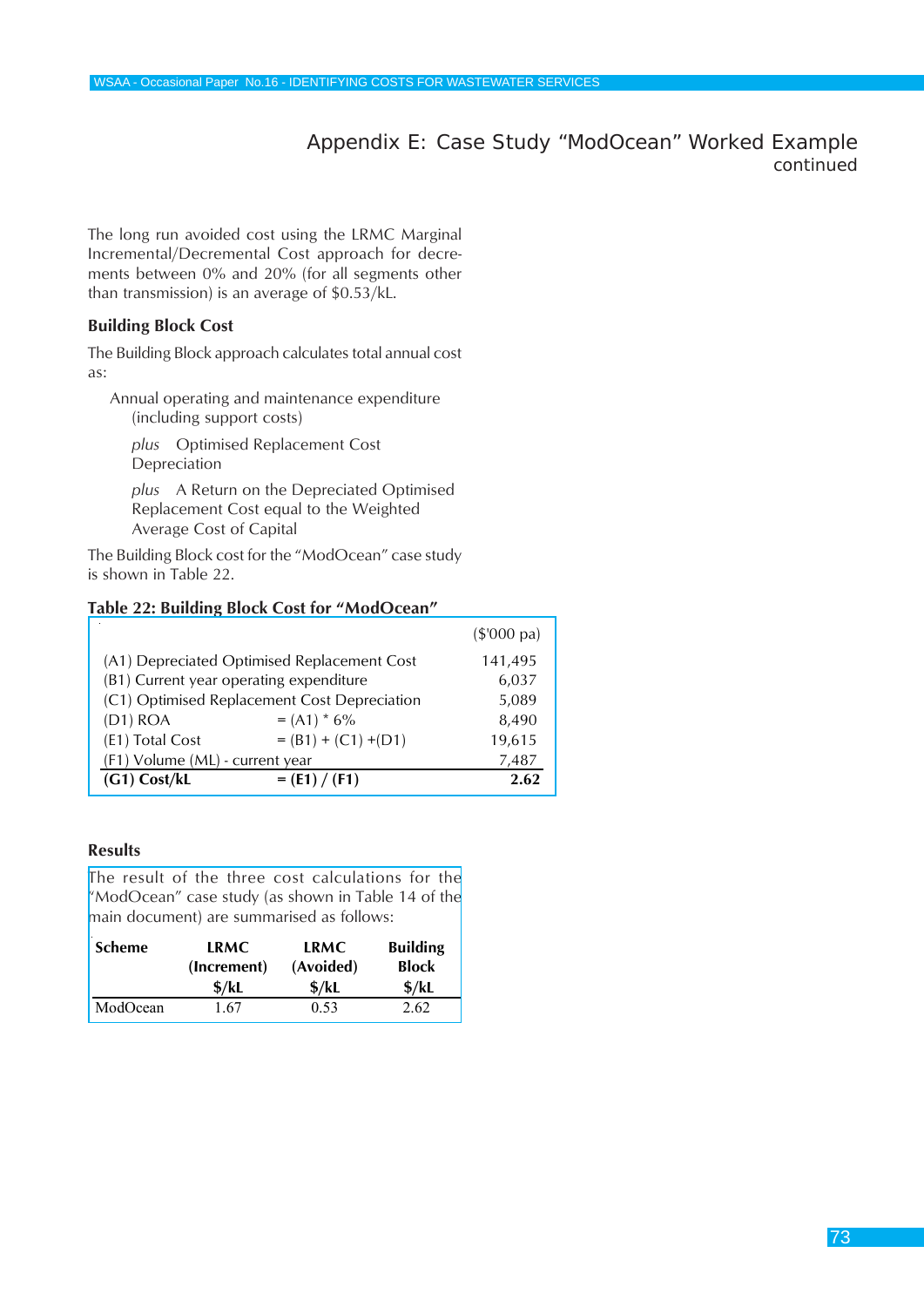## Appendix E: Case Study "ModOcean" Worked Example
continued

The long run avoided cost using the LRMC Marginal Incremental/Decremental Cost approach for decrements between 0% and 20% (for all segments other than transmission) is an average of $0.53/kL.

### Building Block Cost

The Building Block approach calculates total annual cost as:

Annual operating and maintenance expenditure (including support costs)

*plus* Optimised Replacement Cost Depreciation

*plus* A Return on the Depreciated Optimised Replacement Cost equal to the Weighted Average Cost of Capital

The Building Block cost for the "ModOcean" case study is shown in Table 22.

**Table 22: Building Block Cost for "ModOcean"**

| | | ($'000 pa) |
|---|---|---|
| (A1) Depreciated Optimised Replacement Cost | | 141,495 |
| (B1) Current year operating expenditure | | 6,037 |
| (C1) Optimised Replacement Cost Depreciation | | 5,089 |
| (D1) ROA | = (A1) * 6% | 8,490 |
| (E1) Total Cost | = (B1) + (C1) +(D1) | 19,615 |
| (F1) Volume (ML) - current year | | 7,487 |
| **(G1) Cost/kL** | **= (E1) / (F1)** | **2.62** |

### Results

The result of the three cost calculations for the "ModOcean" case study (as shown in Table 14 of the main document) are summarised as follows:

| Scheme | LRMC (Increment) $/kL | LRMC (Avoided) $/kL | Building Block $/kL |
|---|---|---|---|
| ModOcean | 1.67 | 0.53 | 2.62 |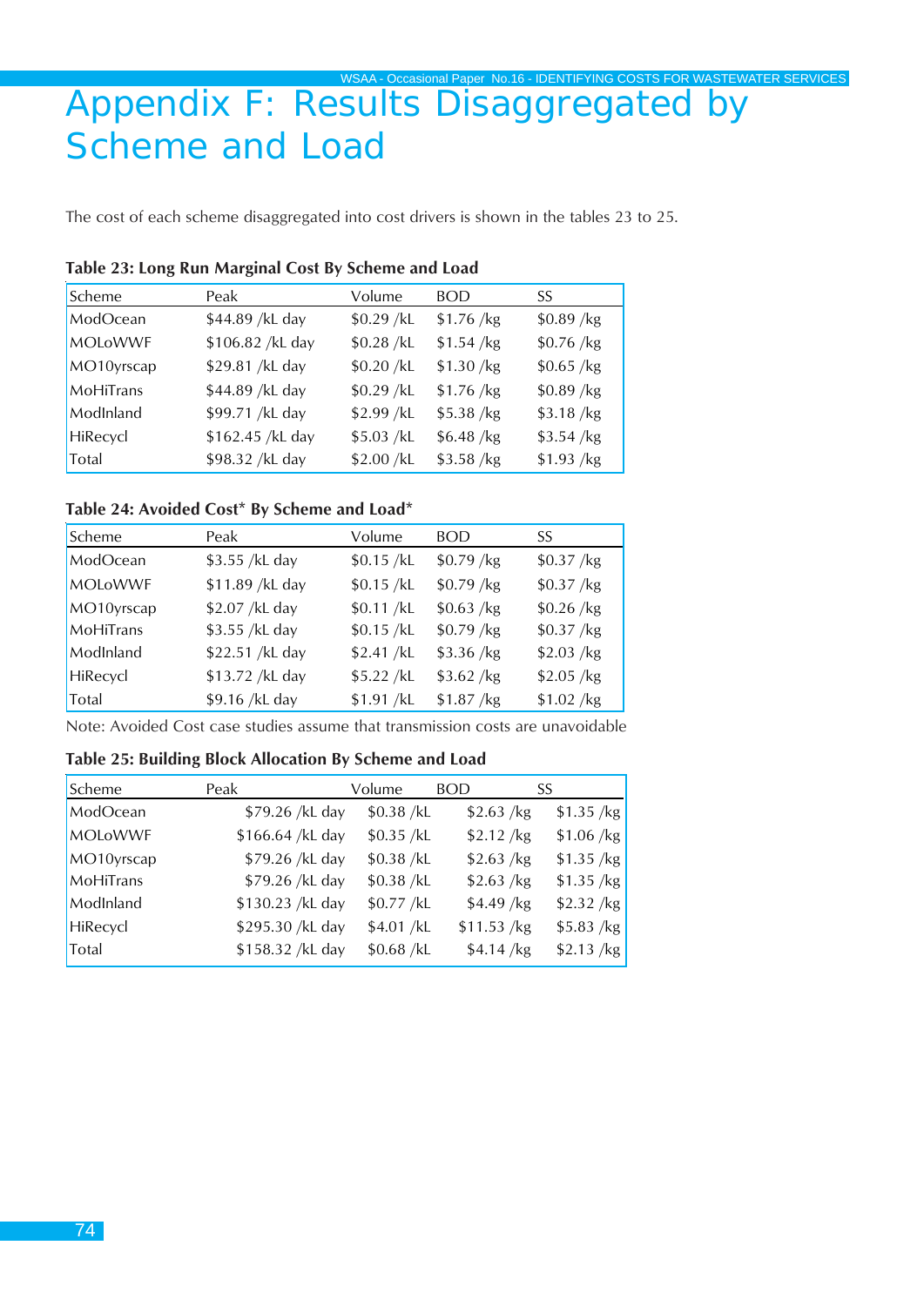# Appendix F: Results Disaggregated by Scheme and Load

The cost of each scheme disaggregated into cost drivers is shown in the tables 23 to 25.

**Table 23: Long Run Marginal Cost By Scheme and Load**

| Scheme | Peak | Volume | BOD | SS |
|---|---|---|---|---|
| ModOcean | $44.89 /kL day | $0.29 /kL | $1.76 /kg | $0.89 /kg |
| MOLoWWF | $106.82 /kL day | $0.28 /kL | $1.54 /kg | $0.76 /kg |
| MO10yrscap | $29.81 /kL day | $0.20 /kL | $1.30 /kg | $0.65 /kg |
| MoHiTrans | $44.89 /kL day | $0.29 /kL | $1.76 /kg | $0.89 /kg |
| ModInland | $99.71 /kL day | $2.99 /kL | $5.38 /kg | $3.18 /kg |
| HiRecycl | $162.45 /kL day | $5.03 /kL | $6.48 /kg | $3.54 /kg |
| Total | $98.32 /kL day | $2.00 /kL | $3.58 /kg | $1.93 /kg |

**Table 24: Avoided Cost* By Scheme and Load***

| Scheme | Peak | Volume | BOD | SS |
|---|---|---|---|---|
| ModOcean | $3.55 /kL day | $0.15 /kL | $0.79 /kg | $0.37 /kg |
| MOLoWWF | $11.89 /kL day | $0.15 /kL | $0.79 /kg | $0.37 /kg |
| MO10yrscap | $2.07 /kL day | $0.11 /kL | $0.63 /kg | $0.26 /kg |
| MoHiTrans | $3.55 /kL day | $0.15 /kL | $0.79 /kg | $0.37 /kg |
| ModInland | $22.51 /kL day | $2.41 /kL | $3.36 /kg | $2.03 /kg |
| HiRecycl | $13.72 /kL day | $5.22 /kL | $3.62 /kg | $2.05 /kg |
| Total | $9.16 /kL day | $1.91 /kL | $1.87 /kg | $1.02 /kg |

Note: Avoided Cost case studies assume that transmission costs are unavoidable

**Table 25: Building Block Allocation By Scheme and Load**

| Scheme | Peak | Volume | BOD | SS |
|---|---|---|---|---|
| ModOcean | $79.26 /kL day | $0.38 /kL | $2.63 /kg | $1.35 /kg |
| MOLoWWF | $166.64 /kL day | $0.35 /kL | $2.12 /kg | $1.06 /kg |
| MO10yrscap | $79.26 /kL day | $0.38 /kL | $2.63 /kg | $1.35 /kg |
| MoHiTrans | $79.26 /kL day | $0.38 /kL | $2.63 /kg | $1.35 /kg |
| ModInland | $130.23 /kL day | $0.77 /kL | $4.49 /kg | $2.32 /kg |
| HiRecycl | $295.30 /kL day | $4.01 /kL | $11.53 /kg | $5.83 /kg |
| Total | $158.32 /kL day | $0.68 /kL | $4.14 /kg | $2.13 /kg |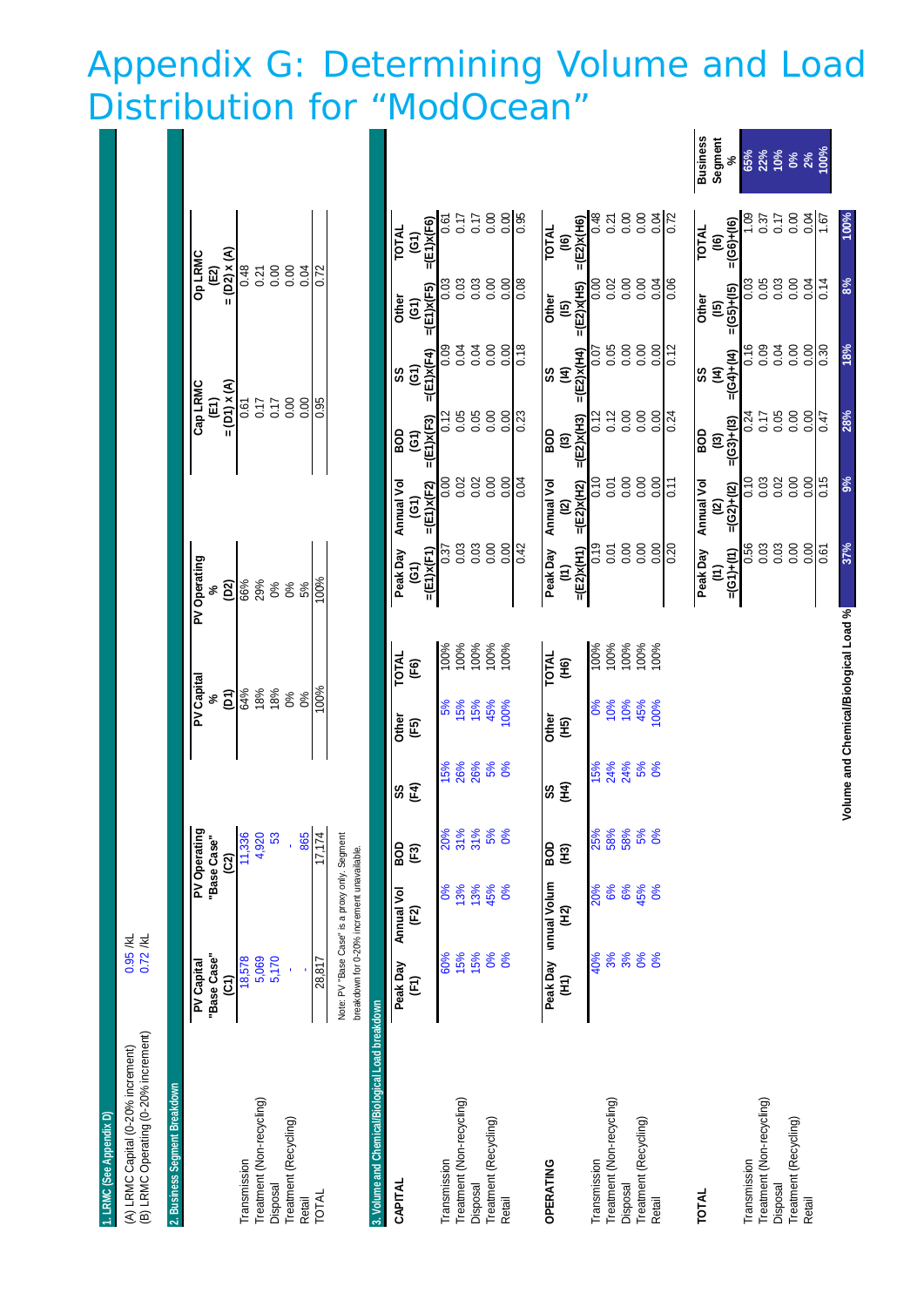# Appendix G: Determining Volume and Load Distribution for "ModOcean"

## 1. LRMC (See Appendix D)

| | |
|---|---|
| (A) LRMC Capital (0-20% increment) | 0.95 /kL |
| (B) LRMC Operating (0-20% increment) | 0.72 /kL |

## 2. Business Segment Breakdown

| | PV Capital "Base Case" (C1) | PV Operating "Base Case" (C2) | PV Capital % (D1) | PV Operating % (D2) | Cap LRMC (E1) = (D1) x (A) | Op LRMC (E2) = (D2) x (A) |
|---|---|---|---|---|---|---|
| Transmission | 18,578 | 11,336 | 64% | 66% | 0.61 | 0.48 |
| Treatment (Non-recycling) | 5,069 | 4,920 | 18% | 29% | 0.17 | 0.21 |
| Disposal | 5,170 | 53 | 18% | 0% | 0.17 | 0.00 |
| Treatment (Recycling) | - | - | 0% | 0% | 0.00 | 0.00 |
| Retail | - | 865 | 0% | 5% | 0.00 | 0.04 |
| TOTAL | 28,817 | 17,174 | 100% | 100% | 0.95 | 0.72 |

Note: PV "Base Case" is a proxy only. Segment breakdown for 0-20% increment unavailable.

## 3. Volume and Chemical/Biological Load breakdown

| CAPITAL | Peak Day (F1) | Annual Vol (F2) | BOD (F3) | SS (F4) | Other (F5) | TOTAL (F6) | Peak Day (G1) =(E1)x(F1) | Annual Vol (G1) =(E1)x(F2) | BOD (G1) =(E1)x(F3) | SS (G1) =(E1)x(F4) | Other (G1) =(E1)x(F5) | TOTAL (G1) =(E1)x(F6) |
|---|---|---|---|---|---|---|---|---|---|---|---|---|
| Transmission | 60% | 0% | 20% | 15% | 5% | 100% | 0.37 | 0.00 | 0.12 | 0.09 | 0.03 | 0.61 |
| Treatment (Non-recycling) | 15% | 13% | 31% | 26% | 15% | 100% | 0.03 | 0.02 | 0.05 | 0.04 | 0.03 | 0.17 |
| Disposal | 15% | 13% | 31% | 26% | 15% | 100% | 0.03 | 0.02 | 0.05 | 0.04 | 0.03 | 0.17 |
| Treatment (Recycling) | 0% | 45% | 5% | 5% | 45% | 100% | 0.00 | 0.00 | 0.00 | 0.00 | 0.00 | 0.00 |
| Retail | 0% | 0% | 0% | 0% | 100% | 100% | 0.00 | 0.00 | 0.00 | 0.00 | 0.00 | 0.00 |
| | | | | | | | 0.42 | 0.04 | 0.23 | 0.18 | 0.08 | 0.95 |

| OPERATING | Peak Day (H1) | Annual Volum (H2) | BOD (H3) | SS (H4) | Other (H5) | TOTAL (H6) | Peak Day (I1) =(E2)x(H1) | Annual Vol (I2) =(E2)x(H2) | BOD (I3) =(E2)x(H3) | SS (I4) =(E2)x(H4) | Other (I5) =(E2)x(H5) | TOTAL (I6) =(E2)x(H6) |
|---|---|---|---|---|---|---|---|---|---|---|---|---|
| Transmission | 40% | 20% | 25% | 15% | 0% | 100% | 0.19 | 0.10 | 0.12 | 0.07 | 0.00 | 0.48 |
| Treatment (Non-recycling) | 3% | 6% | 58% | 24% | 10% | 100% | 0.01 | 0.01 | 0.12 | 0.05 | 0.02 | 0.21 |
| Disposal | 3% | 6% | 58% | 24% | 10% | 100% | 0.00 | 0.00 | 0.00 | 0.00 | 0.00 | 0.00 |
| Treatment (Recycling) | 0% | 45% | 5% | 5% | 45% | 100% | 0.00 | 0.00 | 0.00 | 0.00 | 0.00 | 0.00 |
| Retail | 0% | 0% | 0% | 0% | 100% | 100% | 0.00 | 0.00 | 0.00 | 0.00 | 0.04 | 0.04 |
| | | | | | | | 0.20 | 0.11 | 0.24 | 0.12 | 0.06 | 0.72 |

| TOTAL | Peak Day (I1) =(G1)+(I1) | Annual Vol (I2) =(G2)+(I2) | BOD (I3) =(G3)+(I3) | SS (I4) =(G4)+(I4) | Other (I5) =(G5)+(I5) | TOTAL (I6) =(G6)+(I6) | Business Segment % |
|---|---|---|---|---|---|---|---|
| Transmission | 0.56 | 0.10 | 0.24 | 0.16 | 0.03 | 1.09 | 65% |
| Treatment (Non-recycling) | 0.03 | 0.03 | 0.17 | 0.09 | 0.05 | 0.37 | 22% |
| Disposal | 0.03 | 0.02 | 0.05 | 0.04 | 0.03 | 0.17 | 10% |
| Treatment (Recycling) | 0.00 | 0.00 | 0.00 | 0.00 | 0.00 | 0.00 | 0% |
| Retail | 0.00 | 0.00 | 0.00 | 0.00 | 0.04 | 0.04 | 2% |
| | 0.61 | 0.15 | 0.47 | 0.30 | 0.14 | 1.67 | 100% |
| Volume and Chemical/Biological Load % | 37% | 9% | 28% | 18% | 8% | 100% | |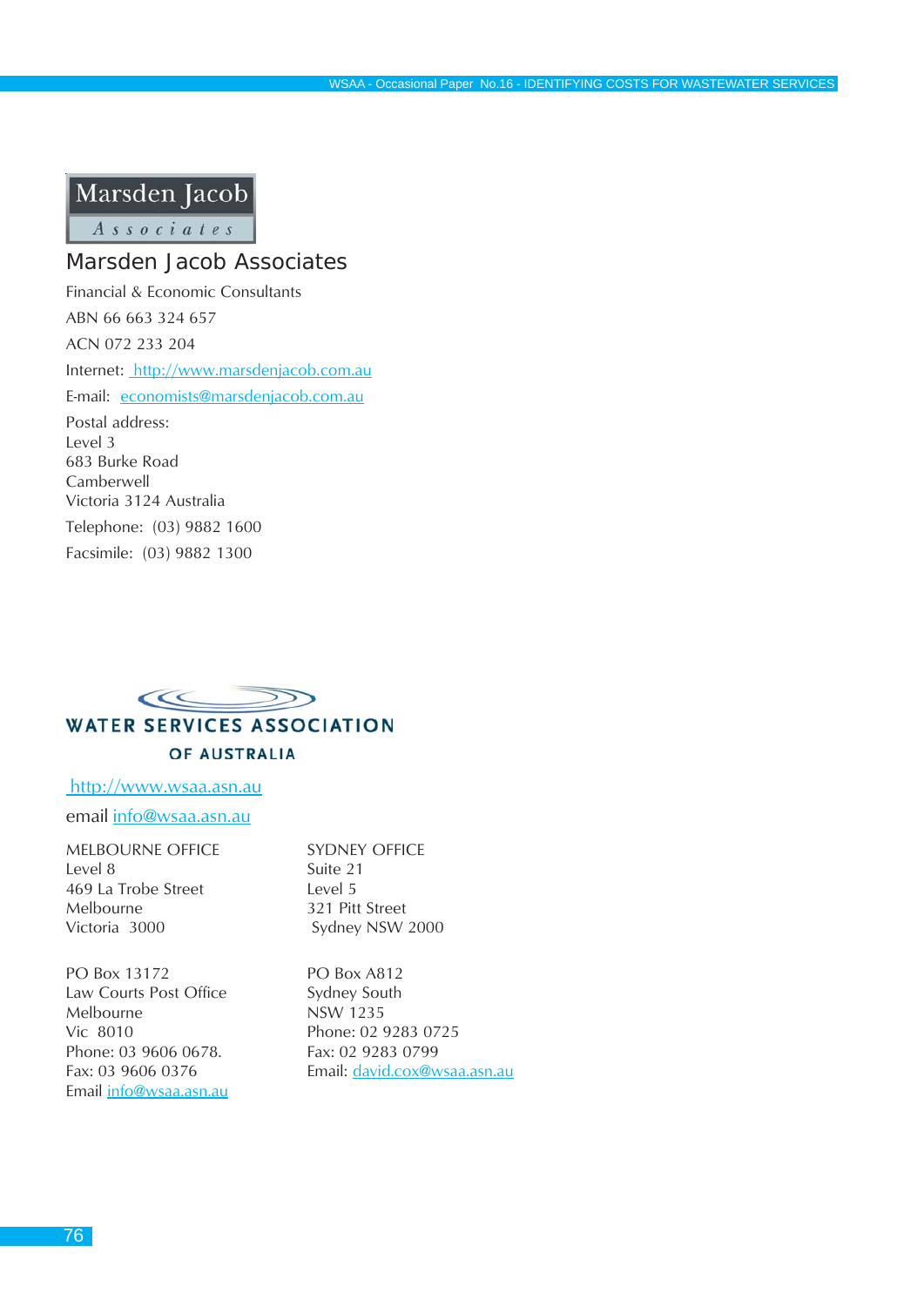Marsden Jacob

Associates

## Marsden Jacob Associates

Financial & Economic Consultants

ABN 66 663 324 657

ACN 072 233 204

Internet: http://www.marsdenjacob.com.au

E-mail: economists@marsdenjacob.com.au

Postal address:
Level 3
683 Burke Road
Camberwell
Victoria 3124 Australia

Telephone: (03) 9882 1600

Facsimile: (03) 9882 1300

WATER SERVICES ASSOCIATION

OF AUSTRALIA

http://www.wsaa.asn.au

email info@wsaa.asn.au

MELBOURNE OFFICE
Level 8
469 La Trobe Street
Melbourne
Victoria 3000

PO Box 13172
Law Courts Post Office
Melbourne
Vic 8010
Phone: 03 9606 0678.
Fax: 03 9606 0376
Email info@wsaa.asn.au

SYDNEY OFFICE
Suite 21
Level 5
321 Pitt Street
Sydney NSW 2000

PO Box A812
Sydney South
NSW 1235
Phone: 02 9283 0725
Fax: 02 9283 0799
Email: david.cox@wsaa.asn.au